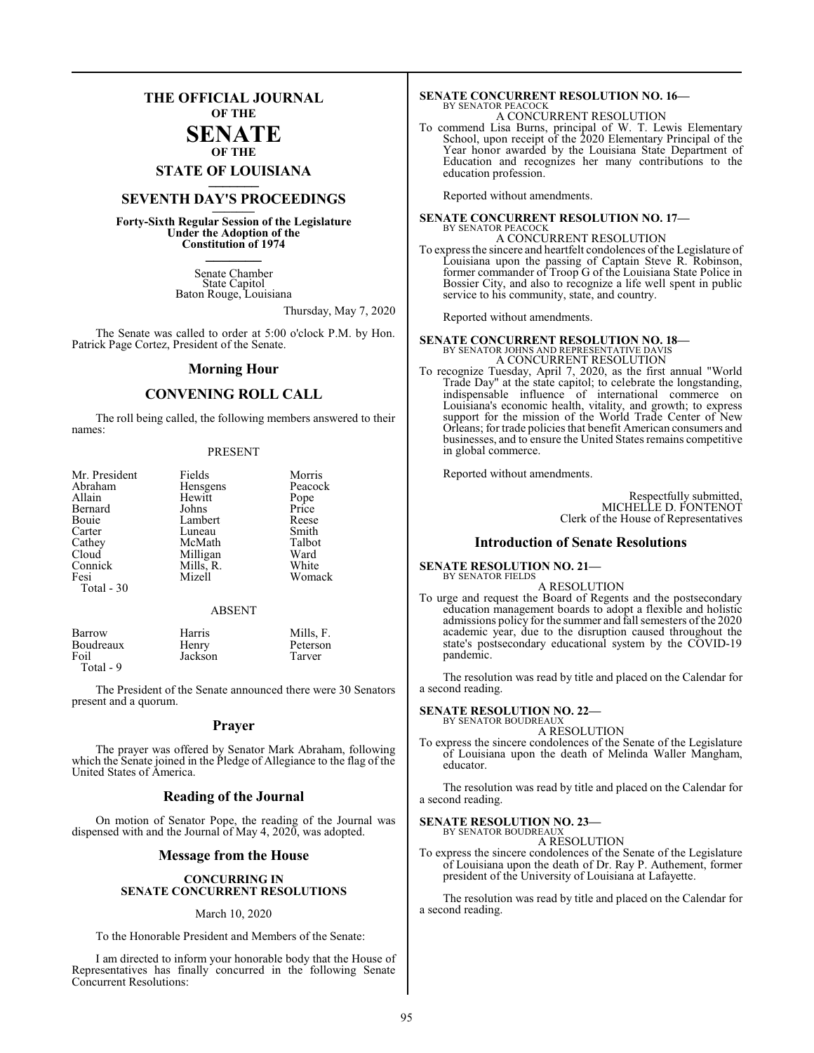# THE OFFICIAL JOURNAL OF THE SENATE OF THE STATE OF LOUISIANA

## SEVENTH DAY'S PROCEEDINGS

**Forty-Sixth Regular Session of the Legislature Under the Adoption of the Constitution of 1974**

Senate Chamber
State Capitol
Baton Rouge, Louisiana

Thursday, May 7, 2020

The Senate was called to order at 5:00 o'clock P.M. by Hon. Patrick Page Cortez, President of the Senate.

## Morning Hour

## CONVENING ROLL CALL

The roll being called, the following members answered to their names:

PRESENT

| | | |
|---|---|---|
| Mr. President | Fields | Morris |
| Abraham | Hensgens | Peacock |
| Allain | Hewitt | Pope |
| Bernard | Johns | Price |
| Bouie | Lambert | Reese |
| Carter | Luneau | Smith |
| Cathey | McMath | Talbot |
| Cloud | Milligan | Ward |
| Connick | Mills, R. | White |
| Fesi | Mizell | Womack |
| Total - 30 | | |

ABSENT

| | | |
|---|---|---|
| Barrow | Harris | Mills, F. |
| Boudreaux | Henry | Peterson |
| Foil | Jackson | Tarver |
| Total - 9 | | |

The President of the Senate announced there were 30 Senators present and a quorum.

## Prayer

The prayer was offered by Senator Mark Abraham, following which the Senate joined in the Pledge of Allegiance to the flag of the United States of America.

## Reading of the Journal

On motion of Senator Pope, the reading of the Journal was dispensed with and the Journal of May 4, 2020, was adopted.

## Message from the House

**CONCURRING IN SENATE CONCURRENT RESOLUTIONS**

March 10, 2020

To the Honorable President and Members of the Senate:

I am directed to inform your honorable body that the House of Representatives has finally concurred in the following Senate Concurrent Resolutions:

**SENATE CONCURRENT RESOLUTION NO. 16—**
BY SENATOR PEACOCK
A CONCURRENT RESOLUTION

To commend Lisa Burns, principal of W. T. Lewis Elementary School, upon receipt of the 2020 Elementary Principal of the Year honor awarded by the Louisiana State Department of Education and recognizes her many contributions to the education profession.

Reported without amendments.

**SENATE CONCURRENT RESOLUTION NO. 17—**
BY SENATOR PEACOCK
A CONCURRENT RESOLUTION

To express the sincere and heartfelt condolences of the Legislature of Louisiana upon the passing of Captain Steve R. Robinson, former commander of Troop G of the Louisiana State Police in Bossier City, and also to recognize a life well spent in public service to his community, state, and country.

Reported without amendments.

**SENATE CONCURRENT RESOLUTION NO. 18—**
BY SENATOR JOHNS AND REPRESENTATIVE DAVIS
A CONCURRENT RESOLUTION

To recognize Tuesday, April 7, 2020, as the first annual "World Trade Day" at the state capitol; to celebrate the longstanding, indispensable influence of international commerce on Louisiana's economic health, vitality, and growth; to express support for the mission of the World Trade Center of New Orleans; for trade policies that benefit American consumers and businesses, and to ensure the United States remains competitive in global commerce.

Reported without amendments.

Respectfully submitted,
MICHELLE D. FONTENOT
Clerk of the House of Representatives

## Introduction of Senate Resolutions

**SENATE RESOLUTION NO. 21—**
BY SENATOR FIELDS
A RESOLUTION

To urge and request the Board of Regents and the postsecondary education management boards to adopt a flexible and holistic admissions policy for the summer and fall semesters of the 2020 academic year, due to the disruption caused throughout the state's postsecondary educational system by the COVID-19 pandemic.

The resolution was read by title and placed on the Calendar for a second reading.

**SENATE RESOLUTION NO. 22—**
BY SENATOR BOUDREAUX
A RESOLUTION

To express the sincere condolences of the Senate of the Legislature of Louisiana upon the death of Melinda Waller Mangham, educator.

The resolution was read by title and placed on the Calendar for a second reading.

**SENATE RESOLUTION NO. 23—**
BY SENATOR BOUDREAUX
A RESOLUTION

To express the sincere condolences of the Senate of the Legislature of Louisiana upon the death of Dr. Ray P. Authement, former president of the University of Louisiana at Lafayette.

The resolution was read by title and placed on the Calendar for a second reading.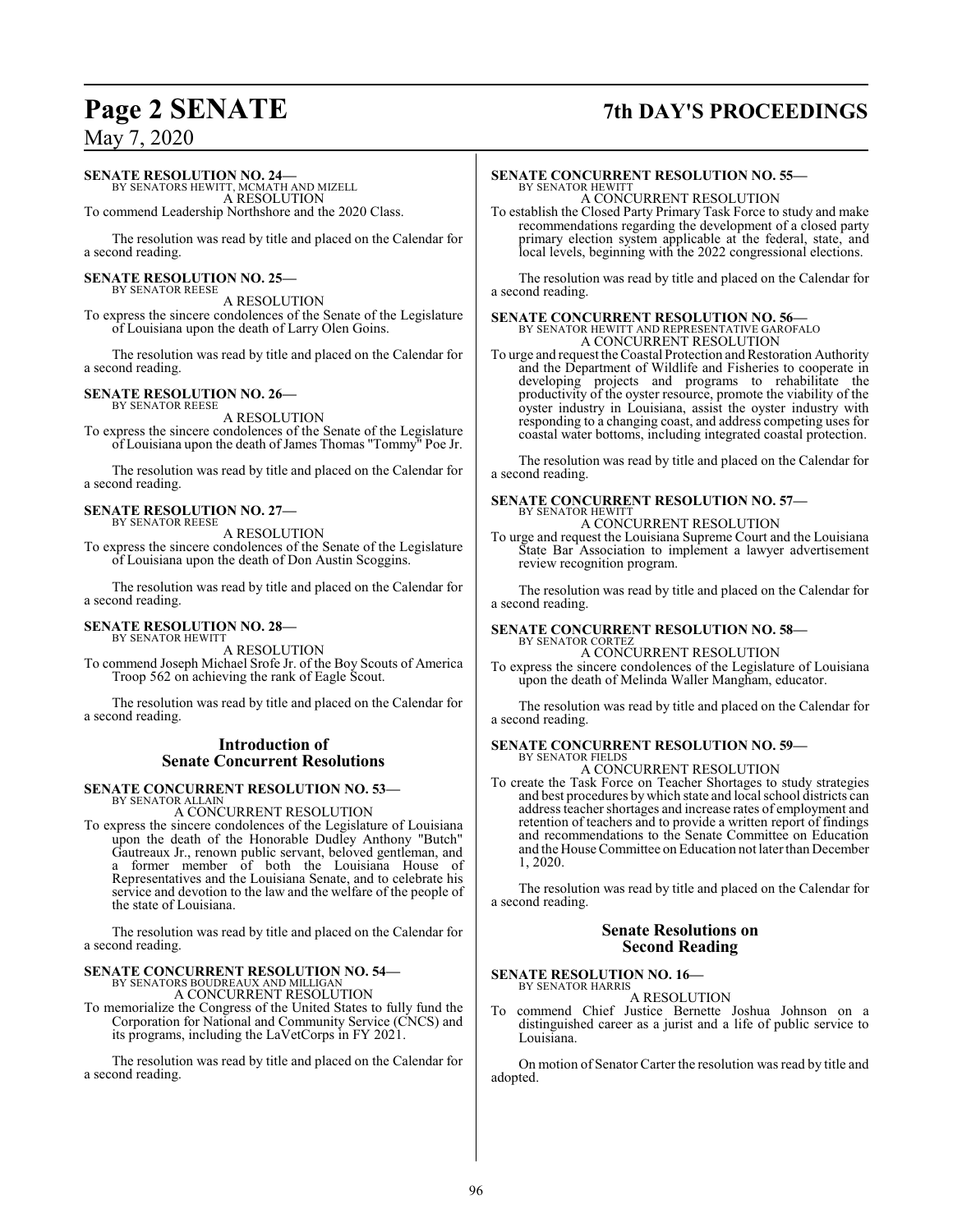**SENATE RESOLUTION NO. 24—**
BY SENATORS HEWITT, MCMATH AND MIZELL
A RESOLUTION
To commend Leadership Northshore and the 2020 Class.

The resolution was read by title and placed on the Calendar for a second reading.

**SENATE RESOLUTION NO. 25—**
BY SENATOR REESE
A RESOLUTION
To express the sincere condolences of the Senate of the Legislature of Louisiana upon the death of Larry Olen Goins.

The resolution was read by title and placed on the Calendar for a second reading.

**SENATE RESOLUTION NO. 26—**
BY SENATOR REESE
A RESOLUTION
To express the sincere condolences of the Senate of the Legislature of Louisiana upon the death of James Thomas "Tommy" Poe Jr.

The resolution was read by title and placed on the Calendar for a second reading.

**SENATE RESOLUTION NO. 27—**
BY SENATOR REESE
A RESOLUTION
To express the sincere condolences of the Senate of the Legislature of Louisiana upon the death of Don Austin Scoggins.

The resolution was read by title and placed on the Calendar for a second reading.

**SENATE RESOLUTION NO. 28—**
BY SENATOR HEWITT
A RESOLUTION
To commend Joseph Michael Srofe Jr. of the Boy Scouts of America Troop 562 on achieving the rank of Eagle Scout.

The resolution was read by title and placed on the Calendar for a second reading.

## Introduction of Senate Concurrent Resolutions

**SENATE CONCURRENT RESOLUTION NO. 53—**
BY SENATOR ALLAIN
A CONCURRENT RESOLUTION
To express the sincere condolences of the Legislature of Louisiana upon the death of the Honorable Dudley Anthony "Butch" Gautreaux Jr., renown public servant, beloved gentleman, and a former member of both the Louisiana House of Representatives and the Louisiana Senate, and to celebrate his service and devotion to the law and the welfare of the people of the state of Louisiana.

The resolution was read by title and placed on the Calendar for a second reading.

**SENATE CONCURRENT RESOLUTION NO. 54—**
BY SENATORS BOUDREAUX AND MILLIGAN
A CONCURRENT RESOLUTION
To memorialize the Congress of the United States to fully fund the Corporation for National and Community Service (CNCS) and its programs, including the LaVetCorps in FY 2021.

The resolution was read by title and placed on the Calendar for a second reading.

**SENATE CONCURRENT RESOLUTION NO. 55—**
BY SENATOR HEWITT
A CONCURRENT RESOLUTION
To establish the Closed Party Primary Task Force to study and make recommendations regarding the development of a closed party primary election system applicable at the federal, state, and local levels, beginning with the 2022 congressional elections.

The resolution was read by title and placed on the Calendar for a second reading.

**SENATE CONCURRENT RESOLUTION NO. 56—**
BY SENATOR HEWITT AND REPRESENTATIVE GAROFALO
A CONCURRENT RESOLUTION
To urge and request the Coastal Protection and Restoration Authority and the Department of Wildlife and Fisheries to cooperate in developing projects and programs to rehabilitate the productivity of the oyster resource, promote the viability of the oyster industry in Louisiana, assist the oyster industry with responding to a changing coast, and address competing uses for coastal water bottoms, including integrated coastal protection.

The resolution was read by title and placed on the Calendar for a second reading.

**SENATE CONCURRENT RESOLUTION NO. 57—**
BY SENATOR HEWITT
A CONCURRENT RESOLUTION
To urge and request the Louisiana Supreme Court and the Louisiana State Bar Association to implement a lawyer advertisement review recognition program.

The resolution was read by title and placed on the Calendar for a second reading.

**SENATE CONCURRENT RESOLUTION NO. 58—**
BY SENATOR CORTEZ
A CONCURRENT RESOLUTION
To express the sincere condolences of the Legislature of Louisiana upon the death of Melinda Waller Mangham, educator.

The resolution was read by title and placed on the Calendar for a second reading.

**SENATE CONCURRENT RESOLUTION NO. 59—**
BY SENATOR FIELDS
A CONCURRENT RESOLUTION
To create the Task Force on Teacher Shortages to study strategies and best procedures by which state and local school districts can address teacher shortages and increase rates of employment and retention of teachers and to provide a written report of findings and recommendations to the Senate Committee on Education and the House Committee on Education not later than December 1, 2020.

The resolution was read by title and placed on the Calendar for a second reading.

## Senate Resolutions on Second Reading

**SENATE RESOLUTION NO. 16—**
BY SENATOR HARRIS
A RESOLUTION
To commend Chief Justice Bernette Joshua Johnson on a distinguished career as a jurist and a life of public service to Louisiana.

On motion of Senator Carter the resolution was read by title and adopted.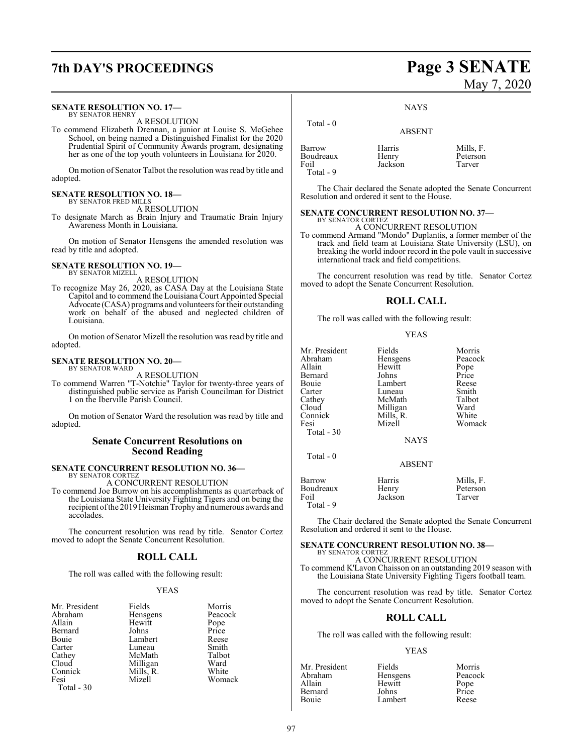**SENATE RESOLUTION NO. 17—**
BY SENATOR HENRY

A RESOLUTION

To commend Elizabeth Drennan, a junior at Louise S. McGehee School, on being named a Distinguished Finalist for the 2020 Prudential Spirit of Community Awards program, designating her as one of the top youth volunteers in Louisiana for 2020.

On motion of Senator Talbot the resolution was read by title and adopted.

**SENATE RESOLUTION NO. 18—**
BY SENATOR FRED MILLS

A RESOLUTION

To designate March as Brain Injury and Traumatic Brain Injury Awareness Month in Louisiana.

On motion of Senator Hensgens the amended resolution was read by title and adopted.

**SENATE RESOLUTION NO. 19—**
BY SENATOR MIZELL

A RESOLUTION

To recognize May 26, 2020, as CASA Day at the Louisiana State Capitol and to commend the Louisiana Court Appointed Special Advocate (CASA) programs and volunteers for their outstanding work on behalf of the abused and neglected children of Louisiana.

On motion of Senator Mizell the resolution was read by title and adopted.

**SENATE RESOLUTION NO. 20—**
BY SENATOR WARD

A RESOLUTION

To commend Warren "T-Notchie" Taylor for twenty-three years of distinguished public service as Parish Councilman for District 1 on the Iberville Parish Council.

On motion of Senator Ward the resolution was read by title and adopted.

## Senate Concurrent Resolutions on Second Reading

**SENATE CONCURRENT RESOLUTION NO. 36—**
BY SENATOR CORTEZ

A CONCURRENT RESOLUTION

To commend Joe Burrow on his accomplishments as quarterback of the Louisiana State University Fighting Tigers and on being the recipient of the 2019 Heisman Trophy and numerous awards and accolades.

The concurrent resolution was read by title. Senator Cortez moved to adopt the Senate Concurrent Resolution.

## ROLL CALL

The roll was called with the following result:

YEAS

| | | |
|---|---|---|
| Mr. President | Fields | Morris |
| Abraham | Hensgens | Peacock |
| Allain | Hewitt | Pope |
| Bernard | Johns | Price |
| Bouie | Lambert | Reese |
| Carter | Luneau | Smith |
| Cathey | McMath | Talbot |
| Cloud | Milligan | Ward |
| Connick | Mills, R. | White |
| Fesi | Mizell | Womack |

Total - 30

NAYS

Total - 0

ABSENT

| | | |
|---|---|---|
| Barrow | Harris | Mills, F. |
| Boudreaux | Henry | Peterson |
| Foil | Jackson | Tarver |

Total - 9

The Chair declared the Senate adopted the Senate Concurrent Resolution and ordered it sent to the House.

**SENATE CONCURRENT RESOLUTION NO. 37—**
BY SENATOR CORTEZ

A CONCURRENT RESOLUTION

To commend Armand "Mondo" Duplantis, a former member of the track and field team at Louisiana State University (LSU), on breaking the world indoor record in the pole vault in successive international track and field competitions.

The concurrent resolution was read by title. Senator Cortez moved to adopt the Senate Concurrent Resolution.

## ROLL CALL

The roll was called with the following result:

YEAS

| | | |
|---|---|---|
| Mr. President | Fields | Morris |
| Abraham | Hensgens | Peacock |
| Allain | Hewitt | Pope |
| Bernard | Johns | Price |
| Bouie | Lambert | Reese |
| Carter | Luneau | Smith |
| Cathey | McMath | Talbot |
| Cloud | Milligan | Ward |
| Connick | Mills, R. | White |
| Fesi | Mizell | Womack |

Total - 30

NAYS

Total - 0

ABSENT

| | | |
|---|---|---|
| Barrow | Harris | Mills, F. |
| Boudreaux | Henry | Peterson |
| Foil | Jackson | Tarver |

Total - 9

The Chair declared the Senate adopted the Senate Concurrent Resolution and ordered it sent to the House.

**SENATE CONCURRENT RESOLUTION NO. 38—**
BY SENATOR CORTEZ

A CONCURRENT RESOLUTION

To commend K'Lavon Chaisson on an outstanding 2019 season with the Louisiana State University Fighting Tigers football team.

The concurrent resolution was read by title. Senator Cortez moved to adopt the Senate Concurrent Resolution.

## ROLL CALL

The roll was called with the following result:

YEAS

| | | |
|---|---|---|
| Mr. President | Fields | Morris |
| Abraham | Hensgens | Peacock |
| Allain | Hewitt | Pope |
| Bernard | Johns | Price |
| Bouie | Lambert | Reese |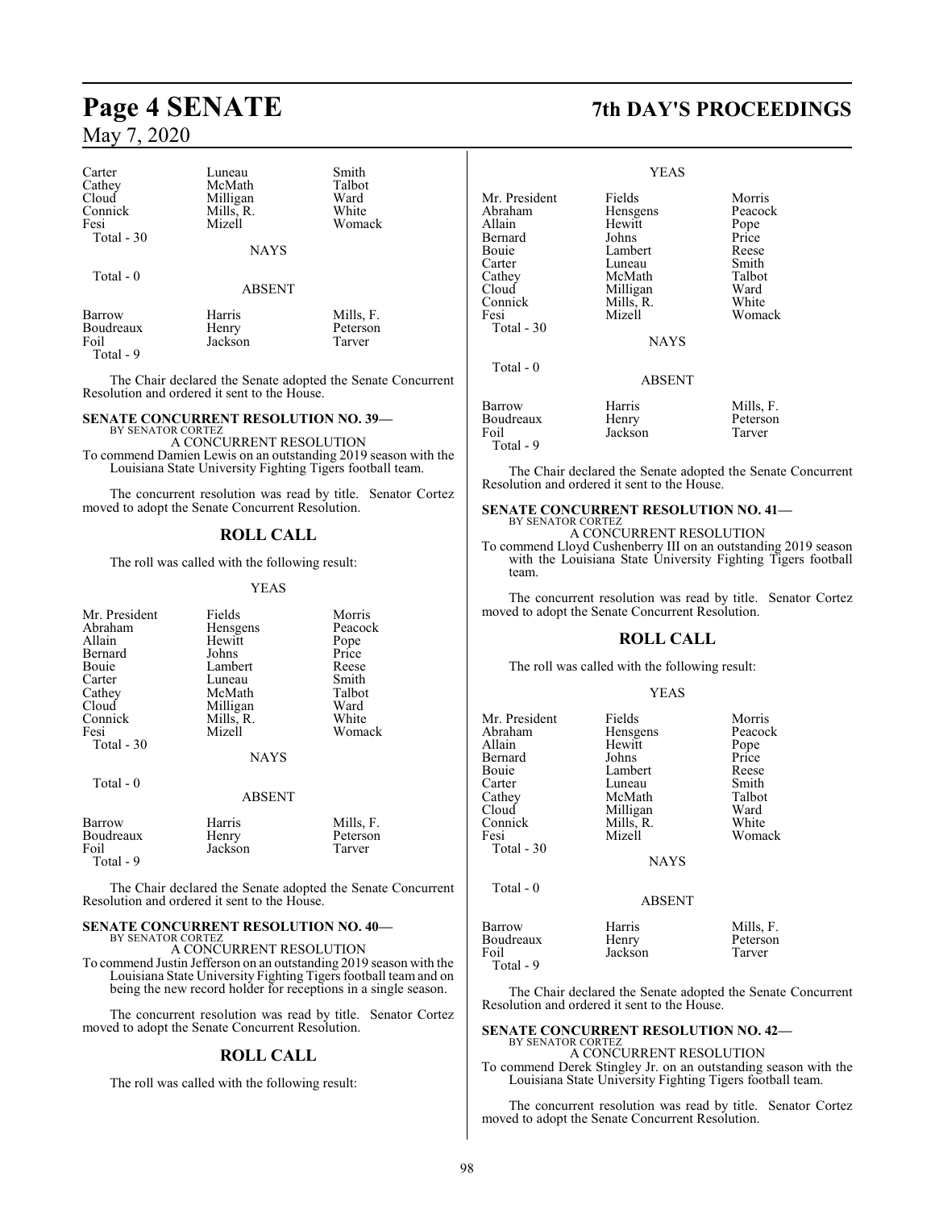| | | |
|---|---|---|
| Carter | Luneau | Smith |
| Cathey | McMath | Talbot |
| Cloud | Milligan | Ward |
| Connick | Mills, R. | White |
| Fesi | Mizell | Womack |
| Total - 30 | | |

NAYS

Total - 0

ABSENT

| | | |
|---|---|---|
| Barrow | Harris | Mills, F. |
| Boudreaux | Henry | Peterson |
| Foil | Jackson | Tarver |
| Total - 9 | | |

The Chair declared the Senate adopted the Senate Concurrent Resolution and ordered it sent to the House.

**SENATE CONCURRENT RESOLUTION NO. 39—**
BY SENATOR CORTEZ

A CONCURRENT RESOLUTION

To commend Damien Lewis on an outstanding 2019 season with the Louisiana State University Fighting Tigers football team.

The concurrent resolution was read by title. Senator Cortez moved to adopt the Senate Concurrent Resolution.

## ROLL CALL

The roll was called with the following result:

YEAS

| | | |
|---|---|---|
| Mr. President | Fields | Morris |
| Abraham | Hensgens | Peacock |
| Allain | Hewitt | Pope |
| Bernard | Johns | Price |
| Bouie | Lambert | Reese |
| Carter | Luneau | Smith |
| Cathey | McMath | Talbot |
| Cloud | Milligan | Ward |
| Connick | Mills, R. | White |
| Fesi | Mizell | Womack |
| Total - 30 | | |

NAYS

Total - 0

ABSENT

| | | |
|---|---|---|
| Barrow | Harris | Mills, F. |
| Boudreaux | Henry | Peterson |
| Foil | Jackson | Tarver |
| Total - 9 | | |

The Chair declared the Senate adopted the Senate Concurrent Resolution and ordered it sent to the House.

**SENATE CONCURRENT RESOLUTION NO. 40—**
BY SENATOR CORTEZ

A CONCURRENT RESOLUTION

To commend Justin Jefferson on an outstanding 2019 season with the Louisiana State University Fighting Tigers football team and on being the new record holder for receptions in a single season.

The concurrent resolution was read by title. Senator Cortez moved to adopt the Senate Concurrent Resolution.

## ROLL CALL

The roll was called with the following result:

YEAS

| | | |
|---|---|---|
| Mr. President | Fields | Morris |
| Abraham | Hensgens | Peacock |
| Allain | Hewitt | Pope |
| Bernard | Johns | Price |
| Bouie | Lambert | Reese |
| Carter | Luneau | Smith |
| Cathey | McMath | Talbot |
| Cloud | Milligan | Ward |
| Connick | Mills, R. | White |
| Fesi | Mizell | Womack |
| Total - 30 | | |

NAYS

Total - 0

ABSENT

| | | |
|---|---|---|
| Barrow | Harris | Mills, F. |
| Boudreaux | Henry | Peterson |
| Foil | Jackson | Tarver |
| Total - 9 | | |

The Chair declared the Senate adopted the Senate Concurrent Resolution and ordered it sent to the House.

**SENATE CONCURRENT RESOLUTION NO. 41—**
BY SENATOR CORTEZ

A CONCURRENT RESOLUTION

To commend Lloyd Cushenberry III on an outstanding 2019 season with the Louisiana State University Fighting Tigers football team.

The concurrent resolution was read by title. Senator Cortez moved to adopt the Senate Concurrent Resolution.

## ROLL CALL

The roll was called with the following result:

YEAS

| | | |
|---|---|---|
| Mr. President | Fields | Morris |
| Abraham | Hensgens | Peacock |
| Allain | Hewitt | Pope |
| Bernard | Johns | Price |
| Bouie | Lambert | Reese |
| Carter | Luneau | Smith |
| Cathey | McMath | Talbot |
| Cloud | Milligan | Ward |
| Connick | Mills, R. | White |
| Fesi | Mizell | Womack |
| Total - 30 | | |

NAYS

Total - 0

ABSENT

| | | |
|---|---|---|
| Barrow | Harris | Mills, F. |
| Boudreaux | Henry | Peterson |
| Foil | Jackson | Tarver |
| Total - 9 | | |

The Chair declared the Senate adopted the Senate Concurrent Resolution and ordered it sent to the House.

**SENATE CONCURRENT RESOLUTION NO. 42—**
BY SENATOR CORTEZ

A CONCURRENT RESOLUTION

To commend Derek Stingley Jr. on an outstanding season with the Louisiana State University Fighting Tigers football team.

The concurrent resolution was read by title. Senator Cortez moved to adopt the Senate Concurrent Resolution.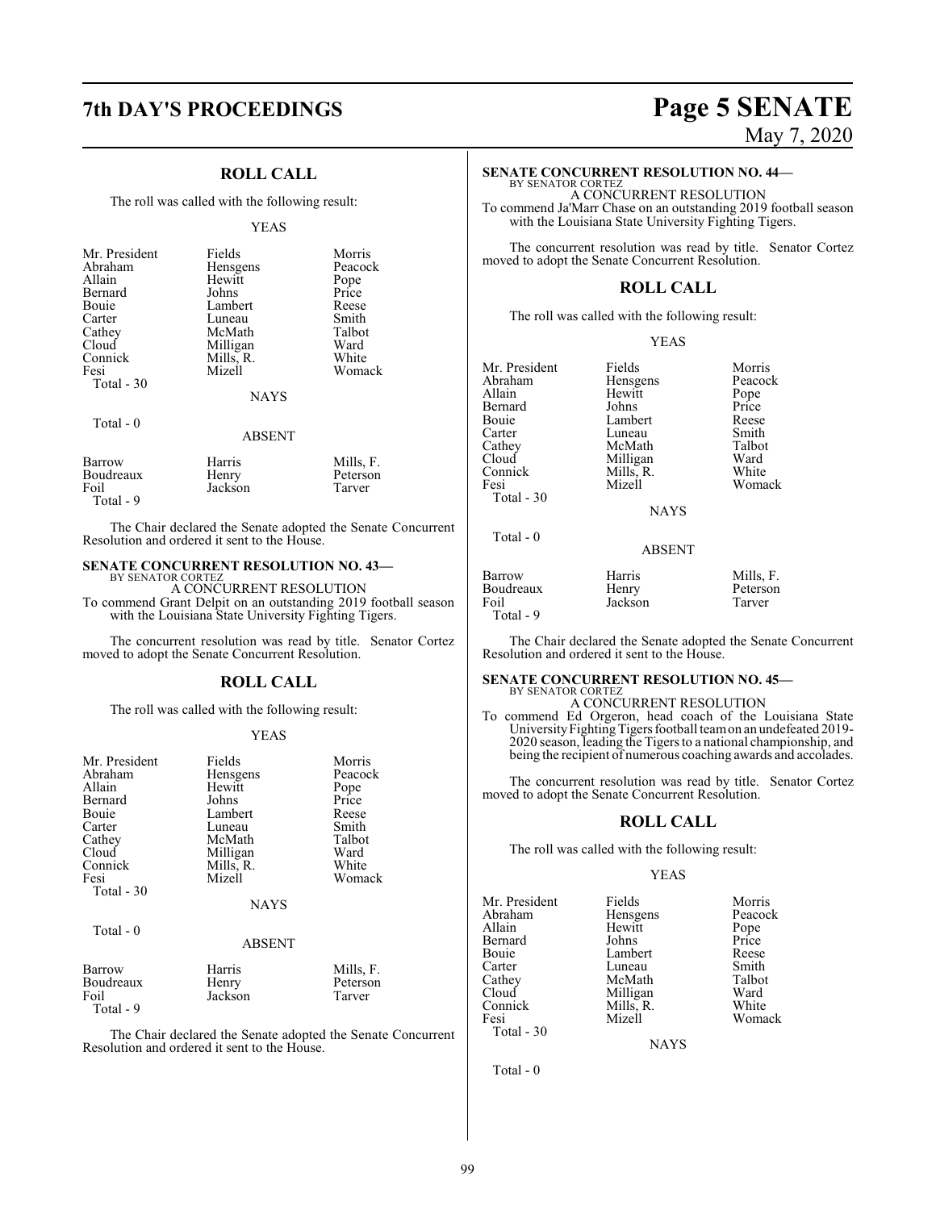## ROLL CALL

The roll was called with the following result:

YEAS

| | | |
|---|---|---|
| Mr. President | Fields | Morris |
| Abraham | Hensgens | Peacock |
| Allain | Hewitt | Pope |
| Bernard | Johns | Price |
| Bouie | Lambert | Reese |
| Carter | Luneau | Smith |
| Cathey | McMath | Talbot |
| Cloud | Milligan | Ward |
| Connick | Mills, R. | White |
| Fesi | Mizell | Womack |

Total - 30

NAYS

Total - 0

ABSENT

| | | |
|---|---|---|
| Barrow | Harris | Mills, F. |
| Boudreaux | Henry | Peterson |
| Foil | Jackson | Tarver |

Total - 9

The Chair declared the Senate adopted the Senate Concurrent Resolution and ordered it sent to the House.

### SENATE CONCURRENT RESOLUTION NO. 43—

BY SENATOR CORTEZ

A CONCURRENT RESOLUTION

To commend Grant Delpit on an outstanding 2019 football season with the Louisiana State University Fighting Tigers.

The concurrent resolution was read by title. Senator Cortez moved to adopt the Senate Concurrent Resolution.

## ROLL CALL

The roll was called with the following result:

YEAS

| | | |
|---|---|---|
| Mr. President | Fields | Morris |
| Abraham | Hensgens | Peacock |
| Allain | Hewitt | Pope |
| Bernard | Johns | Price |
| Bouie | Lambert | Reese |
| Carter | Luneau | Smith |
| Cathey | McMath | Talbot |
| Cloud | Milligan | Ward |
| Connick | Mills, R. | White |
| Fesi | Mizell | Womack |

Total - 30

NAYS

Total - 0

ABSENT

| | | |
|---|---|---|
| Barrow | Harris | Mills, F. |
| Boudreaux | Henry | Peterson |
| Foil | Jackson | Tarver |

Total - 9

The Chair declared the Senate adopted the Senate Concurrent Resolution and ordered it sent to the House.

### SENATE CONCURRENT RESOLUTION NO. 44—

BY SENATOR CORTEZ

A CONCURRENT RESOLUTION

To commend Ja'Marr Chase on an outstanding 2019 football season with the Louisiana State University Fighting Tigers.

The concurrent resolution was read by title. Senator Cortez moved to adopt the Senate Concurrent Resolution.

## ROLL CALL

The roll was called with the following result:

YEAS

| | | |
|---|---|---|
| Mr. President | Fields | Morris |
| Abraham | Hensgens | Peacock |
| Allain | Hewitt | Pope |
| Bernard | Johns | Price |
| Bouie | Lambert | Reese |
| Carter | Luneau | Smith |
| Cathey | McMath | Talbot |
| Cloud | Milligan | Ward |
| Connick | Mills, R. | White |
| Fesi | Mizell | Womack |

Total - 30

NAYS

Total - 0

ABSENT

| | | |
|---|---|---|
| Barrow | Harris | Mills, F. |
| Boudreaux | Henry | Peterson |
| Foil | Jackson | Tarver |

Total - 9

The Chair declared the Senate adopted the Senate Concurrent Resolution and ordered it sent to the House.

### SENATE CONCURRENT RESOLUTION NO. 45—

BY SENATOR CORTEZ

A CONCURRENT RESOLUTION

To commend Ed Orgeron, head coach of the Louisiana State University Fighting Tigers football team on an undefeated 2019-2020 season, leading the Tigers to a national championship, and being the recipient of numerous coaching awards and accolades.

The concurrent resolution was read by title. Senator Cortez moved to adopt the Senate Concurrent Resolution.

## ROLL CALL

The roll was called with the following result:

YEAS

| | | |
|---|---|---|
| Mr. President | Fields | Morris |
| Abraham | Hensgens | Peacock |
| Allain | Hewitt | Pope |
| Bernard | Johns | Price |
| Bouie | Lambert | Reese |
| Carter | Luneau | Smith |
| Cathey | McMath | Talbot |
| Cloud | Milligan | Ward |
| Connick | Mills, R. | White |
| Fesi | Mizell | Womack |

Total - 30

NAYS

Total - 0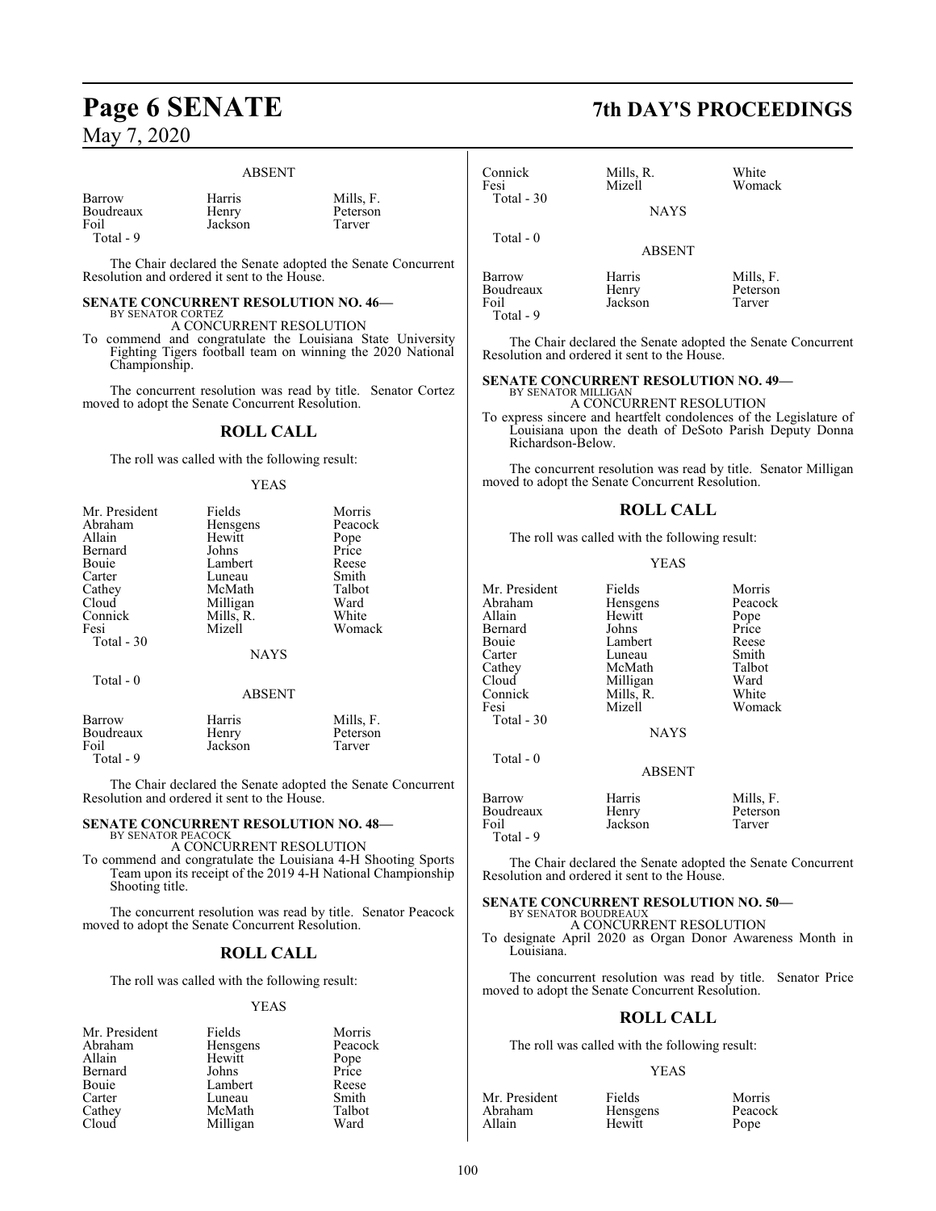ABSENT

| Barrow | Harris | Mills, F. |
|---|---|---|
| Boudreaux | Henry | Peterson |
| Foil | Jackson | Tarver |
| Total - 9 | | |

The Chair declared the Senate adopted the Senate Concurrent Resolution and ordered it sent to the House.

**SENATE CONCURRENT RESOLUTION NO. 46—**
BY SENATOR CORTEZ

A CONCURRENT RESOLUTION

To commend and congratulate the Louisiana State University Fighting Tigers football team on winning the 2020 National Championship.

The concurrent resolution was read by title. Senator Cortez moved to adopt the Senate Concurrent Resolution.

## ROLL CALL

The roll was called with the following result:

YEAS

| Mr. President | Fields | Morris |
|---|---|---|
| Abraham | Hensgens | Peacock |
| Allain | Hewitt | Pope |
| Bernard | Johns | Price |
| Bouie | Lambert | Reese |
| Carter | Luneau | Smith |
| Cathey | McMath | Talbot |
| Cloud | Milligan | Ward |
| Connick | Mills, R. | White |
| Fesi | Mizell | Womack |
| Total - 30 | | |

NAYS

Total - 0

ABSENT

| Barrow | Harris | Mills, F. |
|---|---|---|
| Boudreaux | Henry | Peterson |
| Foil | Jackson | Tarver |
| Total - 9 | | |

The Chair declared the Senate adopted the Senate Concurrent Resolution and ordered it sent to the House.

**SENATE CONCURRENT RESOLUTION NO. 48—**
BY SENATOR PEACOCK

A CONCURRENT RESOLUTION

To commend and congratulate the Louisiana 4-H Shooting Sports Team upon its receipt of the 2019 4-H National Championship Shooting title.

The concurrent resolution was read by title. Senator Peacock moved to adopt the Senate Concurrent Resolution.

## ROLL CALL

The roll was called with the following result:

YEAS

| Mr. President | Fields | Morris |
|---|---|---|
| Abraham | Hensgens | Peacock |
| Allain | Hewitt | Pope |
| Bernard | Johns | Price |
| Bouie | Lambert | Reese |
| Carter | Luneau | Smith |
| Cathey | McMath | Talbot |
| Cloud | Milligan | Ward |
| Connick | Mills, R. | White |
| Fesi | Mizell | Womack |
| Total - 30 | | |

NAYS

Total - 0

ABSENT

| Barrow | Harris | Mills, F. |
|---|---|---|
| Boudreaux | Henry | Peterson |
| Foil | Jackson | Tarver |
| Total - 9 | | |

The Chair declared the Senate adopted the Senate Concurrent Resolution and ordered it sent to the House.

**SENATE CONCURRENT RESOLUTION NO. 49—**
BY SENATOR MILLIGAN

A CONCURRENT RESOLUTION

To express sincere and heartfelt condolences of the Legislature of Louisiana upon the death of DeSoto Parish Deputy Donna Richardson-Below.

The concurrent resolution was read by title. Senator Milligan moved to adopt the Senate Concurrent Resolution.

## ROLL CALL

The roll was called with the following result:

YEAS

| Mr. President | Fields | Morris |
|---|---|---|
| Abraham | Hensgens | Peacock |
| Allain | Hewitt | Pope |
| Bernard | Johns | Price |
| Bouie | Lambert | Reese |
| Carter | Luneau | Smith |
| Cathey | McMath | Talbot |
| Cloud | Milligan | Ward |
| Connick | Mills, R. | White |
| Fesi | Mizell | Womack |
| Total - 30 | | |

NAYS

Total - 0

ABSENT

| Barrow | Harris | Mills, F. |
|---|---|---|
| Boudreaux | Henry | Peterson |
| Foil | Jackson | Tarver |
| Total - 9 | | |

The Chair declared the Senate adopted the Senate Concurrent Resolution and ordered it sent to the House.

**SENATE CONCURRENT RESOLUTION NO. 50—**
BY SENATOR BOUDREAUX

A CONCURRENT RESOLUTION

To designate April 2020 as Organ Donor Awareness Month in Louisiana.

The concurrent resolution was read by title. Senator Price moved to adopt the Senate Concurrent Resolution.

## ROLL CALL

The roll was called with the following result:

YEAS

| Mr. President | Fields | Morris |
|---|---|---|
| Abraham | Hensgens | Peacock |
| Allain | Hewitt | Pope |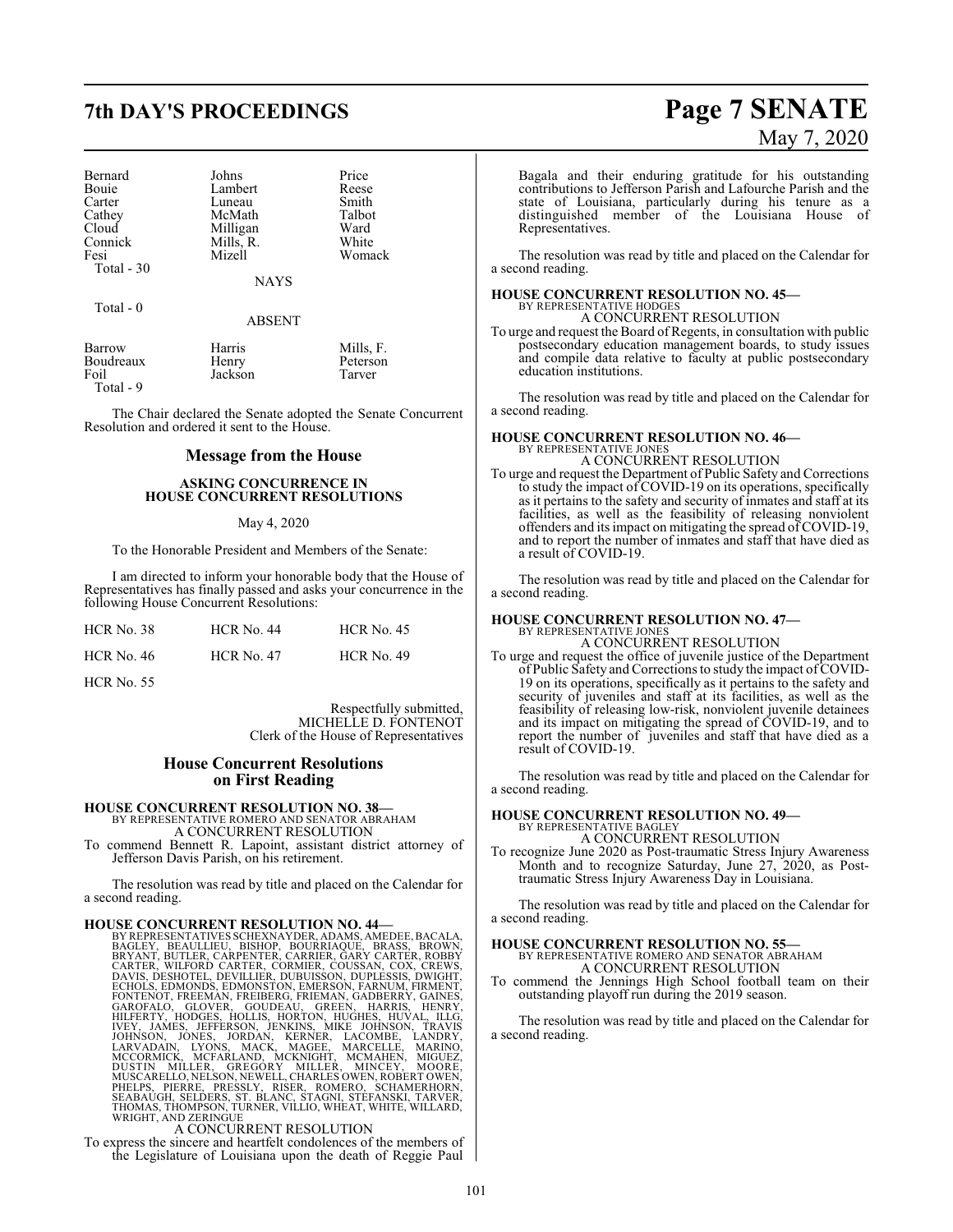| | | |
|---|---|---|
| Bernard | Johns | Price |
| Bouie | Lambert | Reese |
| Carter | Luneau | Smith |
| Cathey | McMath | Talbot |
| Cloud | Milligan | Ward |
| Connick | Mills, R. | White |
| Fesi | Mizell | Womack |

Total - 30

NAYS

Total - 0

ABSENT

| | | |
|---|---|---|
| Barrow | Harris | Mills, F. |
| Boudreaux | Henry | Peterson |
| Foil | Jackson | Tarver |

Total - 9

The Chair declared the Senate adopted the Senate Concurrent Resolution and ordered it sent to the House.

## Message from the House

### ASKING CONCURRENCE IN HOUSE CONCURRENT RESOLUTIONS

May 4, 2020

To the Honorable President and Members of the Senate:

I am directed to inform your honorable body that the House of Representatives has finally passed and asks your concurrence in the following House Concurrent Resolutions:

| | | |
|---|---|---|
| HCR No. 38 | HCR No. 44 | HCR No. 45 |
| HCR No. 46 | HCR No. 47 | HCR No. 49 |
| HCR No. 55 | | |

Respectfully submitted,
MICHELLE D. FONTENOT
Clerk of the House of Representatives

## House Concurrent Resolutions on First Reading

**HOUSE CONCURRENT RESOLUTION NO. 38—**
BY REPRESENTATIVE ROMERO AND SENATOR ABRAHAM
A CONCURRENT RESOLUTION
To commend Bennett R. Lapoint, assistant district attorney of Jefferson Davis Parish, on his retirement.

The resolution was read by title and placed on the Calendar for a second reading.

**HOUSE CONCURRENT RESOLUTION NO. 44—**
BY REPRESENTATIVES SCHEXNAYDER, ADAMS, AMEDEE, BACALA, BAGLEY, BEAULLIEU, BISHOP, BOURRIAQUE, BRASS, BROWN, BRYANT, BUTLER, CARPENTER, CARRIER, GARY CARTER, ROBBY CARTER, WILFORD CARTER, CORMIER, COUSSAN, COX, CREWS, DAVIS, DESHOTEL, DEVILLIER, DUBUISSON, DUPLESSIS, DWIGHT, ECHOLS, EDMONDS, EDMONSTON, EMERSON, FARNUM, FIRMENT, FONTENOT, FREEMAN, FREIBERG, FRIEMAN, GADBERRY, GAINES, GAROFALO, GLOVER, GOUDEAU, GREEN, HARRIS, HENRY, HILFERTY, HODGES, HOLLIS, HORTON, HUGHES, HUVAL, ILLG, IVEY, JAMES, JEFFERSON, JENKINS, MIKE JOHNSON, TRAVIS JOHNSON, JONES, JORDAN, KERNER, LACOMBE, LANDRY, LARVADAIN, LYONS, MACK, MAGEE, MARCELLE, MARINO, MCCORMICK, MCFARLAND, MCKNIGHT, MCMAHEN, MIGUEZ, DUSTIN MILLER, GREGORY MILLER, MINCEY, MOORE, MUSCARELLO, NELSON, NEWELL, CHARLES OWEN, ROBERT OWEN, PHELPS, PIERRE, PRESSLY, RISER, ROMERO, SCHAMERHORN, SEABAUGH, SELDERS, ST. BLANC, STAGNI, STEFANSKI, TARVER, THOMAS, THOMPSON, TURNER, VILLIO, WHEAT, WHITE, WILLARD, WRIGHT, AND ZERINGUE
A CONCURRENT RESOLUTION
To express the sincere and heartfelt condolences of the members of the Legislature of Louisiana upon the death of Reggie Paul Bagala and their enduring gratitude for his outstanding contributions to Jefferson Parish and Lafourche Parish and the state of Louisiana, particularly during his tenure as a distinguished member of the Louisiana House of Representatives.

The resolution was read by title and placed on the Calendar for a second reading.

**HOUSE CONCURRENT RESOLUTION NO. 45—**
BY REPRESENTATIVE HODGES
A CONCURRENT RESOLUTION
To urge and request the Board of Regents, in consultation with public postsecondary education management boards, to study issues and compile data relative to faculty at public postsecondary education institutions.

The resolution was read by title and placed on the Calendar for a second reading.

**HOUSE CONCURRENT RESOLUTION NO. 46—**
BY REPRESENTATIVE JONES
A CONCURRENT RESOLUTION
To urge and request the Department of Public Safety and Corrections to study the impact of COVID-19 on its operations, specifically as it pertains to the safety and security of inmates and staff at its facilities, as well as the feasibility of releasing nonviolent offenders and its impact on mitigating the spread of COVID-19, and to report the number of inmates and staff that have died as a result of COVID-19.

The resolution was read by title and placed on the Calendar for a second reading.

**HOUSE CONCURRENT RESOLUTION NO. 47—**
BY REPRESENTATIVE JONES
A CONCURRENT RESOLUTION
To urge and request the office of juvenile justice of the Department of Public Safety and Corrections to study the impact of COVID-19 on its operations, specifically as it pertains to the safety and security of juveniles and staff at its facilities, as well as the feasibility of releasing low-risk, nonviolent juvenile detainees and its impact on mitigating the spread of COVID-19, and to report the number of juveniles and staff that have died as a result of COVID-19.

The resolution was read by title and placed on the Calendar for a second reading.

**HOUSE CONCURRENT RESOLUTION NO. 49—**
BY REPRESENTATIVE BAGLEY
A CONCURRENT RESOLUTION
To recognize June 2020 as Post-traumatic Stress Injury Awareness Month and to recognize Saturday, June 27, 2020, as Post-traumatic Stress Injury Awareness Day in Louisiana.

The resolution was read by title and placed on the Calendar for a second reading.

**HOUSE CONCURRENT RESOLUTION NO. 55—**
BY REPRESENTATIVE ROMERO AND SENATOR ABRAHAM
A CONCURRENT RESOLUTION
To commend the Jennings High School football team on their outstanding playoff run during the 2019 season.

The resolution was read by title and placed on the Calendar for a second reading.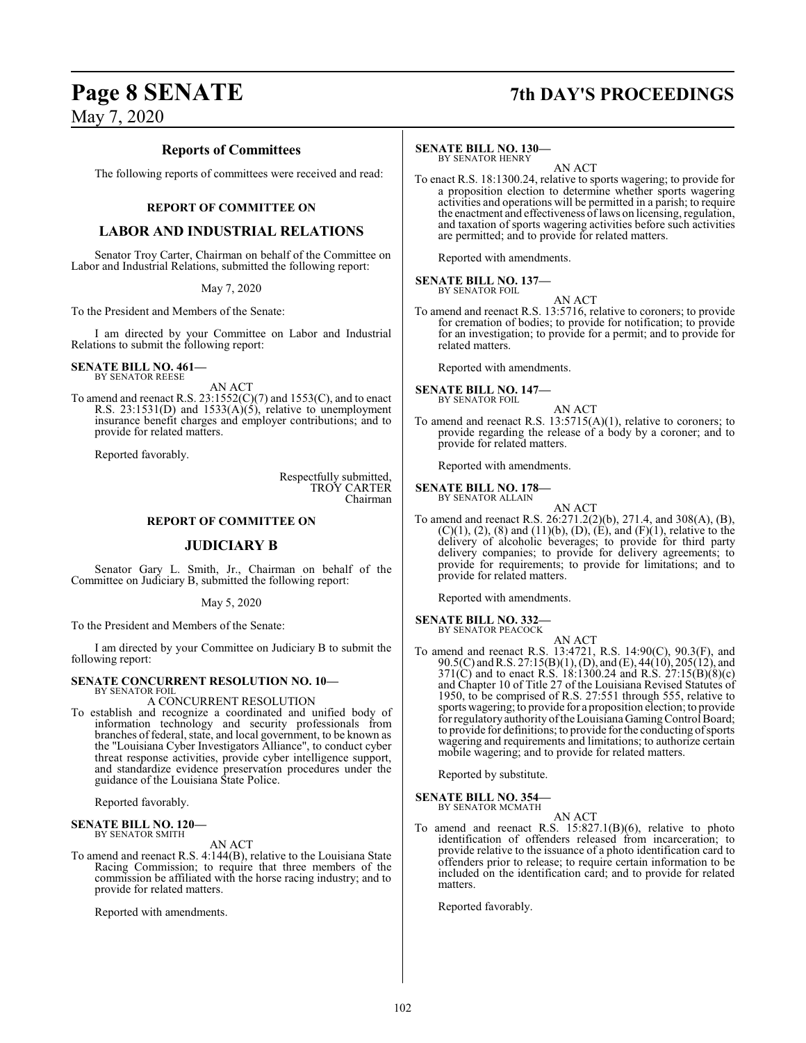## Reports of Committees

The following reports of committees were received and read:

### REPORT OF COMMITTEE ON

### LABOR AND INDUSTRIAL RELATIONS

Senator Troy Carter, Chairman on behalf of the Committee on Labor and Industrial Relations, submitted the following report:

May 7, 2020

To the President and Members of the Senate:

I am directed by your Committee on Labor and Industrial Relations to submit the following report:

**SENATE BILL NO. 461—**
BY SENATOR REESE

AN ACT

To amend and reenact R.S. 23:1552(C)(7) and 1553(C), and to enact R.S. 23:1531(D) and 1533(A)(5), relative to unemployment insurance benefit charges and employer contributions; and to provide for related matters.

Reported favorably.

Respectfully submitted,
TROY CARTER
Chairman

### REPORT OF COMMITTEE ON

### JUDICIARY B

Senator Gary L. Smith, Jr., Chairman on behalf of the Committee on Judiciary B, submitted the following report:

May 5, 2020

To the President and Members of the Senate:

I am directed by your Committee on Judiciary B to submit the following report:

**SENATE CONCURRENT RESOLUTION NO. 10—**
BY SENATOR FOIL

A CONCURRENT RESOLUTION

To establish and recognize a coordinated and unified body of information technology and security professionals from branches of federal, state, and local government, to be known as the "Louisiana Cyber Investigators Alliance", to conduct cyber threat response activities, provide cyber intelligence support, and standardize evidence preservation procedures under the guidance of the Louisiana State Police.

Reported favorably.

**SENATE BILL NO. 120—**
BY SENATOR SMITH

AN ACT

To amend and reenact R.S. 4:144(B), relative to the Louisiana State Racing Commission; to require that three members of the commission be affiliated with the horse racing industry; and to provide for related matters.

Reported with amendments.

**SENATE BILL NO. 130—**
BY SENATOR HENRY

AN ACT

To enact R.S. 18:1300.24, relative to sports wagering; to provide for a proposition election to determine whether sports wagering activities and operations will be permitted in a parish; to require the enactment and effectiveness of laws on licensing, regulation, and taxation of sports wagering activities before such activities are permitted; and to provide for related matters.

Reported with amendments.

**SENATE BILL NO. 137—**
BY SENATOR FOIL

AN ACT

To amend and reenact R.S. 13:5716, relative to coroners; to provide for cremation of bodies; to provide for notification; to provide for an investigation; to provide for a permit; and to provide for related matters.

Reported with amendments.

**SENATE BILL NO. 147—**
BY SENATOR FOIL

AN ACT

To amend and reenact R.S. 13:5715(A)(1), relative to coroners; to provide regarding the release of a body by a coroner; and to provide for related matters.

Reported with amendments.

**SENATE BILL NO. 178—**
BY SENATOR ALLAIN

AN ACT

To amend and reenact R.S. 26:271.2(2)(b), 271.4, and 308(A), (B), (C)(1), (2), (8) and (11)(b), (D), (E), and (F)(1), relative to the delivery of alcoholic beverages; to provide for third party delivery companies; to provide for delivery agreements; to provide for requirements; to provide for limitations; and to provide for related matters.

Reported with amendments.

**SENATE BILL NO. 332—**
BY SENATOR PEACOCK

AN ACT

To amend and reenact R.S. 13:4721, R.S. 14:90(C), 90.3(F), and 90.5(C) and R.S. 27:15(B)(1), (D), and (E), 44(10), 205(12), and 371(C) and to enact R.S. 18:1300.24 and R.S. 27:15(B)(8)(c) and Chapter 10 of Title 27 of the Louisiana Revised Statutes of 1950, to be comprised of R.S. 27:551 through 555, relative to sports wagering; to provide for a proposition election; to provide for regulatory authority of the Louisiana Gaming Control Board; to provide for definitions; to provide for the conducting of sports wagering and requirements and limitations; to authorize certain mobile wagering; and to provide for related matters.

Reported by substitute.

**SENATE BILL NO. 354—**
BY SENATOR MCMATH

AN ACT

To amend and reenact R.S. 15:827.1(B)(6), relative to photo identification of offenders released from incarceration; to provide relative to the issuance of a photo identification card to offenders prior to release; to require certain information to be included on the identification card; and to provide for related matters.

Reported favorably.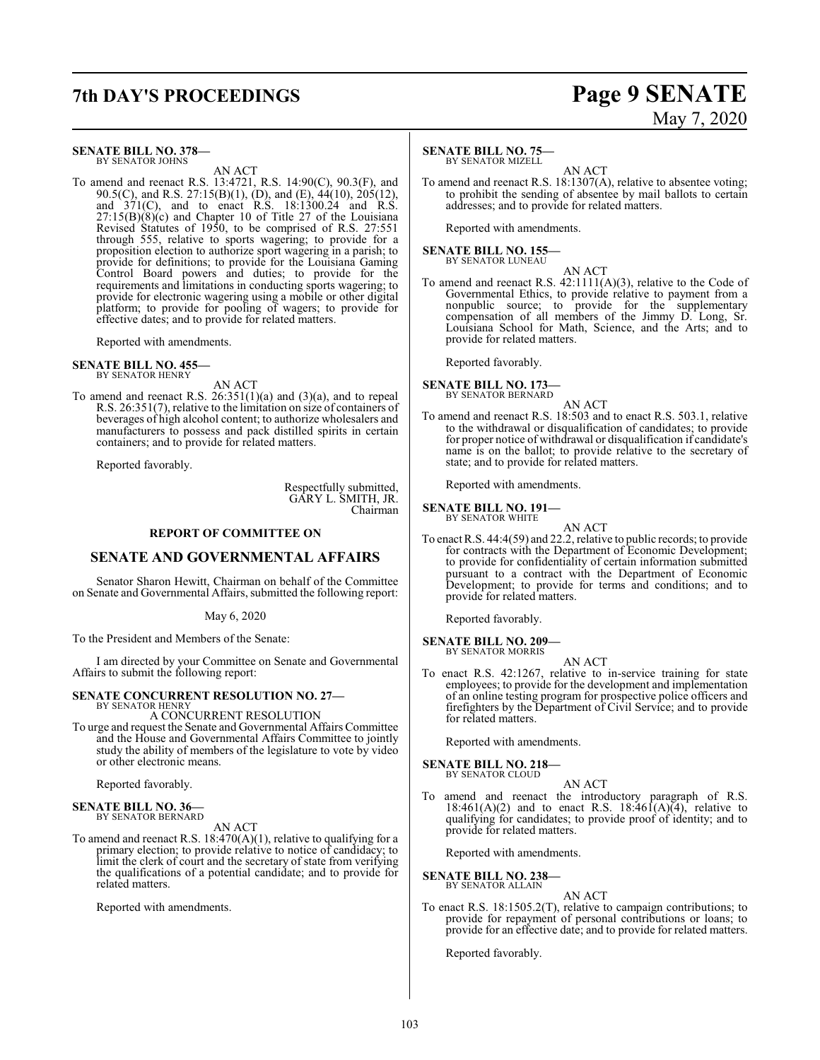**SENATE BILL NO. 378—**
BY SENATOR JOHNS

AN ACT

To amend and reenact R.S. 13:4721, R.S. 14:90(C), 90.3(F), and 90.5(C), and R.S. 27:15(B)(1), (D), and (E), 44(10), 205(12), and 371(C), and to enact R.S. 18:1300.24 and R.S. 27:15(B)(8)(c) and Chapter 10 of Title 27 of the Louisiana Revised Statutes of 1950, to be comprised of R.S. 27:551 through 555, relative to sports wagering; to provide for a proposition election to authorize sport wagering in a parish; to provide for definitions; to provide for the Louisiana Gaming Control Board powers and duties; to provide for the requirements and limitations in conducting sports wagering; to provide for electronic wagering using a mobile or other digital platform; to provide for pooling of wagers; to provide for effective dates; and to provide for related matters.

Reported with amendments.

**SENATE BILL NO. 455—**
BY SENATOR HENRY

AN ACT

To amend and reenact R.S. 26:351(1)(a) and (3)(a), and to repeal R.S. 26:351(7), relative to the limitation on size of containers of beverages of high alcohol content; to authorize wholesalers and manufacturers to possess and pack distilled spirits in certain containers; and to provide for related matters.

Reported favorably.

Respectfully submitted,
GARY L. SMITH, JR.
Chairman

**REPORT OF COMMITTEE ON**

## SENATE AND GOVERNMENTAL AFFAIRS

Senator Sharon Hewitt, Chairman on behalf of the Committee on Senate and Governmental Affairs, submitted the following report:

May 6, 2020

To the President and Members of the Senate:

I am directed by your Committee on Senate and Governmental Affairs to submit the following report:

**SENATE CONCURRENT RESOLUTION NO. 27—**
BY SENATOR HENRY

A CONCURRENT RESOLUTION

To urge and request the Senate and Governmental Affairs Committee and the House and Governmental Affairs Committee to jointly study the ability of members of the legislature to vote by video or other electronic means.

Reported favorably.

**SENATE BILL NO. 36—**
BY SENATOR BERNARD

AN ACT

To amend and reenact R.S. 18:470(A)(1), relative to qualifying for a primary election; to provide relative to notice of candidacy; to limit the clerk of court and the secretary of state from verifying the qualifications of a potential candidate; and to provide for related matters.

Reported with amendments.

**SENATE BILL NO. 75—**
BY SENATOR MIZELL

AN ACT

To amend and reenact R.S. 18:1307(A), relative to absentee voting; to prohibit the sending of absentee by mail ballots to certain addresses; and to provide for related matters.

Reported with amendments.

**SENATE BILL NO. 155—**
BY SENATOR LUNEAU

AN ACT

To amend and reenact R.S. 42:1111(A)(3), relative to the Code of Governmental Ethics, to provide relative to payment from a nonpublic source; to provide for the supplementary compensation of all members of the Jimmy D. Long, Sr. Louisiana School for Math, Science, and the Arts; and to provide for related matters.

Reported favorably.

**SENATE BILL NO. 173—**
BY SENATOR BERNARD

AN ACT

To amend and reenact R.S. 18:503 and to enact R.S. 503.1, relative to the withdrawal or disqualification of candidates; to provide for proper notice of withdrawal or disqualification if candidate's name is on the ballot; to provide relative to the secretary of state; and to provide for related matters.

Reported with amendments.

**SENATE BILL NO. 191—**
BY SENATOR WHITE

AN ACT

To enact R.S. 44:4(59) and 22.2, relative to public records; to provide for contracts with the Department of Economic Development; to provide for confidentiality of certain information submitted pursuant to a contract with the Department of Economic Development; to provide for terms and conditions; and to provide for related matters.

Reported favorably.

**SENATE BILL NO. 209—**
BY SENATOR MORRIS

AN ACT

To enact R.S. 42:1267, relative to in-service training for state employees; to provide for the development and implementation of an online testing program for prospective police officers and firefighters by the Department of Civil Service; and to provide for related matters.

Reported with amendments.

**SENATE BILL NO. 218—**
BY SENATOR CLOUD

AN ACT

To amend and reenact the introductory paragraph of R.S. 18:461(A)(2) and to enact R.S. 18:461(A)(4), relative to qualifying for candidates; to provide proof of identity; and to provide for related matters.

Reported with amendments.

**SENATE BILL NO. 238—**
BY SENATOR ALLAIN

AN ACT

To enact R.S. 18:1505.2(T), relative to campaign contributions; to provide for repayment of personal contributions or loans; to provide for an effective date; and to provide for related matters.

Reported favorably.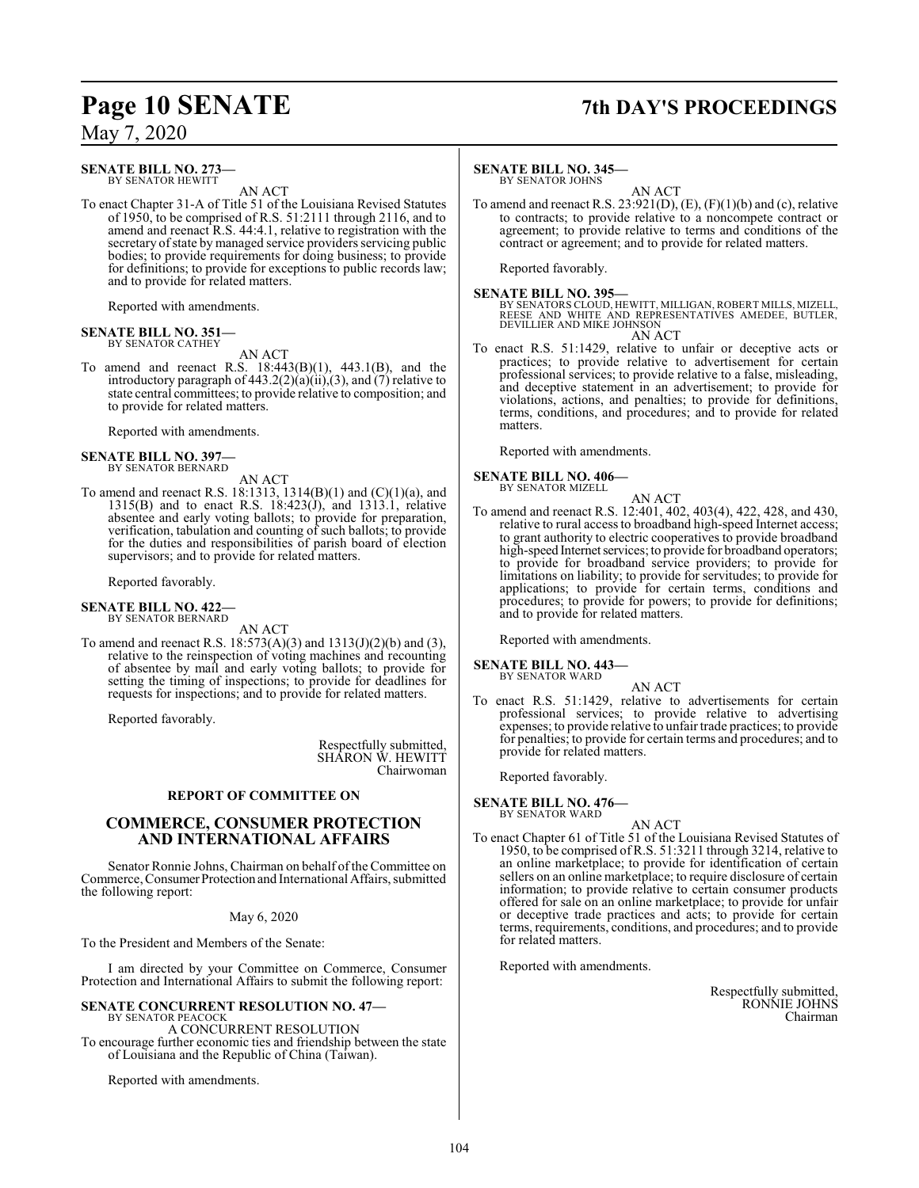**SENATE BILL NO. 273—**
BY SENATOR HEWITT

AN ACT

To enact Chapter 31-A of Title 51 of the Louisiana Revised Statutes of 1950, to be comprised of R.S. 51:2111 through 2116, and to amend and reenact R.S. 44:4.1, relative to registration with the secretary of state by managed service providers servicing public bodies; to provide requirements for doing business; to provide for definitions; to provide for exceptions to public records law; and to provide for related matters.

Reported with amendments.

**SENATE BILL NO. 351—**
BY SENATOR CATHEY

AN ACT

To amend and reenact R.S. 18:443(B)(1), 443.1(B), and the introductory paragraph of 443.2(2)(a)(ii),(3), and (7) relative to state central committees; to provide relative to composition; and to provide for related matters.

Reported with amendments.

**SENATE BILL NO. 397—**
BY SENATOR BERNARD

AN ACT

To amend and reenact R.S. 18:1313, 1314(B)(1) and (C)(1)(a), and 1315(B) and to enact R.S. 18:423(J), and 1313.1, relative absentee and early voting ballots; to provide for preparation, verification, tabulation and counting of such ballots; to provide for the duties and responsibilities of parish board of election supervisors; and to provide for related matters.

Reported favorably.

**SENATE BILL NO. 422—**
BY SENATOR BERNARD

AN ACT

To amend and reenact R.S. 18:573(A)(3) and 1313(J)(2)(b) and (3), relative to the reinspection of voting machines and recounting of absentee by mail and early voting ballots; to provide for setting the timing of inspections; to provide for deadlines for requests for inspections; and to provide for related matters.

Reported favorably.

Respectfully submitted,
SHARON W. HEWITT
Chairwoman

**REPORT OF COMMITTEE ON**

## COMMERCE, CONSUMER PROTECTION AND INTERNATIONAL AFFAIRS

Senator Ronnie Johns, Chairman on behalf of the Committee on Commerce, Consumer Protection and International Affairs, submitted the following report:

May 6, 2020

To the President and Members of the Senate:

I am directed by your Committee on Commerce, Consumer Protection and International Affairs to submit the following report:

**SENATE CONCURRENT RESOLUTION NO. 47—**
BY SENATOR PEACOCK

A CONCURRENT RESOLUTION

To encourage further economic ties and friendship between the state of Louisiana and the Republic of China (Taiwan).

Reported with amendments.

**SENATE BILL NO. 345—**
BY SENATOR JOHNS

AN ACT

To amend and reenact R.S. 23:921(D), (E), (F)(1)(b) and (c), relative to contracts; to provide relative to a noncompete contract or agreement; to provide relative to terms and conditions of the contract or agreement; and to provide for related matters.

Reported favorably.

**SENATE BILL NO. 395—**
BY SENATORS CLOUD, HEWITT, MILLIGAN, ROBERT MILLS, MIZELL, REESE AND WHITE AND REPRESENTATIVES AMEDEE, BUTLER, DEVILLIER AND MIKE JOHNSON

AN ACT

To enact R.S. 51:1429, relative to unfair or deceptive acts or practices; to provide relative to advertisement for certain professional services; to provide relative to a false, misleading, and deceptive statement in an advertisement; to provide for violations, actions, and penalties; to provide for definitions, terms, conditions, and procedures; and to provide for related matters.

Reported with amendments.

**SENATE BILL NO. 406—**
BY SENATOR MIZELL

AN ACT

To amend and reenact R.S. 12:401, 402, 403(4), 422, 428, and 430, relative to rural access to broadband high-speed Internet access; to grant authority to electric cooperatives to provide broadband high-speed Internet services; to provide for broadband operators; to provide for broadband service providers; to provide for limitations on liability; to provide for servitudes; to provide for applications; to provide for certain terms, conditions and procedures; to provide for powers; to provide for definitions; and to provide for related matters.

Reported with amendments.

**SENATE BILL NO. 443—**
BY SENATOR WARD

AN ACT

To enact R.S. 51:1429, relative to advertisements for certain professional services; to provide relative to advertising expenses; to provide relative to unfair trade practices; to provide for penalties; to provide for certain terms and procedures; and to provide for related matters.

Reported favorably.

**SENATE BILL NO. 476—**
BY SENATOR WARD

AN ACT

To enact Chapter 61 of Title 51 of the Louisiana Revised Statutes of 1950, to be comprised of R.S. 51:3211 through 3214, relative to an online marketplace; to provide for identification of certain sellers on an online marketplace; to require disclosure of certain information; to provide relative to certain consumer products offered for sale on an online marketplace; to provide for unfair or deceptive trade practices and acts; to provide for certain terms, requirements, conditions, and procedures; and to provide for related matters.

Reported with amendments.

Respectfully submitted,
RONNIE JOHNS
Chairman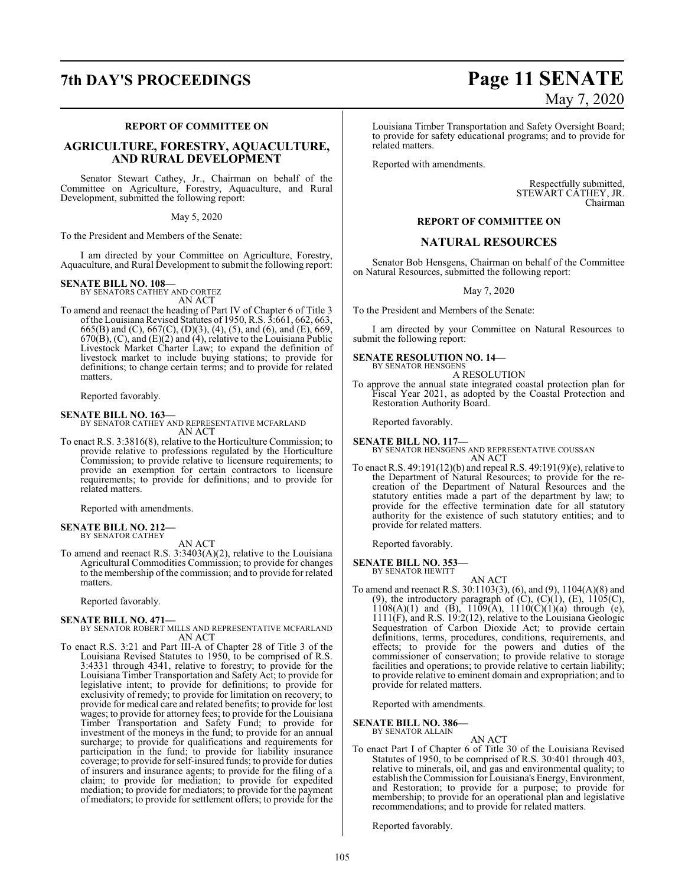### REPORT OF COMMITTEE ON

## AGRICULTURE, FORESTRY, AQUACULTURE, AND RURAL DEVELOPMENT

Senator Stewart Cathey, Jr., Chairman on behalf of the Committee on Agriculture, Forestry, Aquaculture, and Rural Development, submitted the following report:

May 5, 2020

To the President and Members of the Senate:

I am directed by your Committee on Agriculture, Forestry, Aquaculture, and Rural Development to submit the following report:

**SENATE BILL NO. 108—**
BY SENATORS CATHEY AND CORTEZ

AN ACT

To amend and reenact the heading of Part IV of Chapter 6 of Title 3 of the Louisiana Revised Statutes of 1950, R.S. 3:661, 662, 663, 665(B) and (C), 667(C), (D)(3), (4), (5), and (6), and (E), 669, 670(B), (C), and (E)(2) and (4), relative to the Louisiana Public Livestock Market Charter Law; to expand the definition of livestock market to include buying stations; to provide for definitions; to change certain terms; and to provide for related matters.

Reported favorably.

**SENATE BILL NO. 163—**
BY SENATOR CATHEY AND REPRESENTATIVE MCFARLAND

AN ACT

To enact R.S. 3:3816(8), relative to the Horticulture Commission; to provide relative to professions regulated by the Horticulture Commission; to provide relative to licensure requirements; to provide an exemption for certain contractors to licensure requirements; to provide for definitions; and to provide for related matters.

Reported with amendments.

**SENATE BILL NO. 212—**
BY SENATOR CATHEY

AN ACT

To amend and reenact R.S. 3:3403(A)(2), relative to the Louisiana Agricultural Commodities Commission; to provide for changes to the membership of the commission; and to provide for related matters.

Reported favorably.

**SENATE BILL NO. 471—**
BY SENATOR ROBERT MILLS AND REPRESENTATIVE MCFARLAND

AN ACT

To enact R.S. 3:21 and Part III-A of Chapter 28 of Title 3 of the Louisiana Revised Statutes to 1950, to be comprised of R.S. 3:4331 through 4341, relative to forestry; to provide for the Louisiana Timber Transportation and Safety Act; to provide for legislative intent; to provide for definitions; to provide for exclusivity of remedy; to provide for limitation on recovery; to provide for medical care and related benefits; to provide for lost wages; to provide for attorney fees; to provide for the Louisiana Timber Transportation and Safety Fund; to provide for investment of the moneys in the fund; to provide for an annual surcharge; to provide for qualifications and requirements for participation in the fund; to provide for liability insurance coverage; to provide for self-insured funds; to provide for duties of insurers and insurance agents; to provide for the filing of a claim; to provide for mediation; to provide for expedited mediation; to provide for mediators; to provide for the payment of mediators; to provide for settlement offers; to provide for the Louisiana Timber Transportation and Safety Oversight Board; to provide for safety educational programs; and to provide for related matters.

Reported with amendments.

Respectfully submitted,
STEWART CATHEY, JR.
Chairman

### REPORT OF COMMITTEE ON

## NATURAL RESOURCES

Senator Bob Hensgens, Chairman on behalf of the Committee on Natural Resources, submitted the following report:

May 7, 2020

To the President and Members of the Senate:

I am directed by your Committee on Natural Resources to submit the following report:

**SENATE RESOLUTION NO. 14—**
BY SENATOR HENSGENS

A RESOLUTION

To approve the annual state integrated coastal protection plan for Fiscal Year 2021, as adopted by the Coastal Protection and Restoration Authority Board.

Reported favorably.

**SENATE BILL NO. 117—**
BY SENATOR HENSGENS AND REPRESENTATIVE COUSSAN

AN ACT

To enact R.S. 49:191(12)(b) and repeal R.S. 49:191(9)(e), relative to the Department of Natural Resources; to provide for the re-creation of the Department of Natural Resources and the statutory entities made a part of the department by law; to provide for the effective termination date for all statutory authority for the existence of such statutory entities; and to provide for related matters.

Reported favorably.

**SENATE BILL NO. 353—**
BY SENATOR HEWITT

AN ACT

To amend and reenact R.S. 30:1103(3), (6), and (9), 1104(A)(8) and (9), the introductory paragraph of (C), (C)(1), (E), 1105(C), 1108(A)(1) and (B), 1109(A), 1110(C)(1)(a) through (e), 1111(F), and R.S. 19:2(12), relative to the Louisiana Geologic Sequestration of Carbon Dioxide Act; to provide certain definitions, terms, procedures, conditions, requirements, and effects; to provide for the powers and duties of the commissioner of conservation; to provide relative to storage facilities and operations; to provide relative to certain liability; to provide relative to eminent domain and expropriation; and to provide for related matters.

Reported with amendments.

**SENATE BILL NO. 386—**
BY SENATOR ALLAIN

AN ACT

To enact Part I of Chapter 6 of Title 30 of the Louisiana Revised Statutes of 1950, to be comprised of R.S. 30:401 through 403, relative to minerals, oil, and gas and environmental quality; to establish the Commission for Louisiana's Energy, Environment, and Restoration; to provide for a purpose; to provide for membership; to provide for an operational plan and legislative recommendations; and to provide for related matters.

Reported favorably.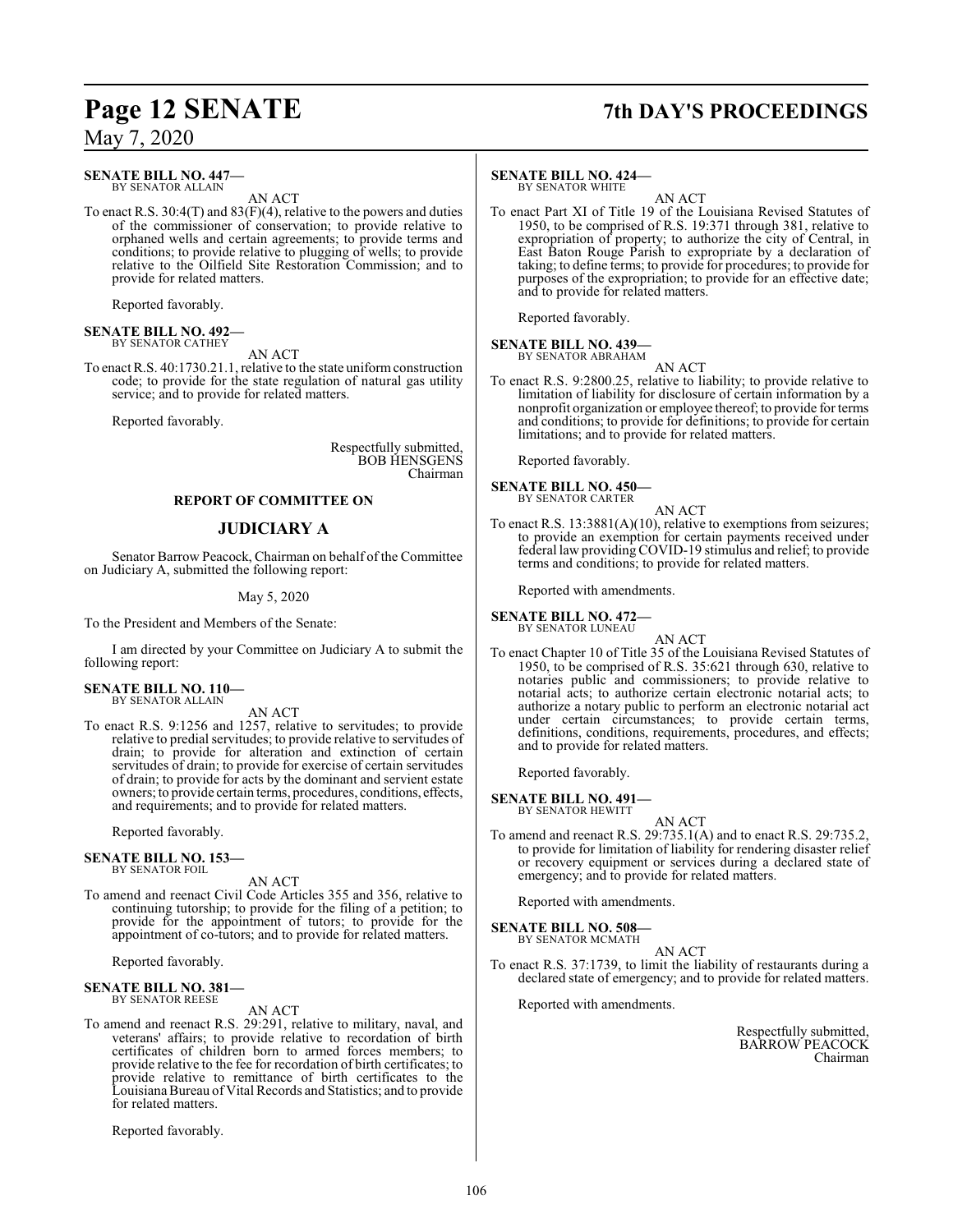**SENATE BILL NO. 447—**
BY SENATOR ALLAIN

AN ACT

To enact R.S. 30:4(T) and 83(F)(4), relative to the powers and duties of the commissioner of conservation; to provide relative to orphaned wells and certain agreements; to provide terms and conditions; to provide relative to plugging of wells; to provide relative to the Oilfield Site Restoration Commission; and to provide for related matters.

Reported favorably.

**SENATE BILL NO. 492—**
BY SENATOR CATHEY

AN ACT

To enact R.S. 40:1730.21.1, relative to the state uniform construction code; to provide for the state regulation of natural gas utility service; and to provide for related matters.

Reported favorably.

Respectfully submitted,
BOB HENSGENS
Chairman

## REPORT OF COMMITTEE ON

## JUDICIARY A

Senator Barrow Peacock, Chairman on behalf of the Committee on Judiciary A, submitted the following report:

May 5, 2020

To the President and Members of the Senate:

I am directed by your Committee on Judiciary A to submit the following report:

**SENATE BILL NO. 110—**
BY SENATOR ALLAIN

AN ACT

To enact R.S. 9:1256 and 1257, relative to servitudes; to provide relative to predial servitudes; to provide relative to servitudes of drain; to provide for alteration and extinction of certain servitudes of drain; to provide for exercise of certain servitudes of drain; to provide for acts by the dominant and servient estate owners; to provide certain terms, procedures, conditions, effects, and requirements; and to provide for related matters.

Reported favorably.

**SENATE BILL NO. 153—**
BY SENATOR FOIL

AN ACT

To amend and reenact Civil Code Articles 355 and 356, relative to continuing tutorship; to provide for the filing of a petition; to provide for the appointment of tutors; to provide for the appointment of co-tutors; and to provide for related matters.

Reported favorably.

**SENATE BILL NO. 381—**
BY SENATOR REESE

AN ACT

To amend and reenact R.S. 29:291, relative to military, naval, and veterans' affairs; to provide relative to recordation of birth certificates of children born to armed forces members; to provide relative to the fee for recordation of birth certificates; to provide relative to remittance of birth certificates to the Louisiana Bureau of Vital Records and Statistics; and to provide for related matters.

Reported favorably.

**SENATE BILL NO. 424—**
BY SENATOR WHITE

AN ACT

To enact Part XI of Title 19 of the Louisiana Revised Statutes of 1950, to be comprised of R.S. 19:371 through 381, relative to expropriation of property; to authorize the city of Central, in East Baton Rouge Parish to expropriate by a declaration of taking; to define terms; to provide for procedures; to provide for purposes of the expropriation; to provide for an effective date; and to provide for related matters.

Reported favorably.

**SENATE BILL NO. 439—**
BY SENATOR ABRAHAM

AN ACT

To enact R.S. 9:2800.25, relative to liability; to provide relative to limitation of liability for disclosure of certain information by a nonprofit organization or employee thereof; to provide for terms and conditions; to provide for definitions; to provide for certain limitations; and to provide for related matters.

Reported favorably.

**SENATE BILL NO. 450—**
BY SENATOR CARTER

AN ACT

To enact R.S. 13:3881(A)(10), relative to exemptions from seizures; to provide an exemption for certain payments received under federal law providing COVID-19 stimulus and relief; to provide terms and conditions; to provide for related matters.

Reported with amendments.

**SENATE BILL NO. 472—**
BY SENATOR LUNEAU

AN ACT

To enact Chapter 10 of Title 35 of the Louisiana Revised Statutes of 1950, to be comprised of R.S. 35:621 through 630, relative to notaries public and commissioners; to provide relative to notarial acts; to authorize certain electronic notarial acts; to authorize a notary public to perform an electronic notarial act under certain circumstances; to provide certain terms, definitions, conditions, requirements, procedures, and effects; and to provide for related matters.

Reported favorably.

**SENATE BILL NO. 491—**
BY SENATOR HEWITT

AN ACT

To amend and reenact R.S. 29:735.1(A) and to enact R.S. 29:735.2, to provide for limitation of liability for rendering disaster relief or recovery equipment or services during a declared state of emergency; and to provide for related matters.

Reported with amendments.

**SENATE BILL NO. 508—**
BY SENATOR MCMATH

AN ACT

To enact R.S. 37:1739, to limit the liability of restaurants during a declared state of emergency; and to provide for related matters.

Reported with amendments.

Respectfully submitted,
BARROW PEACOCK
Chairman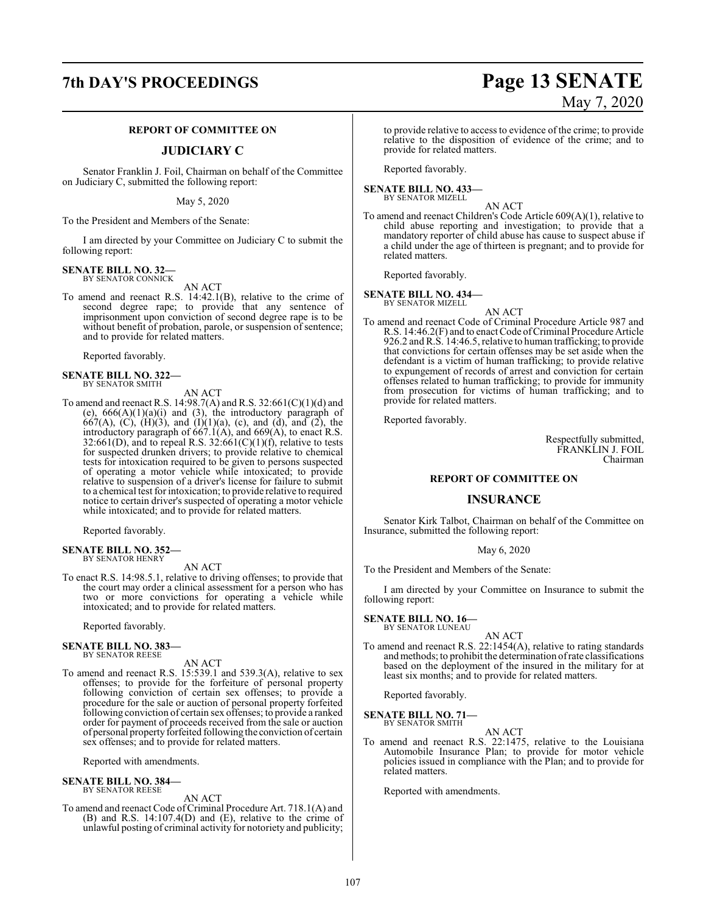## REPORT OF COMMITTEE ON

## JUDICIARY C

Senator Franklin J. Foil, Chairman on behalf of the Committee on Judiciary C, submitted the following report:

May 5, 2020

To the President and Members of the Senate:

I am directed by your Committee on Judiciary C to submit the following report:

**SENATE BILL NO. 32—**
BY SENATOR CONNICK

AN ACT

To amend and reenact R.S. 14:42.1(B), relative to the crime of second degree rape; to provide that any sentence of imprisonment upon conviction of second degree rape is to be without benefit of probation, parole, or suspension of sentence; and to provide for related matters.

Reported favorably.

**SENATE BILL NO. 322—**
BY SENATOR SMITH

AN ACT

To amend and reenact R.S. 14:98.7(A) and R.S. 32:661(C)(1)(d) and (e), 666(A)(1)(a)(i) and (3), the introductory paragraph of 667(A), (C), (H)(3), and (I)(1)(a), (c), and (d), and (2), the introductory paragraph of 667.1(A), and 669(A), to enact R.S. 32:661(D), and to repeal R.S. 32:661(C)(1)(f), relative to tests for suspected drunken drivers; to provide relative to chemical tests for intoxication required to be given to persons suspected of operating a motor vehicle while intoxicated; to provide relative to suspension of a driver's license for failure to submit to a chemical test for intoxication; to provide relative to required notice to certain driver's suspected of operating a motor vehicle while intoxicated; and to provide for related matters.

Reported favorably.

**SENATE BILL NO. 352—**
BY SENATOR HENRY

AN ACT

To enact R.S. 14:98.5.1, relative to driving offenses; to provide that the court may order a clinical assessment for a person who has two or more convictions for operating a vehicle while intoxicated; and to provide for related matters.

Reported favorably.

**SENATE BILL NO. 383—**
BY SENATOR REESE

AN ACT

To amend and reenact R.S. 15:539.1 and 539.3(A), relative to sex offenses; to provide for the forfeiture of personal property following conviction of certain sex offenses; to provide a procedure for the sale or auction of personal property forfeited following conviction of certain sex offenses; to provide a ranked order for payment of proceeds received from the sale or auction of personal property forfeited following the conviction of certain sex offenses; and to provide for related matters.

Reported with amendments.

**SENATE BILL NO. 384—**
BY SENATOR REESE

AN ACT

To amend and reenact Code of Criminal Procedure Art. 718.1(A) and (B) and R.S. 14:107.4(D) and (E), relative to the crime of unlawful posting of criminal activity for notoriety and publicity; to provide relative to access to evidence of the crime; to provide relative to the disposition of evidence of the crime; and to provide for related matters.

Reported favorably.

**SENATE BILL NO. 433—**
BY SENATOR MIZELL

AN ACT

To amend and reenact Children's Code Article 609(A)(1), relative to child abuse reporting and investigation; to provide that a mandatory reporter of child abuse has cause to suspect abuse if a child under the age of thirteen is pregnant; and to provide for related matters.

Reported favorably.

**SENATE BILL NO. 434—**
BY SENATOR MIZELL

AN ACT

To amend and reenact Code of Criminal Procedure Article 987 and R.S. 14:46.2(F) and to enact Code of Criminal Procedure Article 926.2 and R.S. 14:46.5, relative to human trafficking; to provide that convictions for certain offenses may be set aside when the defendant is a victim of human trafficking; to provide relative to expungement of records of arrest and conviction for certain offenses related to human trafficking; to provide for immunity from prosecution for victims of human trafficking; and to provide for related matters.

Reported favorably.

Respectfully submitted,
FRANKLIN J. FOIL
Chairman

## REPORT OF COMMITTEE ON

## INSURANCE

Senator Kirk Talbot, Chairman on behalf of the Committee on Insurance, submitted the following report:

May 6, 2020

To the President and Members of the Senate:

I am directed by your Committee on Insurance to submit the following report:

**SENATE BILL NO. 16—**
BY SENATOR LUNEAU

AN ACT

To amend and reenact R.S. 22:1454(A), relative to rating standards and methods; to prohibit the determination of rate classifications based on the deployment of the insured in the military for at least six months; and to provide for related matters.

Reported favorably.

**SENATE BILL NO. 71—**
BY SENATOR SMITH

AN ACT

To amend and reenact R.S. 22:1475, relative to the Louisiana Automobile Insurance Plan; to provide for motor vehicle policies issued in compliance with the Plan; and to provide for related matters.

Reported with amendments.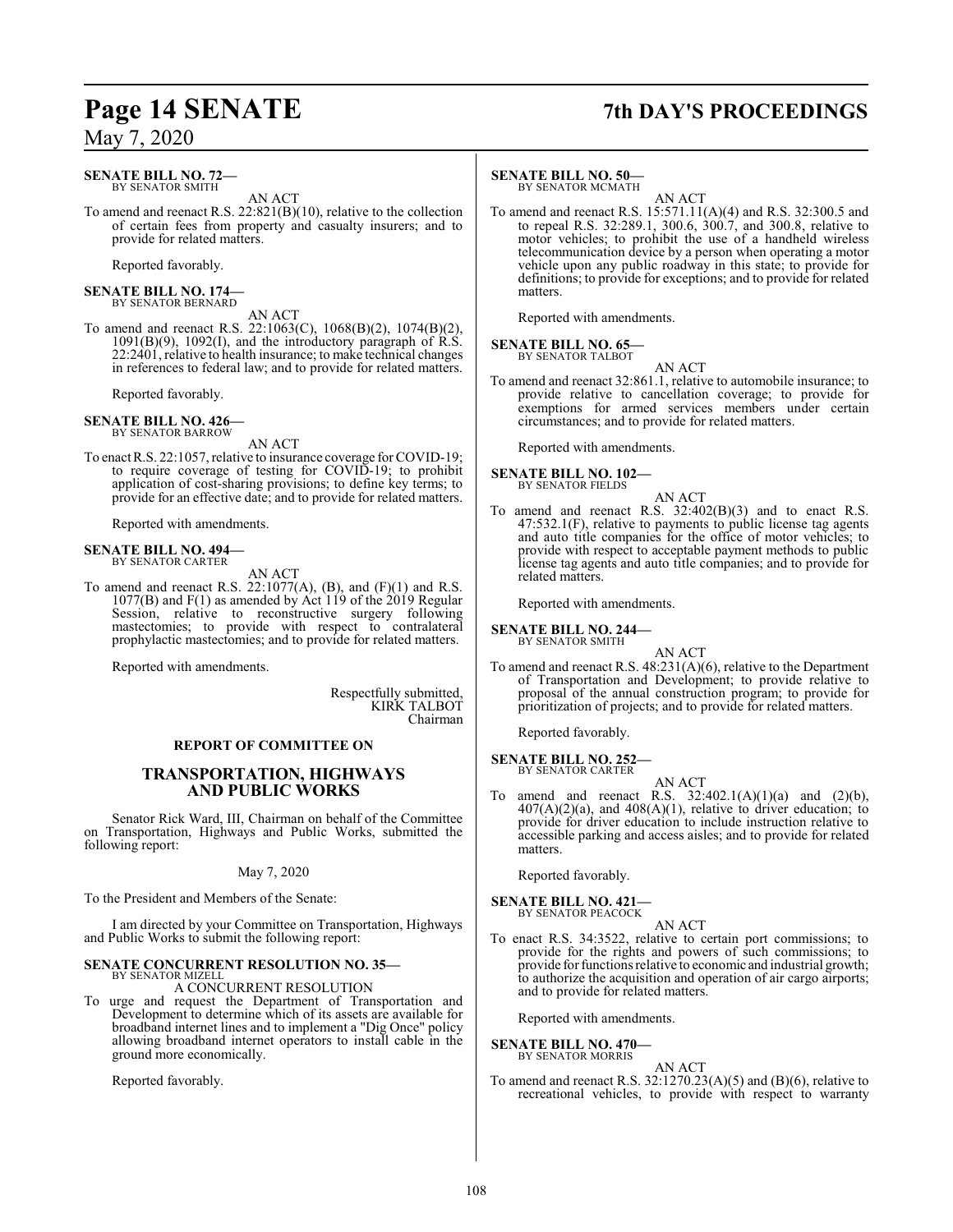**SENATE BILL NO. 72—**
BY SENATOR SMITH

AN ACT

To amend and reenact R.S. 22:821(B)(10), relative to the collection of certain fees from property and casualty insurers; and to provide for related matters.

Reported favorably.

**SENATE BILL NO. 174—**
BY SENATOR BERNARD

AN ACT

To amend and reenact R.S. 22:1063(C), 1068(B)(2), 1074(B)(2), 1091(B)(9), 1092(I), and the introductory paragraph of R.S. 22:2401, relative to health insurance; to make technical changes in references to federal law; and to provide for related matters.

Reported favorably.

**SENATE BILL NO. 426—**
BY SENATOR BARROW

AN ACT

To enact R.S. 22:1057, relative to insurance coverage for COVID-19; to require coverage of testing for COVID-19; to prohibit application of cost-sharing provisions; to define key terms; to provide for an effective date; and to provide for related matters.

Reported with amendments.

**SENATE BILL NO. 494—**
BY SENATOR CARTER

AN ACT

To amend and reenact R.S. 22:1077(A), (B), and (F)(1) and R.S. 1077(B) and F(1) as amended by Act 119 of the 2019 Regular Session, relative to reconstructive surgery following mastectomies; to provide with respect to contralateral prophylactic mastectomies; and to provide for related matters.

Reported with amendments.

Respectfully submitted,
KIRK TALBOT
Chairman

## REPORT OF COMMITTEE ON

## TRANSPORTATION, HIGHWAYS AND PUBLIC WORKS

Senator Rick Ward, III, Chairman on behalf of the Committee on Transportation, Highways and Public Works, submitted the following report:

May 7, 2020

To the President and Members of the Senate:

I am directed by your Committee on Transportation, Highways and Public Works to submit the following report:

**SENATE CONCURRENT RESOLUTION NO. 35—**
BY SENATOR MIZELL

A CONCURRENT RESOLUTION

To urge and request the Department of Transportation and Development to determine which of its assets are available for broadband internet lines and to implement a "Dig Once" policy allowing broadband internet operators to install cable in the ground more economically.

Reported favorably.

**SENATE BILL NO. 50—**
BY SENATOR MCMATH

AN ACT

To amend and reenact R.S. 15:571.11(A)(4) and R.S. 32:300.5 and to repeal R.S. 32:289.1, 300.6, 300.7, and 300.8, relative to motor vehicles; to prohibit the use of a handheld wireless telecommunication device by a person when operating a motor vehicle upon any public roadway in this state; to provide for definitions; to provide for exceptions; and to provide for related matters.

Reported with amendments.

**SENATE BILL NO. 65—**
BY SENATOR TALBOT

AN ACT

To amend and reenact 32:861.1, relative to automobile insurance; to provide relative to cancellation coverage; to provide for exemptions for armed services members under certain circumstances; and to provide for related matters.

Reported with amendments.

**SENATE BILL NO. 102—**
BY SENATOR FIELDS

AN ACT

To amend and reenact R.S. 32:402(B)(3) and to enact R.S. 47:532.1(F), relative to payments to public license tag agents and auto title companies for the office of motor vehicles; to provide with respect to acceptable payment methods to public license tag agents and auto title companies; and to provide for related matters.

Reported with amendments.

**SENATE BILL NO. 244—**
BY SENATOR SMITH

AN ACT

To amend and reenact R.S. 48:231(A)(6), relative to the Department of Transportation and Development; to provide relative to proposal of the annual construction program; to provide for prioritization of projects; and to provide for related matters.

Reported favorably.

**SENATE BILL NO. 252—**
BY SENATOR CARTER

AN ACT

To amend and reenact R.S. 32:402.1(A)(1)(a) and (2)(b), 407(A)(2)(a), and 408(A)(1), relative to driver education; to provide for driver education to include instruction relative to accessible parking and access aisles; and to provide for related matters.

Reported favorably.

**SENATE BILL NO. 421—**
BY SENATOR PEACOCK

AN ACT

To enact R.S. 34:3522, relative to certain port commissions; to provide for the rights and powers of such commissions; to provide for functions relative to economic and industrial growth; to authorize the acquisition and operation of air cargo airports; and to provide for related matters.

Reported with amendments.

**SENATE BILL NO. 470—**
BY SENATOR MORRIS

AN ACT

To amend and reenact R.S. 32:1270.23(A)(5) and (B)(6), relative to recreational vehicles, to provide with respect to warranty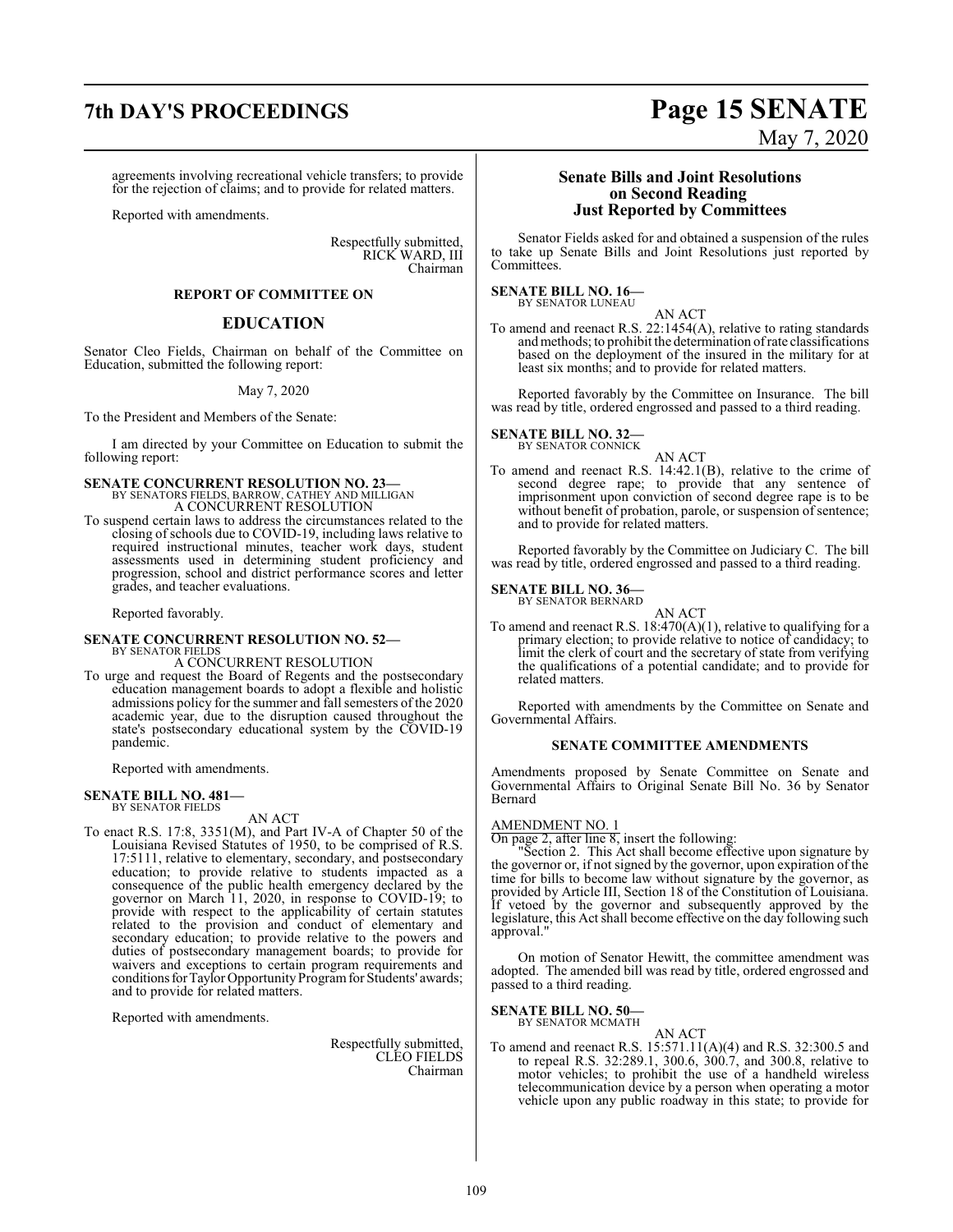agreements involving recreational vehicle transfers; to provide for the rejection of claims; and to provide for related matters.

Reported with amendments.

Respectfully submitted,
RICK WARD, III
Chairman

**REPORT OF COMMITTEE ON**

## EDUCATION

Senator Cleo Fields, Chairman on behalf of the Committee on Education, submitted the following report:

May 7, 2020

To the President and Members of the Senate:

I am directed by your Committee on Education to submit the following report:

**SENATE CONCURRENT RESOLUTION NO. 23—**
BY SENATORS FIELDS, BARROW, CATHEY AND MILLIGAN
A CONCURRENT RESOLUTION

To suspend certain laws to address the circumstances related to the closing of schools due to COVID-19, including laws relative to required instructional minutes, teacher work days, student assessments used in determining student proficiency and progression, school and district performance scores and letter grades, and teacher evaluations.

Reported favorably.

**SENATE CONCURRENT RESOLUTION NO. 52—**
BY SENATOR FIELDS
A CONCURRENT RESOLUTION

To urge and request the Board of Regents and the postsecondary education management boards to adopt a flexible and holistic admissions policy for the summer and fall semesters of the 2020 academic year, due to the disruption caused throughout the state's postsecondary educational system by the COVID-19 pandemic.

Reported with amendments.

**SENATE BILL NO. 481—**
BY SENATOR FIELDS
AN ACT

To enact R.S. 17:8, 3351(M), and Part IV-A of Chapter 50 of the Louisiana Revised Statutes of 1950, to be comprised of R.S. 17:5111, relative to elementary, secondary, and postsecondary education; to provide relative to students impacted as a consequence of the public health emergency declared by the governor on March 11, 2020, in response to COVID-19; to provide with respect to the applicability of certain statutes related to the provision and conduct of elementary and secondary education; to provide relative to the powers and duties of postsecondary management boards; to provide for waivers and exceptions to certain program requirements and conditions for Taylor Opportunity Program for Students' awards; and to provide for related matters.

Reported with amendments.

Respectfully submitted,
CLEO FIELDS
Chairman

### Senate Bills and Joint Resolutions on Second Reading Just Reported by Committees

Senator Fields asked for and obtained a suspension of the rules to take up Senate Bills and Joint Resolutions just reported by Committees.

**SENATE BILL NO. 16—**
BY SENATOR LUNEAU
AN ACT

To amend and reenact R.S. 22:1454(A), relative to rating standards and methods; to prohibit the determination of rate classifications based on the deployment of the insured in the military for at least six months; and to provide for related matters.

Reported favorably by the Committee on Insurance. The bill was read by title, ordered engrossed and passed to a third reading.

**SENATE BILL NO. 32—**
BY SENATOR CONNICK
AN ACT

To amend and reenact R.S. 14:42.1(B), relative to the crime of second degree rape; to provide that any sentence of imprisonment upon conviction of second degree rape is to be without benefit of probation, parole, or suspension of sentence; and to provide for related matters.

Reported favorably by the Committee on Judiciary C. The bill was read by title, ordered engrossed and passed to a third reading.

**SENATE BILL NO. 36—**
BY SENATOR BERNARD
AN ACT

To amend and reenact R.S. 18:470(A)(1), relative to qualifying for a primary election; to provide relative to notice of candidacy; to limit the clerk of court and the secretary of state from verifying the qualifications of a potential candidate; and to provide for related matters.

Reported with amendments by the Committee on Senate and Governmental Affairs.

**SENATE COMMITTEE AMENDMENTS**

Amendments proposed by Senate Committee on Senate and Governmental Affairs to Original Senate Bill No. 36 by Senator Bernard

AMENDMENT NO. 1
On page 2, after line 8, insert the following:

"Section 2. This Act shall become effective upon signature by the governor or, if not signed by the governor, upon expiration of the time for bills to become law without signature by the governor, as provided by Article III, Section 18 of the Constitution of Louisiana. If vetoed by the governor and subsequently approved by the legislature, this Act shall become effective on the day following such approval."

On motion of Senator Hewitt, the committee amendment was adopted. The amended bill was read by title, ordered engrossed and passed to a third reading.

**SENATE BILL NO. 50—**
BY SENATOR MCMATH
AN ACT

To amend and reenact R.S. 15:571.11(A)(4) and R.S. 32:300.5 and to repeal R.S. 32:289.1, 300.6, 300.7, and 300.8, relative to motor vehicles; to prohibit the use of a handheld wireless telecommunication device by a person when operating a motor vehicle upon any public roadway in this state; to provide for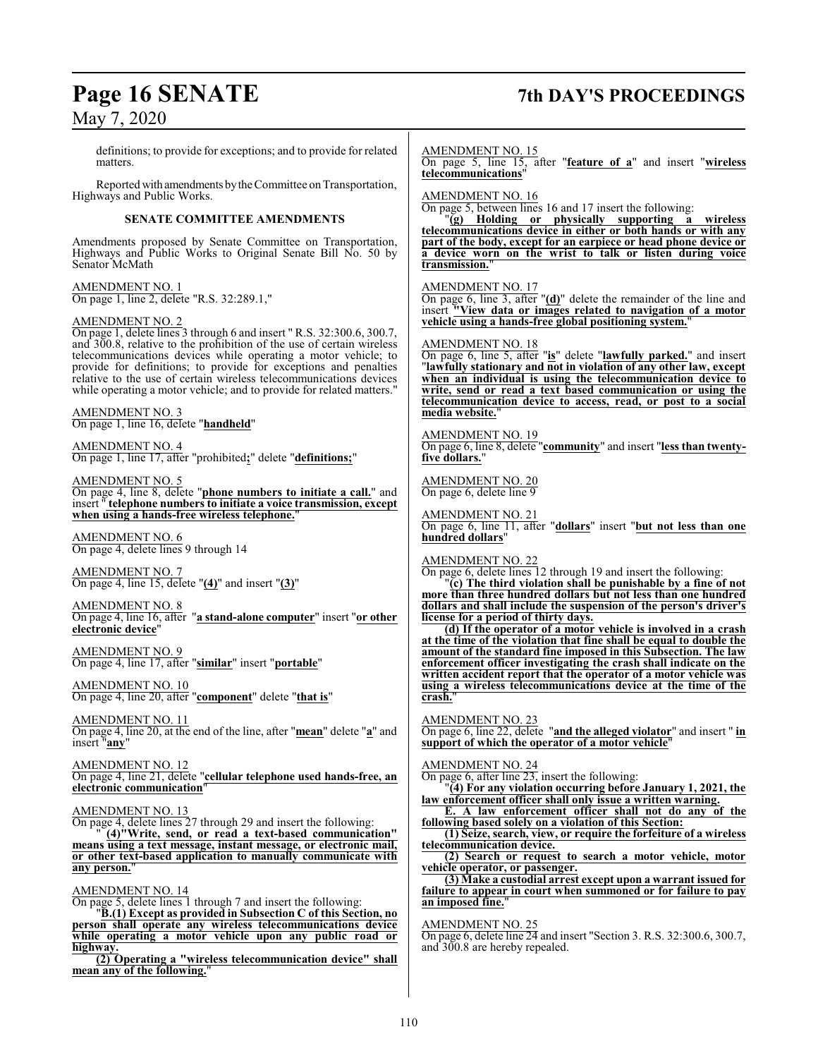definitions; to provide for exceptions; and to provide for related matters.

Reported with amendments by the Committee on Transportation, Highways and Public Works.

### SENATE COMMITTEE AMENDMENTS

Amendments proposed by Senate Committee on Transportation, Highways and Public Works to Original Senate Bill No. 50 by Senator McMath

AMENDMENT NO. 1
On page 1, line 2, delete "R.S. 32:289.1,"

AMENDMENT NO. 2
On page 1, delete lines 3 through 6 and insert " R.S. 32:300.6, 300.7, and 300.8, relative to the prohibition of the use of certain wireless telecommunications devices while operating a motor vehicle; to provide for definitions; to provide for exceptions and penalties relative to the use of certain wireless telecommunications devices while operating a motor vehicle; and to provide for related matters."

AMENDMENT NO. 3
On page 1, line 16, delete "**handheld**"

AMENDMENT NO. 4
On page 1, line 17, after "prohibited**;**" delete "**definitions;**"

AMENDMENT NO. 5
On page 4, line 8, delete "**phone numbers to initiate a call.**" and insert " **telephone numbers to initiate a voice transmission, except when using a hands-free wireless telephone.**"

AMENDMENT NO. 6
On page 4, delete lines 9 through 14

AMENDMENT NO. 7
On page 4, line 15, delete "**(4)**" and insert "**(3)**"

AMENDMENT NO. 8
On page 4, line 16, after "**a stand-alone computer**" insert "**or other electronic device**"

AMENDMENT NO. 9
On page 4, line 17, after "**similar**" insert "**portable**"

AMENDMENT NO. 10
On page 4, line 20, after "**component**" delete "**that is**"

AMENDMENT NO. 11
On page 4, line 20, at the end of the line, after "**mean**" delete "**a**" and insert "**any**"

AMENDMENT NO. 12
On page 4, line 21, delete "**cellular telephone used hands-free, an electronic communication**"

AMENDMENT NO. 13
On page 4, delete lines 27 through 29 and insert the following:

" **(4)"Write, send, or read a text-based communication" means using a text message, instant message, or electronic mail, or other text-based application to manually communicate with any person.**"

AMENDMENT NO. 14
On page 5, delete lines 1 through 7 and insert the following:

"**B.(1) Except as provided in Subsection C of this Section, no person shall operate any wireless telecommunications device while operating a motor vehicle upon any public road or highway.**

**(2) Operating a "wireless telecommunication device" shall mean any of the following.**"

AMENDMENT NO. 15
On page 5, line 15, after "**feature of a**" and insert "**wireless telecommunications**"

AMENDMENT NO. 16
On page 5, between lines 16 and 17 insert the following:

"**(g) Holding or physically supporting a wireless telecommunications device in either or both hands or with any part of the body, except for an earpiece or head phone device or a device worn on the wrist to talk or listen during voice transmission.**"

AMENDMENT NO. 17
On page 6, line 3, after "**(d)**" delete the remainder of the line and insert "**View data or images related to navigation of a motor vehicle using a hands-free global positioning system.**"

AMENDMENT NO. 18
On page 6, line 5, after "**is**" delete "**lawfully parked.**" and insert "**lawfully stationary and not in violation of any other law, except when an individual is using the telecommunication device to write, send or read a text based communication or using the telecommunication device to access, read, or post to a social media website.**"

AMENDMENT NO. 19
On page 6, line 8, delete "**community**" and insert "**less than twenty-five dollars.**"

AMENDMENT NO. 20
On page 6, delete line 9

AMENDMENT NO. 21
On page 6, line 11, after "**dollars**" insert "**but not less than one hundred dollars**"

AMENDMENT NO. 22
On page 6, delete lines 12 through 19 and insert the following:

"**(c) The third violation shall be punishable by a fine of not more than three hundred dollars but not less than one hundred dollars and shall include the suspension of the person's driver's license for a period of thirty days.**

**(d) If the operator of a motor vehicle is involved in a crash at the time of the violation that fine shall be equal to double the amount of the standard fine imposed in this Subsection. The law enforcement officer investigating the crash shall indicate on the written accident report that the operator of a motor vehicle was using a wireless telecommunications device at the time of the crash.**"

AMENDMENT NO. 23
On page 6, line 22, delete "**and the alleged violator**" and insert " **in support of which the operator of a motor vehicle**"

AMENDMENT NO. 24
On page 6, after line 23, insert the following:

"**(4) For any violation occurring before January 1, 2021, the law enforcement officer shall only issue a written warning.**

**E. A law enforcement officer shall not do any of the following based solely on a violation of this Section:**

**(1) Seize, search, view, or require the forfeiture of a wireless telecommunication device.**

**(2) Search or request to search a motor vehicle, motor vehicle operator, or passenger.**

**(3) Make a custodial arrest except upon a warrant issued for failure to appear in court when summoned or for failure to pay an imposed fine.**"

AMENDMENT NO. 25
On page 6, delete line 24 and insert "Section 3. R.S. 32:300.6, 300.7, and 300.8 are hereby repealed.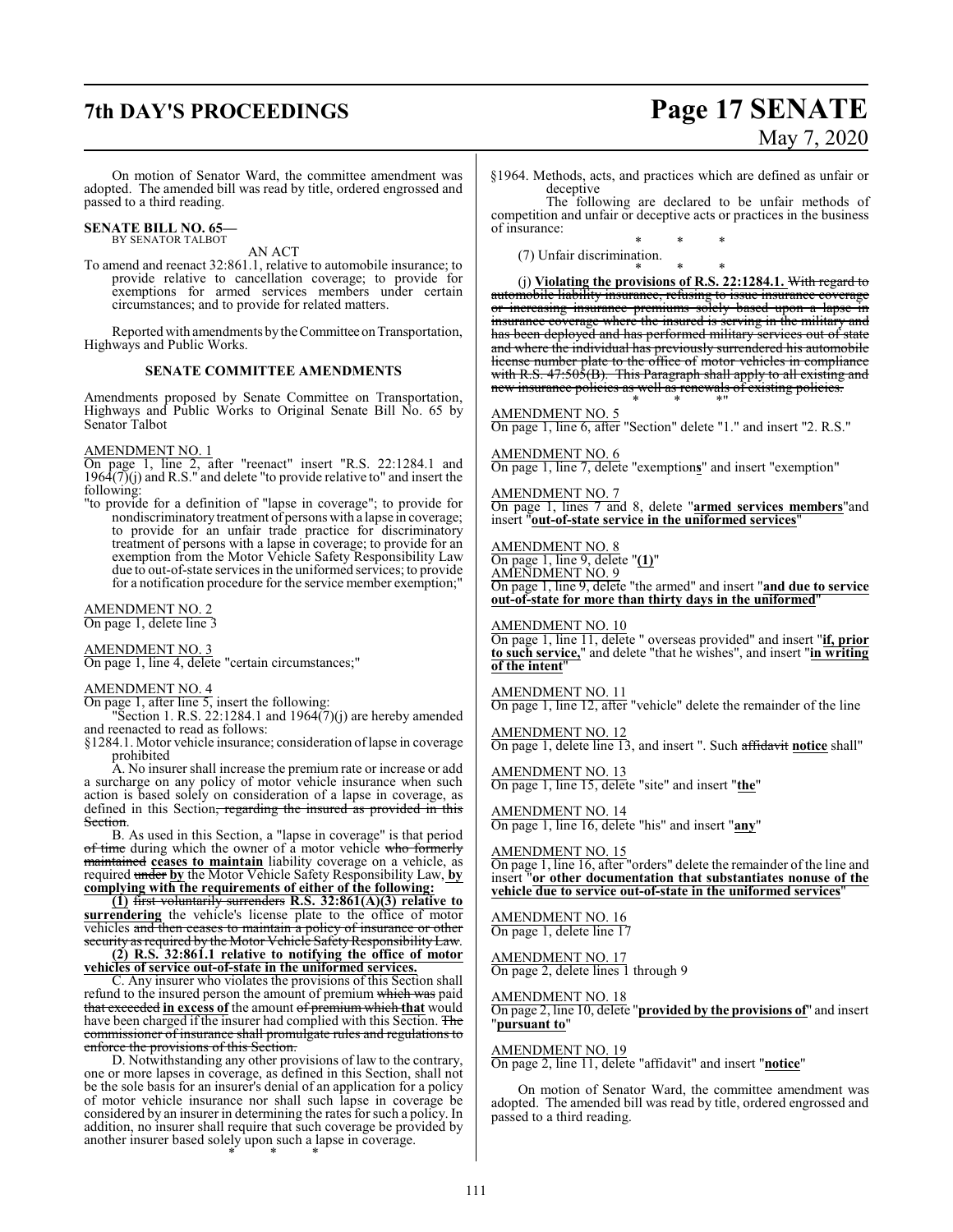On motion of Senator Ward, the committee amendment was adopted. The amended bill was read by title, ordered engrossed and passed to a third reading.

**SENATE BILL NO. 65—**
BY SENATOR TALBOT

AN ACT

To amend and reenact 32:861.1, relative to automobile insurance; to provide relative to cancellation coverage; to provide for exemptions for armed services members under certain circumstances; and to provide for related matters.

Reported with amendments by the Committee on Transportation, Highways and Public Works.

## SENATE COMMITTEE AMENDMENTS

Amendments proposed by Senate Committee on Transportation, Highways and Public Works to Original Senate Bill No. 65 by Senator Talbot

AMENDMENT NO. 1
On page 1, line 2, after "reenact" insert "R.S. 22:1284.1 and 1964(7)(j) and R.S." and delete "to provide relative to" and insert the following:
"to provide for a definition of "lapse in coverage"; to provide for nondiscriminatory treatment of persons with a lapse in coverage; to provide for an unfair trade practice for discriminatory treatment of persons with a lapse in coverage; to provide for an exemption from the Motor Vehicle Safety Responsibility Law due to out-of-state services in the uniformed services; to provide for a notification procedure for the service member exemption;"

AMENDMENT NO. 2
On page 1, delete line 3

AMENDMENT NO. 3
On page 1, line 4, delete "certain circumstances;"

AMENDMENT NO. 4
On page 1, after line 5, insert the following:
"Section 1. R.S. 22:1284.1 and 1964(7)(j) are hereby amended and reenacted to read as follows:
§1284.1. Motor vehicle insurance; consideration of lapse in coverage prohibited

A. No insurer shall increase the premium rate or increase or add a surcharge on any policy of motor vehicle insurance when such action is based solely on consideration of a lapse in coverage, as defined in this Section~~, regarding the insured as provided in this Section~~.

B. As used in this Section, a "lapse in coverage" is that period ~~of time~~ during which the owner of a motor vehicle ~~who formerly maintained~~ **ceases to maintain** liability coverage on a vehicle, as required ~~under~~ **by** the Motor Vehicle Safety Responsibility Law, **by complying with the requirements of either of the following:**

**(1)** ~~first voluntarily surrenders~~ **R.S. 32:861(A)(3) relative to surrendering** the vehicle's license plate to the office of motor vehicles ~~and then ceases to maintain a policy of insurance or other security as required by the Motor Vehicle Safety Responsibility Law~~.

**(2) R.S. 32:861.1 relative to notifying the office of motor vehicles of service out-of-state in the uniformed services.**

C. Any insurer who violates the provisions of this Section shall refund to the insured person the amount of premium ~~which was~~ paid ~~that exceeded~~ **in excess of** the amount ~~of premium which~~ **that** would have been charged if the insurer had complied with this Section. ~~The commissioner of insurance shall promulgate rules and regulations to enforce the provisions of this Section.~~

D. Notwithstanding any other provisions of law to the contrary, one or more lapses in coverage, as defined in this Section, shall not be the sole basis for an insurer's denial of an application for a policy of motor vehicle insurance nor shall such lapse in coverage be considered by an insurer in determining the rates for such a policy. In addition, no insurer shall require that such coverage be provided by another insurer based solely upon such a lapse in coverage.

\* \* \*

§1964. Methods, acts, and practices which are defined as unfair or deceptive

The following are declared to be unfair methods of competition and unfair or deceptive acts or practices in the business of insurance:

\* \* \*

(7) Unfair discrimination.

\* \* \*

(j) **Violating the provisions of R.S. 22:1284.1.** ~~With regard to automobile liability insurance, refusing to issue insurance coverage or increasing insurance premiums solely based upon a lapse in insurance coverage where the insured is serving in the military and has been deployed and has performed military services out of state and where the individual has previously surrendered his automobile license number plate to the office of motor vehicles in compliance with R.S. 47:505(B). This Paragraph shall apply to all existing and new insurance policies as well as renewals of existing policies.~~

\* \* \*"

AMENDMENT NO. 5
On page 1, line 6, after "Section" delete "1." and insert "2. R.S."

AMENDMENT NO. 6
On page 1, line 7, delete "exemption**s**" and insert "exemption"

AMENDMENT NO. 7
On page 1, lines 7 and 8, delete "**armed services members**" and insert "**out-of-state service in the uniformed services**"

AMENDMENT NO. 8
On page 1, line 9, delete "**(1)**"

AMENDMENT NO. 9
On page 1, line 9, delete "the armed" and insert "**and due to service out-of-state for more than thirty days in the uniformed**"

AMENDMENT NO. 10
On page 1, line 11, delete " overseas provided" and insert "**if, prior to such service,**" and delete "that he wishes", and insert "**in writing of the intent**"

AMENDMENT NO. 11
On page 1, line 12, after "vehicle" delete the remainder of the line

AMENDMENT NO. 12
On page 1, delete line 13, and insert ". Such ~~affidavit~~ **notice** shall"

AMENDMENT NO. 13
On page 1, line 15, delete "site" and insert "**the**"

AMENDMENT NO. 14
On page 1, line 16, delete "his" and insert "**any**"

AMENDMENT NO. 15
On page 1, line 16, after "orders" delete the remainder of the line and insert "**or other documentation that substantiates nonuse of the vehicle due to service out-of-state in the uniformed services**"

AMENDMENT NO. 16
On page 1, delete line 17

AMENDMENT NO. 17
On page 2, delete lines 1 through 9

AMENDMENT NO. 18
On page 2, line 10, delete "**provided by the provisions of**" and insert "**pursuant to**"

AMENDMENT NO. 19
On page 2, line 11, delete "affidavit" and insert "**notice**"

On motion of Senator Ward, the committee amendment was adopted. The amended bill was read by title, ordered engrossed and passed to a third reading.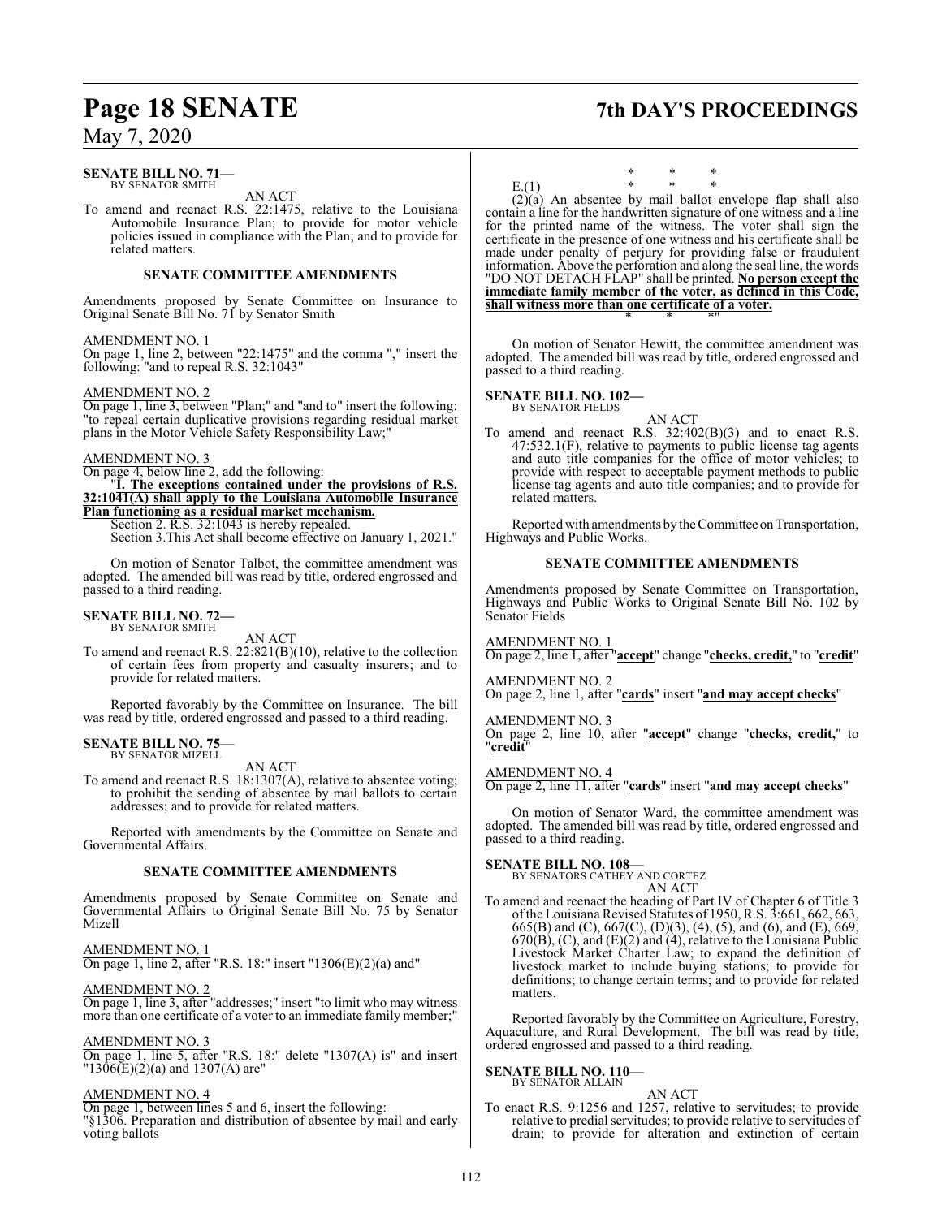**SENATE BILL NO. 71—**
BY SENATOR SMITH

AN ACT

To amend and reenact R.S. 22:1475, relative to the Louisiana Automobile Insurance Plan; to provide for motor vehicle policies issued in compliance with the Plan; and to provide for related matters.

**SENATE COMMITTEE AMENDMENTS**

Amendments proposed by Senate Committee on Insurance to Original Senate Bill No. 71 by Senator Smith

AMENDMENT NO. 1
On page 1, line 2, between "22:1475" and the comma "," insert the following: "and to repeal R.S. 32:1043"

AMENDMENT NO. 2
On page 1, line 3, between "Plan;" and "and to" insert the following: "to repeal certain duplicative provisions regarding residual market plans in the Motor Vehicle Safety Responsibility Law;"

AMENDMENT NO. 3
On page 4, below line 2, add the following:
"**I. The exceptions contained under the provisions of R.S. 32:1041(A) shall apply to the Louisiana Automobile Insurance Plan functioning as a residual market mechanism.**
Section 2. R.S. 32:1043 is hereby repealed.
Section 3.This Act shall become effective on January 1, 2021."

On motion of Senator Talbot, the committee amendment was adopted. The amended bill was read by title, ordered engrossed and passed to a third reading.

**SENATE BILL NO. 72—**
BY SENATOR SMITH

AN ACT

To amend and reenact R.S. 22:821(B)(10), relative to the collection of certain fees from property and casualty insurers; and to provide for related matters.

Reported favorably by the Committee on Insurance. The bill was read by title, ordered engrossed and passed to a third reading.

**SENATE BILL NO. 75—**
BY SENATOR MIZELL

AN ACT

To amend and reenact R.S. 18:1307(A), relative to absentee voting; to prohibit the sending of absentee by mail ballots to certain addresses; and to provide for related matters.

Reported with amendments by the Committee on Senate and Governmental Affairs.

**SENATE COMMITTEE AMENDMENTS**

Amendments proposed by Senate Committee on Senate and Governmental Affairs to Original Senate Bill No. 75 by Senator Mizell

AMENDMENT NO. 1
On page 1, line 2, after "R.S. 18:" insert "1306(E)(2)(a) and"

AMENDMENT NO. 2
On page 1, line 3, after "addresses;" insert "to limit who may witness more than one certificate of a voter to an immediate family member;"

AMENDMENT NO. 3
On page 1, line 5, after "R.S. 18:" delete "1307(A) is" and insert "1306(E)(2)(a) and 1307(A) are"

AMENDMENT NO. 4
On page 1, between lines 5 and 6, insert the following:
"§1306. Preparation and distribution of absentee by mail and early voting ballots

\* \* \*

E.(1) \* \* \*

(2)(a) An absentee by mail ballot envelope flap shall also contain a line for the handwritten signature of one witness and a line for the printed name of the witness. The voter shall sign the certificate in the presence of one witness and his certificate shall be made under penalty of perjury for providing false or fraudulent information. Above the perforation and along the seal line, the words "DO NOT DETACH FLAP" shall be printed. **No person except the immediate family member of the voter, as defined in this Code, shall witness more than one certificate of a voter.**

\* \* \*"

On motion of Senator Hewitt, the committee amendment was adopted. The amended bill was read by title, ordered engrossed and passed to a third reading.

**SENATE BILL NO. 102—**
BY SENATOR FIELDS

AN ACT

To amend and reenact R.S. 32:402(B)(3) and to enact R.S. 47:532.1(F), relative to payments to public license tag agents and auto title companies for the office of motor vehicles; to provide with respect to acceptable payment methods to public license tag agents and auto title companies; and to provide for related matters.

Reported with amendments by the Committee on Transportation, Highways and Public Works.

**SENATE COMMITTEE AMENDMENTS**

Amendments proposed by Senate Committee on Transportation, Highways and Public Works to Original Senate Bill No. 102 by Senator Fields

AMENDMENT NO. 1
On page 2, line 1, after "**accept**" change "**checks, credit,**" to "**credit**"

AMENDMENT NO. 2
On page 2, line 1, after "**cards**" insert "**and may accept checks**"

AMENDMENT NO. 3
On page 2, line 10, after "**accept**" change "**checks, credit,**" to "**credit**"

AMENDMENT NO. 4
On page 2, line 11, after "**cards**" insert "**and may accept checks**"

On motion of Senator Ward, the committee amendment was adopted. The amended bill was read by title, ordered engrossed and passed to a third reading.

**SENATE BILL NO. 108—**
BY SENATORS CATHEY AND CORTEZ

AN ACT

To amend and reenact the heading of Part IV of Chapter 6 of Title 3 of the Louisiana Revised Statutes of 1950, R.S. 3:661, 662, 663, 665(B) and (C), 667(C), (D)(3), (4), (5), and (6), and (E), 669, 670(B), (C), and (E)(2) and (4), relative to the Louisiana Public Livestock Market Charter Law; to expand the definition of livestock market to include buying stations; to provide for definitions; to change certain terms; and to provide for related matters.

Reported favorably by the Committee on Agriculture, Forestry, Aquaculture, and Rural Development. The bill was read by title, ordered engrossed and passed to a third reading.

**SENATE BILL NO. 110—**
BY SENATOR ALLAIN

AN ACT

To enact R.S. 9:1256 and 1257, relative to servitudes; to provide relative to predial servitudes; to provide relative to servitudes of drain; to provide for alteration and extinction of certain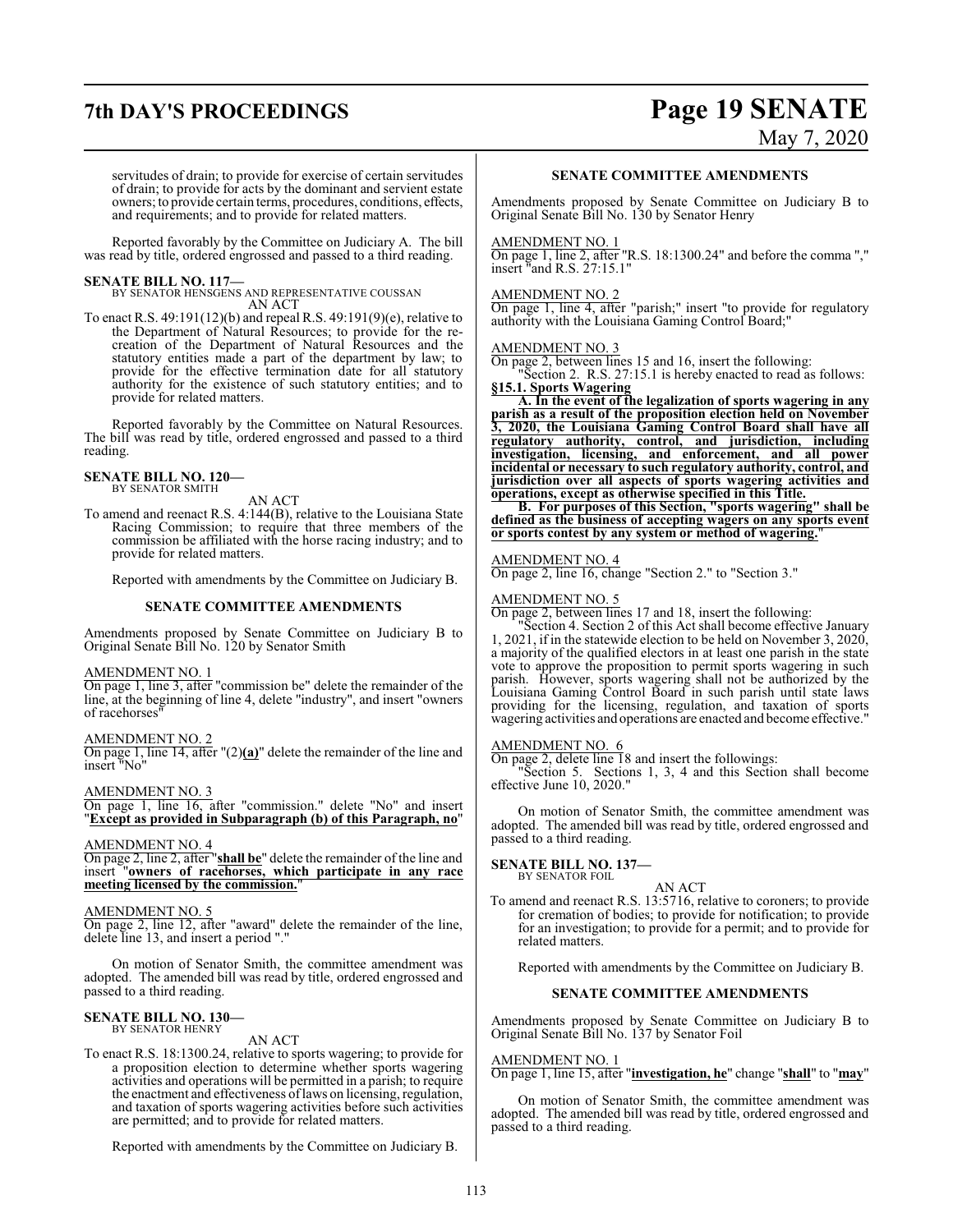servitudes of drain; to provide for exercise of certain servitudes of drain; to provide for acts by the dominant and servient estate owners; to provide certain terms, procedures, conditions, effects, and requirements; and to provide for related matters.

Reported favorably by the Committee on Judiciary A. The bill was read by title, ordered engrossed and passed to a third reading.

**SENATE BILL NO. 117—**
BY SENATOR HENSGENS AND REPRESENTATIVE COUSSAN
AN ACT

To enact R.S. 49:191(12)(b) and repeal R.S. 49:191(9)(e), relative to the Department of Natural Resources; to provide for the re-creation of the Department of Natural Resources and the statutory entities made a part of the department by law; to provide for the effective termination date for all statutory authority for the existence of such statutory entities; and to provide for related matters.

Reported favorably by the Committee on Natural Resources. The bill was read by title, ordered engrossed and passed to a third reading.

**SENATE BILL NO. 120—**
BY SENATOR SMITH
AN ACT

To amend and reenact R.S. 4:144(B), relative to the Louisiana State Racing Commission; to require that three members of the commission be affiliated with the horse racing industry; and to provide for related matters.

Reported with amendments by the Committee on Judiciary B.

**SENATE COMMITTEE AMENDMENTS**

Amendments proposed by Senate Committee on Judiciary B to Original Senate Bill No. 120 by Senator Smith

AMENDMENT NO. 1
On page 1, line 3, after "commission be" delete the remainder of the line, at the beginning of line 4, delete "industry", and insert "owners of racehorses"

AMENDMENT NO. 2
On page 1, line 14, after "(2)**(a)**" delete the remainder of the line and insert "No"

AMENDMENT NO. 3
On page 1, line 16, after "commission." delete "No" and insert "**Except as provided in Subparagraph (b) of this Paragraph, no**"

AMENDMENT NO. 4
On page 2, line 2, after "**shall be**" delete the remainder of the line and insert "**owners of racehorses, which participate in any race meeting licensed by the commission.**"

AMENDMENT NO. 5
On page 2, line 12, after "award" delete the remainder of the line, delete line 13, and insert a period "."

On motion of Senator Smith, the committee amendment was adopted. The amended bill was read by title, ordered engrossed and passed to a third reading.

**SENATE BILL NO. 130—**
BY SENATOR HENRY
AN ACT

To enact R.S. 18:1300.24, relative to sports wagering; to provide for a proposition election to determine whether sports wagering activities and operations will be permitted in a parish; to require the enactment and effectiveness of laws on licensing, regulation, and taxation of sports wagering activities before such activities are permitted; and to provide for related matters.

Reported with amendments by the Committee on Judiciary B.

**SENATE COMMITTEE AMENDMENTS**

Amendments proposed by Senate Committee on Judiciary B to Original Senate Bill No. 130 by Senator Henry

AMENDMENT NO. 1
On page 1, line 2, after "R.S. 18:1300.24" and before the comma "," insert "and R.S. 27:15.1"

AMENDMENT NO. 2
On page 1, line 4, after "parish;" insert "to provide for regulatory authority with the Louisiana Gaming Control Board;"

AMENDMENT NO. 3
On page 2, between lines 15 and 16, insert the following:

"Section 2. R.S. 27:15.1 is hereby enacted to read as follows:

**§15.1. Sports Wagering**

**A. In the event of the legalization of sports wagering in any parish as a result of the proposition election held on November 3, 2020, the Louisiana Gaming Control Board shall have all regulatory authority, control, and jurisdiction, including investigation, licensing, and enforcement, and all power incidental or necessary to such regulatory authority, control, and jurisdiction over all aspects of sports wagering activities and operations, except as otherwise specified in this Title.**

**B. For purposes of this Section, "sports wagering" shall be defined as the business of accepting wagers on any sports event or sports contest by any system or method of wagering.**"

AMENDMENT NO. 4
On page 2, line 16, change "Section 2." to "Section 3."

AMENDMENT NO. 5
On page 2, between lines 17 and 18, insert the following:

"Section 4. Section 2 of this Act shall become effective January 1, 2021, if in the statewide election to be held on November 3, 2020, a majority of the qualified electors in at least one parish in the state vote to approve the proposition to permit sports wagering in such parish. However, sports wagering shall not be authorized by the Louisiana Gaming Control Board in such parish until state laws providing for the licensing, regulation, and taxation of sports wagering activities and operations are enacted and become effective."

AMENDMENT NO. 6
On page 2, delete line 18 and insert the followings:

"Section 5. Sections 1, 3, 4 and this Section shall become effective June 10, 2020."

On motion of Senator Smith, the committee amendment was adopted. The amended bill was read by title, ordered engrossed and passed to a third reading.

**SENATE BILL NO. 137—**
BY SENATOR FOIL
AN ACT

To amend and reenact R.S. 13:5716, relative to coroners; to provide for cremation of bodies; to provide for notification; to provide for an investigation; to provide for a permit; and to provide for related matters.

Reported with amendments by the Committee on Judiciary B.

**SENATE COMMITTEE AMENDMENTS**

Amendments proposed by Senate Committee on Judiciary B to Original Senate Bill No. 137 by Senator Foil

AMENDMENT NO. 1
On page 1, line 15, after "**investigation, he**" change "**shall**" to "**may**"

On motion of Senator Smith, the committee amendment was adopted. The amended bill was read by title, ordered engrossed and passed to a third reading.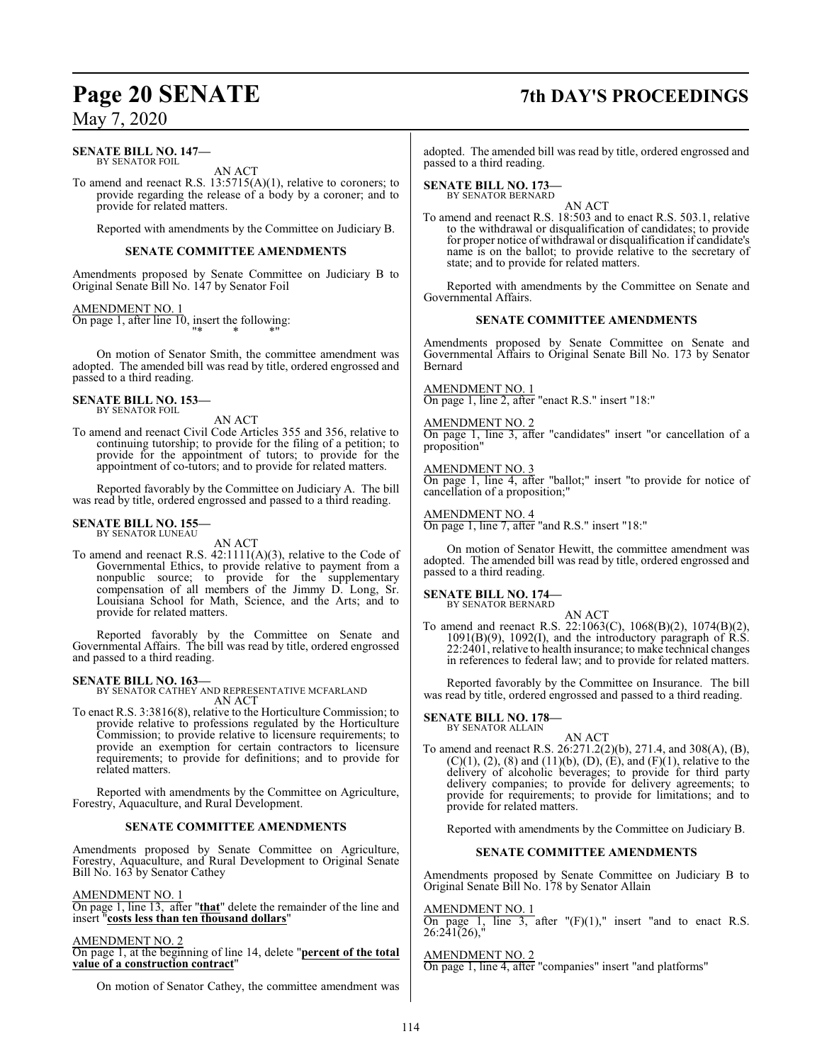**SENATE BILL NO. 147—**
BY SENATOR FOIL

AN ACT

To amend and reenact R.S. 13:5715(A)(1), relative to coroners; to provide regarding the release of a body by a coroner; and to provide for related matters.

Reported with amendments by the Committee on Judiciary B.

**SENATE COMMITTEE AMENDMENTS**

Amendments proposed by Senate Committee on Judiciary B to Original Senate Bill No. 147 by Senator Foil

AMENDMENT NO. 1
On page 1, after line 10, insert the following:
"* * *"

On motion of Senator Smith, the committee amendment was adopted. The amended bill was read by title, ordered engrossed and passed to a third reading.

**SENATE BILL NO. 153—**
BY SENATOR FOIL

AN ACT

To amend and reenact Civil Code Articles 355 and 356, relative to continuing tutorship; to provide for the filing of a petition; to provide for the appointment of tutors; to provide for the appointment of co-tutors; and to provide for related matters.

Reported favorably by the Committee on Judiciary A. The bill was read by title, ordered engrossed and passed to a third reading.

**SENATE BILL NO. 155—**
BY SENATOR LUNEAU

AN ACT

To amend and reenact R.S. 42:1111(A)(3), relative to the Code of Governmental Ethics, to provide relative to payment from a nonpublic source; to provide for the supplementary compensation of all members of the Jimmy D. Long, Sr. Louisiana School for Math, Science, and the Arts; and to provide for related matters.

Reported favorably by the Committee on Senate and Governmental Affairs. The bill was read by title, ordered engrossed and passed to a third reading.

**SENATE BILL NO. 163—**
BY SENATOR CATHEY AND REPRESENTATIVE MCFARLAND

AN ACT

To enact R.S. 3:3816(8), relative to the Horticulture Commission; to provide relative to professions regulated by the Horticulture Commission; to provide relative to licensure requirements; to provide an exemption for certain contractors to licensure requirements; to provide for definitions; and to provide for related matters.

Reported with amendments by the Committee on Agriculture, Forestry, Aquaculture, and Rural Development.

**SENATE COMMITTEE AMENDMENTS**

Amendments proposed by Senate Committee on Agriculture, Forestry, Aquaculture, and Rural Development to Original Senate Bill No. 163 by Senator Cathey

AMENDMENT NO. 1
On page 1, line 13, after "**that**" delete the remainder of the line and insert "**costs less than ten thousand dollars**"

AMENDMENT NO. 2
On page 1, at the beginning of line 14, delete "**percent of the total value of a construction contract**"

On motion of Senator Cathey, the committee amendment was adopted. The amended bill was read by title, ordered engrossed and passed to a third reading.

**SENATE BILL NO. 173—**
BY SENATOR BERNARD

AN ACT

To amend and reenact R.S. 18:503 and to enact R.S. 503.1, relative to the withdrawal or disqualification of candidates; to provide for proper notice of withdrawal or disqualification if candidate's name is on the ballot; to provide relative to the secretary of state; and to provide for related matters.

Reported with amendments by the Committee on Senate and Governmental Affairs.

**SENATE COMMITTEE AMENDMENTS**

Amendments proposed by Senate Committee on Senate and Governmental Affairs to Original Senate Bill No. 173 by Senator Bernard

AMENDMENT NO. 1
On page 1, line 2, after "enact R.S." insert "18:"

AMENDMENT NO. 2
On page 1, line 3, after "candidates" insert "or cancellation of a proposition"

AMENDMENT NO. 3
On page 1, line 4, after "ballot;" insert "to provide for notice of cancellation of a proposition;"

AMENDMENT NO. 4
On page 1, line 7, after "and R.S." insert "18:"

On motion of Senator Hewitt, the committee amendment was adopted. The amended bill was read by title, ordered engrossed and passed to a third reading.

**SENATE BILL NO. 174—**
BY SENATOR BERNARD

AN ACT

To amend and reenact R.S. 22:1063(C), 1068(B)(2), 1074(B)(2), 1091(B)(9), 1092(I), and the introductory paragraph of R.S. 22:2401, relative to health insurance; to make technical changes in references to federal law; and to provide for related matters.

Reported favorably by the Committee on Insurance. The bill was read by title, ordered engrossed and passed to a third reading.

**SENATE BILL NO. 178—**
BY SENATOR ALLAIN

AN ACT

To amend and reenact R.S. 26:271.2(2)(b), 271.4, and 308(A), (B), (C)(1), (2), (8) and (11)(b), (D), (E), and (F)(1), relative to the delivery of alcoholic beverages; to provide for third party delivery companies; to provide for delivery agreements; to provide for requirements; to provide for limitations; and to provide for related matters.

Reported with amendments by the Committee on Judiciary B.

**SENATE COMMITTEE AMENDMENTS**

Amendments proposed by Senate Committee on Judiciary B to Original Senate Bill No. 178 by Senator Allain

AMENDMENT NO. 1
On page 1, line 3, after "(F)(1)," insert "and to enact R.S. 26:241(26),"

AMENDMENT NO. 2
On page 1, line 4, after "companies" insert "and platforms"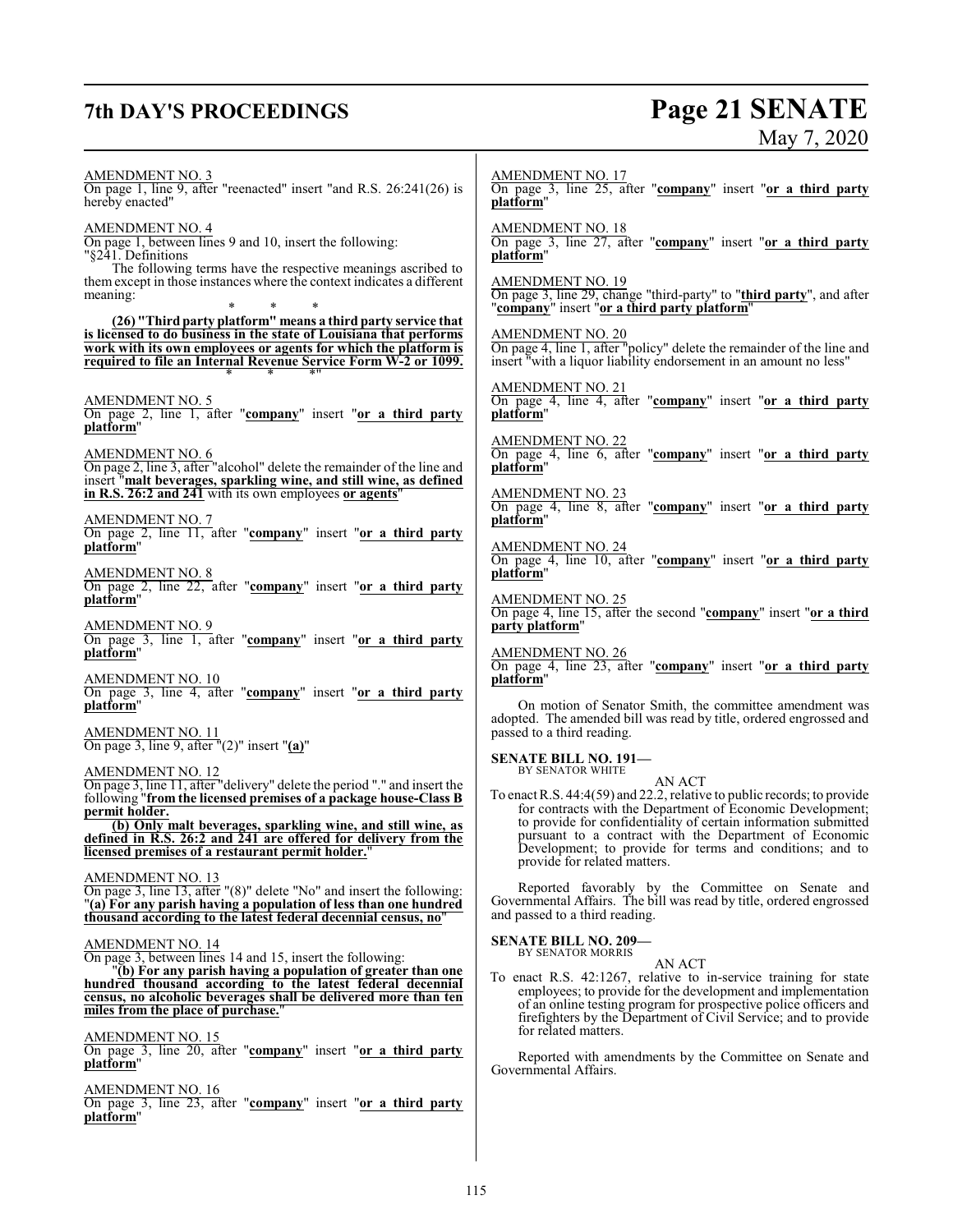AMENDMENT NO. 3
On page 1, line 9, after "reenacted" insert "and R.S. 26:241(26) is hereby enacted"

AMENDMENT NO. 4
On page 1, between lines 9 and 10, insert the following:
"§241. Definitions
The following terms have the respective meanings ascribed to them except in those instances where the context indicates a different meaning:

\* \* \*

**(26) "Third party platform" means a third party service that is licensed to do business in the state of Louisiana that performs work with its own employees or agents for which the platform is required to file an Internal Revenue Service Form W-2 or 1099.**

\* \* \*"

AMENDMENT NO. 5
On page 2, line 1, after "**company**" insert "**or a third party platform**"

AMENDMENT NO. 6
On page 2, line 3, after "alcohol" delete the remainder of the line and insert "**malt beverages, sparkling wine, and still wine, as defined in R.S. 26:2 and 241** with its own employees **or agents**"

AMENDMENT NO. 7
On page 2, line 11, after "**company**" insert "**or a third party platform**"

AMENDMENT NO. 8
On page 2, line 22, after "**company**" insert "**or a third party platform**"

AMENDMENT NO. 9
On page 3, line 1, after "**company**" insert "**or a third party platform**"

AMENDMENT NO. 10
On page 3, line 4, after "**company**" insert "**or a third party platform**"

AMENDMENT NO. 11
On page 3, line 9, after "(2)" insert "**(a)**"

AMENDMENT NO. 12
On page 3, line 11, after "delivery" delete the period "." and insert the following "**from the licensed premises of a package house-Class B permit holder.**

**(b) Only malt beverages, sparkling wine, and still wine, as defined in R.S. 26:2 and 241 are offered for delivery from the licensed premises of a restaurant permit holder.**"

AMENDMENT NO. 13
On page 3, line 13, after "(8)" delete "No" and insert the following: "**(a) For any parish having a population of less than one hundred thousand according to the latest federal decennial census, no**"

AMENDMENT NO. 14
On page 3, between lines 14 and 15, insert the following:
"**(b) For any parish having a population of greater than one hundred thousand according to the latest federal decennial census, no alcoholic beverages shall be delivered more than ten miles from the place of purchase.**"

AMENDMENT NO. 15
On page 3, line 20, after "**company**" insert "**or a third party platform**"

AMENDMENT NO. 16
On page 3, line 23, after "**company**" insert "**or a third party platform**"

AMENDMENT NO. 17
On page 3, line 25, after "**company**" insert "**or a third party platform**"

AMENDMENT NO. 18
On page 3, line 27, after "**company**" insert "**or a third party platform**"

AMENDMENT NO. 19
On page 3, line 29, change "third-party" to "**third party**", and after "**company**" insert "**or a third party platform**"

AMENDMENT NO. 20
On page 4, line 1, after "policy" delete the remainder of the line and insert "with a liquor liability endorsement in an amount no less"

AMENDMENT NO. 21
On page 4, line 4, after "**company**" insert "**or a third party platform**"

AMENDMENT NO. 22
On page 4, line 6, after "**company**" insert "**or a third party platform**"

AMENDMENT NO. 23
On page 4, line 8, after "**company**" insert "**or a third party platform**"

AMENDMENT NO. 24
On page 4, line 10, after "**company**" insert "**or a third party platform**"

AMENDMENT NO. 25
On page 4, line 15, after the second "**company**" insert "**or a third party platform**"

AMENDMENT NO. 26
On page 4, line 23, after "**company**" insert "**or a third party platform**"

On motion of Senator Smith, the committee amendment was adopted. The amended bill was read by title, ordered engrossed and passed to a third reading.

**SENATE BILL NO. 191—**
BY SENATOR WHITE

AN ACT

To enact R.S. 44:4(59) and 22.2, relative to public records; to provide for contracts with the Department of Economic Development; to provide for confidentiality of certain information submitted pursuant to a contract with the Department of Economic Development; to provide for terms and conditions; and to provide for related matters.

Reported favorably by the Committee on Senate and Governmental Affairs. The bill was read by title, ordered engrossed and passed to a third reading.

**SENATE BILL NO. 209—**
BY SENATOR MORRIS

AN ACT

To enact R.S. 42:1267, relative to in-service training for state employees; to provide for the development and implementation of an online testing program for prospective police officers and firefighters by the Department of Civil Service; and to provide for related matters.

Reported with amendments by the Committee on Senate and Governmental Affairs.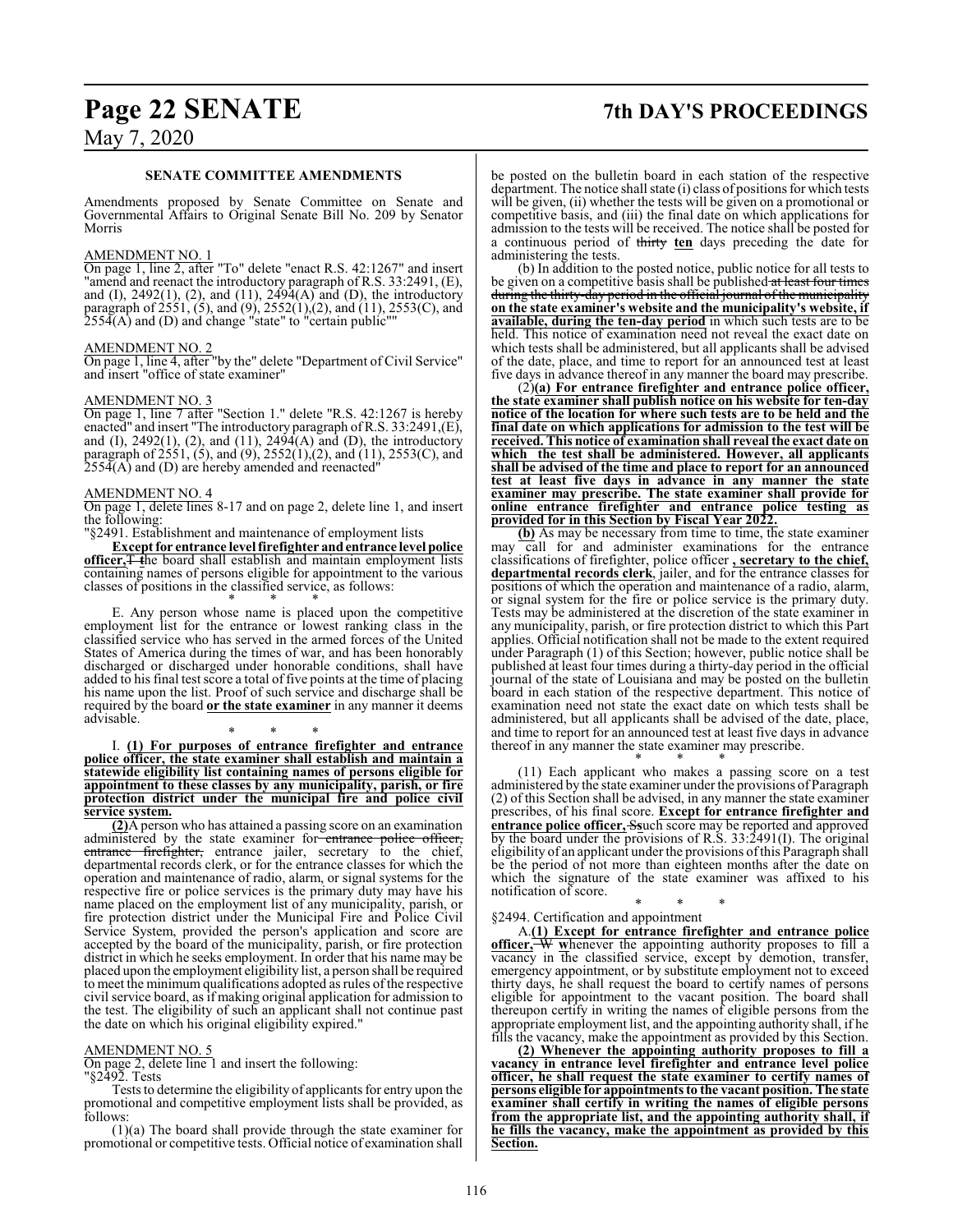## SENATE COMMITTEE AMENDMENTS

Amendments proposed by Senate Committee on Senate and Governmental Affairs to Original Senate Bill No. 209 by Senator Morris

AMENDMENT NO. 1

On page 1, line 2, after "To" delete "enact R.S. 42:1267" and insert "amend and reenact the introductory paragraph of R.S. 33:2491, (E), and (I), 2492(1), (2), and (11), 2494(A) and (D), the introductory paragraph of 2551, (5), and (9), 2552(1),(2), and (11), 2553(C), and 2554(A) and (D) and change "state" to "certain public""

AMENDMENT NO. 2

On page 1, line 4, after "by the" delete "Department of Civil Service" and insert "office of state examiner"

AMENDMENT NO. 3

On page 1, line 7 after "Section 1." delete "R.S. 42:1267 is hereby enacted" and insert "The introductory paragraph of R.S. 33:2491,(E), and (I), 2492(1), (2), and (11), 2494(A) and (D), the introductory paragraph of 2551, (5), and (9), 2552(1),(2), and (11), 2553(C), and 2554(A) and (D) are hereby amended and reenacted"

AMENDMENT NO. 4

On page 1, delete lines 8-17 and on page 2, delete line 1, and insert the following:

"§2491. Establishment and maintenance of employment lists

**Except for entrance level firefighter and entrance level police officer,** ~~T~~ **t**he board shall establish and maintain employment lists containing names of persons eligible for appointment to the various classes of positions in the classified service, as follows:

\* \* \*

E. Any person whose name is placed upon the competitive employment list for the entrance or lowest ranking class in the classified service who has served in the armed forces of the United States of America during the times of war, and has been honorably discharged or discharged under honorable conditions, shall have added to his final test score a total of five points at the time of placing his name upon the list. Proof of such service and discharge shall be required by the board **or the state examiner** in any manner it deems advisable.

\* \* \*

I. **(1) For purposes of entrance firefighter and entrance police officer, the state examiner shall establish and maintain a statewide eligibility list containing names of persons eligible for appointment to these classes by any municipality, parish, or fire protection district under the municipal fire and police civil service system.**

**(2)** A person who has attained a passing score on an examination administered by the state examiner for ~~entrance police officer, entrance firefighter,~~ entrance jailer, secretary to the chief, departmental records clerk, or for the entrance classes for which the operation and maintenance of radio, alarm, or signal systems for the respective fire or police services is the primary duty may have his name placed on the employment list of any municipality, parish, or fire protection district under the Municipal Fire and Police Civil Service System, provided the person's application and score are accepted by the board of the municipality, parish, or fire protection district in which he seeks employment. In order that his name may be placed upon the employment eligibility list, a person shall be required to meet the minimum qualifications adopted as rules of the respective civil service board, as if making original application for admission to the test. The eligibility of such an applicant shall not continue past the date on which his original eligibility expired."

AMENDMENT NO. 5

On page 2, delete line 1 and insert the following:

"§2492. Tests

Tests to determine the eligibility of applicants for entry upon the promotional and competitive employment lists shall be provided, as follows:

(1)(a) The board shall provide through the state examiner for promotional or competitive tests. Official notice of examination shall be posted on the bulletin board in each station of the respective department. The notice shall state (i) class of positions for which tests will be given, (ii) whether the tests will be given on a promotional or competitive basis, and (iii) the final date on which applications for admission to the tests will be received. The notice shall be posted for a continuous period of ~~thirty~~ **ten** days preceding the date for administering the tests.

(b) In addition to the posted notice, public notice for all tests to be given on a competitive basis shall be published ~~at least four times during the thirty-day period in the official journal of the municipality~~ **on the state examiner's website and the municipality's website, if available, during the ten-day period** in which such tests are to be held. This notice of examination need not reveal the exact date on which tests shall be administered, but all applicants shall be advised of the date, place, and time to report for an announced test at least five days in advance thereof in any manner the board may prescribe.

(2)**(a) For entrance firefighter and entrance police officer, the state examiner shall publish notice on his website for ten-day notice of the location for where such tests are to be held and the final date on which applications for admission to the test will be received. This notice of examination shall reveal the exact date on which the test shall be administered. However, all applicants shall be advised of the time and place to report for an announced test at least five days in advance in any manner the state examiner may prescribe. The state examiner shall provide for online entrance firefighter and entrance police testing as provided for in this Section by Fiscal Year 2022.**

**(b)** As may be necessary from time to time, the state examiner may call for and administer examinations for the entrance classifications of firefighter, police officer **, secretary to the chief, departmental records clerk**, jailer, and for the entrance classes for positions of which the operation and maintenance of a radio, alarm, or signal system for the fire or police service is the primary duty. Tests may be administered at the discretion of the state examiner in any municipality, parish, or fire protection district to which this Part applies. Official notification shall not be made to the extent required under Paragraph (1) of this Section; however, public notice shall be published at least four times during a thirty-day period in the official journal of the state of Louisiana and may be posted on the bulletin board in each station of the respective department. This notice of examination need not state the exact date on which tests shall be administered, but all applicants shall be advised of the date, place, and time to report for an announced test at least five days in advance thereof in any manner the state examiner may prescribe.

\* \* \*

(11) Each applicant who makes a passing score on a test administered by the state examiner under the provisions of Paragraph (2) of this Section shall be advised, in any manner the state examiner prescribes, of his final score. **Except for entrance firefighter and entrance police officer,** ~~S~~**s**uch score may be reported and approved by the board under the provisions of R.S. 33:2491(I). The original eligibility of an applicant under the provisions of this Paragraph shall be the period of not more than eighteen months after the date on which the signature of the state examiner was affixed to his notification of score.

\* \* \*

§2494. Certification and appointment

A.**(1) Except for entrance firefighter and entrance police officer,** ~~W~~ **w**henever the appointing authority proposes to fill a vacancy in the classified service, except by demotion, transfer, emergency appointment, or by substitute employment not to exceed thirty days, he shall request the board to certify names of persons eligible for appointment to the vacant position. The board shall thereupon certify in writing the names of eligible persons from the appropriate employment list, and the appointing authority shall, if he fills the vacancy, make the appointment as provided by this Section.

**(2) Whenever the appointing authority proposes to fill a vacancy in entrance level firefighter and entrance level police officer, he shall request the state examiner to certify names of persons eligible for appointments to the vacant position. The state examiner shall certify in writing the names of eligible persons from the appropriate list, and the appointing authority shall, if he fills the vacancy, make the appointment as provided by this Section.**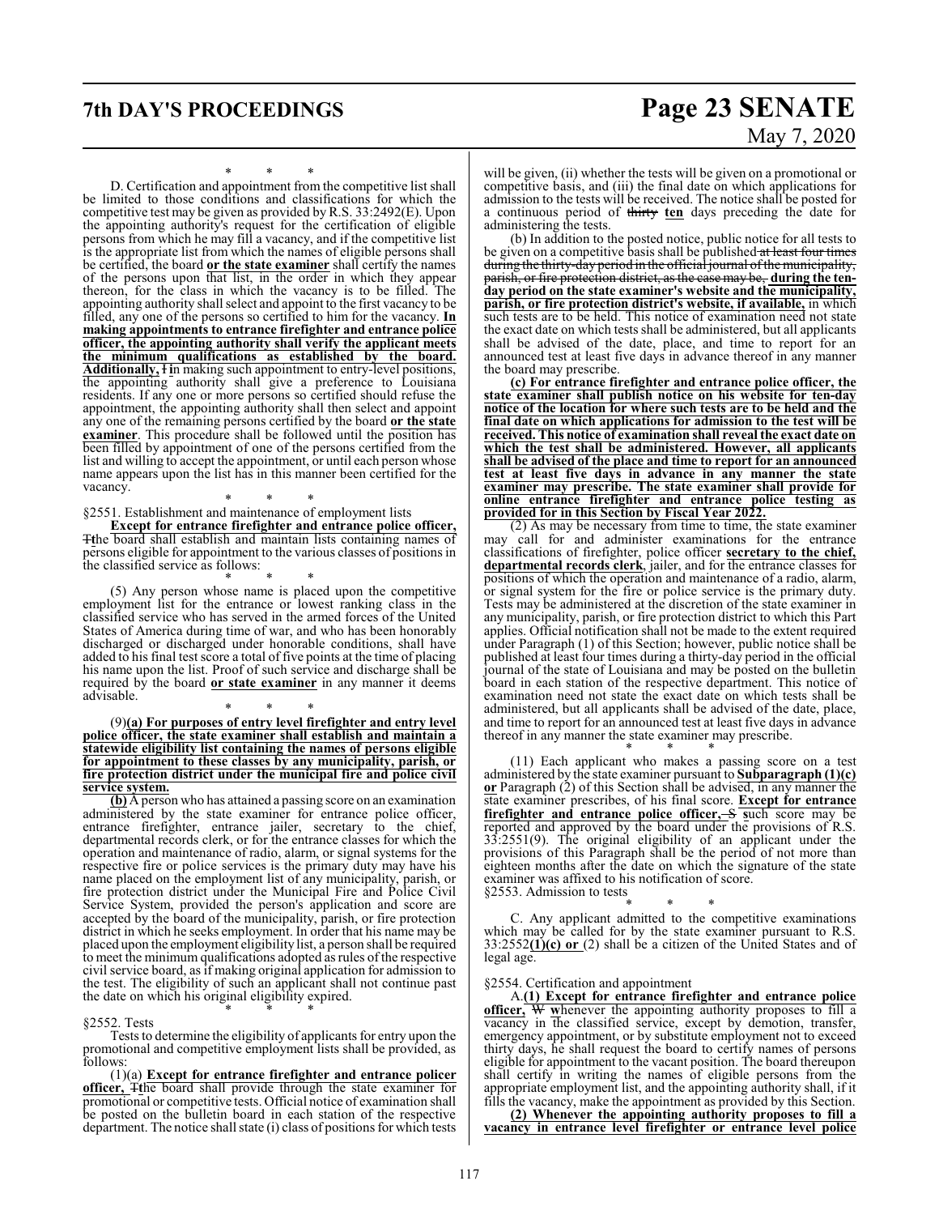\* \* \*

D. Certification and appointment from the competitive list shall be limited to those conditions and classifications for which the competitive test may be given as provided by R.S. 33:2492(E). Upon the appointing authority's request for the certification of eligible persons from which he may fill a vacancy, and if the competitive list is the appropriate list from which the names of eligible persons shall be certified, the board **or the state examiner** shall certify the names of the persons upon that list, in the order in which they appear thereon, for the class in which the vacancy is to be filled. The appointing authority shall select and appoint to the first vacancy to be filled, any one of the persons so certified to him for the vacancy. **In making appointments to entrance firefighter and entrance police officer, the appointing authority shall verify the applicant meets the minimum qualifications as established by the board. Additionally,** ~~I~~ **i**n making such appointment to entry-level positions, the appointing authority shall give a preference to Louisiana residents. If any one or more persons so certified should refuse the appointment, the appointing authority shall then select and appoint any one of the remaining persons certified by the board **or the state examiner**. This procedure shall be followed until the position has been filled by appointment of one of the persons certified from the list and willing to accept the appointment, or until each person whose name appears upon the list has in this manner been certified for the vacancy.

\* \* \*

§2551. Establishment and maintenance of employment lists

**Except for entrance firefighter and entrance police officer,** ~~T~~**t**he board shall establish and maintain lists containing names of persons eligible for appointment to the various classes of positions in the classified service as follows:

\* \* \*

(5) Any person whose name is placed upon the competitive employment list for the entrance or lowest ranking class in the classified service who has served in the armed forces of the United States of America during time of war, and who has been honorably discharged or discharged under honorable conditions, shall have added to his final test score a total of five points at the time of placing his name upon the list. Proof of such service and discharge shall be required by the board **or state examiner** in any manner it deems advisable.

\* \* \*

(9)**(a) For purposes of entry level firefighter and entry level police officer, the state examiner shall establish and maintain a statewide eligibility list containing the names of persons eligible for appointment to these classes by any municipality, parish, or fire protection district under the municipal fire and police civil service system.**

**(b)** A person who has attained a passing score on an examination administered by the state examiner for entrance police officer, entrance firefighter, entrance jailer, secretary to the chief, departmental records clerk, or for the entrance classes for which the operation and maintenance of radio, alarm, or signal systems for the respective fire or police services is the primary duty may have his name placed on the employment list of any municipality, parish, or fire protection district under the Municipal Fire and Police Civil Service System, provided the person's application and score are accepted by the board of the municipality, parish, or fire protection district in which he seeks employment. In order that his name may be placed upon the employment eligibility list, a person shall be required to meet the minimum qualifications adopted as rules of the respective civil service board, as if making original application for admission to the test. The eligibility of such an applicant shall not continue past the date on which his original eligibility expired.

\* \* \*

§2552. Tests

Tests to determine the eligibility of applicants for entry upon the promotional and competitive employment lists shall be provided, as follows:

(1)(a) **Except for entrance firefighter and entrance policer officer,** ~~T~~**t**he board shall provide through the state examiner for promotional or competitive tests. Official notice of examination shall be posted on the bulletin board in each station of the respective department. The notice shall state (i) class of positions for which tests will be given, (ii) whether the tests will be given on a promotional or competitive basis, and (iii) the final date on which applications for admission to the tests will be received. The notice shall be posted for a continuous period of ~~thirty~~ **ten** days preceding the date for administering the tests.

(b) In addition to the posted notice, public notice for all tests to be given on a competitive basis shall be published ~~at least four times during the thirty-day period in the official journal of the municipality, parish, or fire protection district, as the case may be,~~ **during the ten-day period on the state examiner's website and the municipality, parish, or fire protection district's website, if available,** in which such tests are to be held. This notice of examination need not state the exact date on which tests shall be administered, but all applicants shall be advised of the date, place, and time to report for an announced test at least five days in advance thereof in any manner the board may prescribe.

**(c) For entrance firefighter and entrance police officer, the state examiner shall publish notice on his website for ten-day notice of the location for where such tests are to be held and the final date on which applications for admission to the test will be received. This notice of examination shall reveal the exact date on which the test shall be administered. However, all applicants shall be advised of the place and time to report for an announced test at least five days in advance in any manner the state examiner may prescribe. The state examiner shall provide for online entrance firefighter and entrance police testing as provided for in this Section by Fiscal Year 2022.**

(2) As may be necessary from time to time, the state examiner may call for and administer examinations for the entrance classifications of firefighter, police officer **secretary to the chief, departmental records clerk**, jailer, and for the entrance classes for positions of which the operation and maintenance of a radio, alarm, or signal system for the fire or police service is the primary duty. Tests may be administered at the discretion of the state examiner in any municipality, parish, or fire protection district to which this Part applies. Official notification shall not be made to the extent required under Paragraph (1) of this Section; however, public notice shall be published at least four times during a thirty-day period in the official journal of the state of Louisiana and may be posted on the bulletin board in each station of the respective department. This notice of examination need not state the exact date on which tests shall be administered, but all applicants shall be advised of the date, place, and time to report for an announced test at least five days in advance thereof in any manner the state examiner may prescribe.

\* \* \*

(11) Each applicant who makes a passing score on a test administered by the state examiner pursuant to **Subparagraph (1)(c) or** Paragraph (2) of this Section shall be advised, in any manner the state examiner prescribes, of his final score. **Except for entrance firefighter and entrance police officer,** ~~S~~ **s**uch score may be reported and approved by the board under the provisions of R.S. 33:2551(9). The original eligibility of an applicant under the provisions of this Paragraph shall be the period of not more than eighteen months after the date on which the signature of the state examiner was affixed to his notification of score.

§2553. Admission to tests

\* \* \*

C. Any applicant admitted to the competitive examinations which may be called for by the state examiner pursuant to R.S. 33:2552**(1)(c) or** (2) shall be a citizen of the United States and of legal age.

§2554. Certification and appointment

A.**(1) Except for entrance firefighter and entrance police officer,** ~~W~~ **w**henever the appointing authority proposes to fill a vacancy in the classified service, except by demotion, transfer, emergency appointment, or by substitute employment not to exceed thirty days, he shall request the board to certify names of persons eligible for appointment to the vacant position. The board thereupon shall certify in writing the names of eligible persons from the appropriate employment list, and the appointing authority shall, if it fills the vacancy, make the appointment as provided by this Section.

**(2) Whenever the appointing authority proposes to fill a vacancy in entrance level firefighter or entrance level police**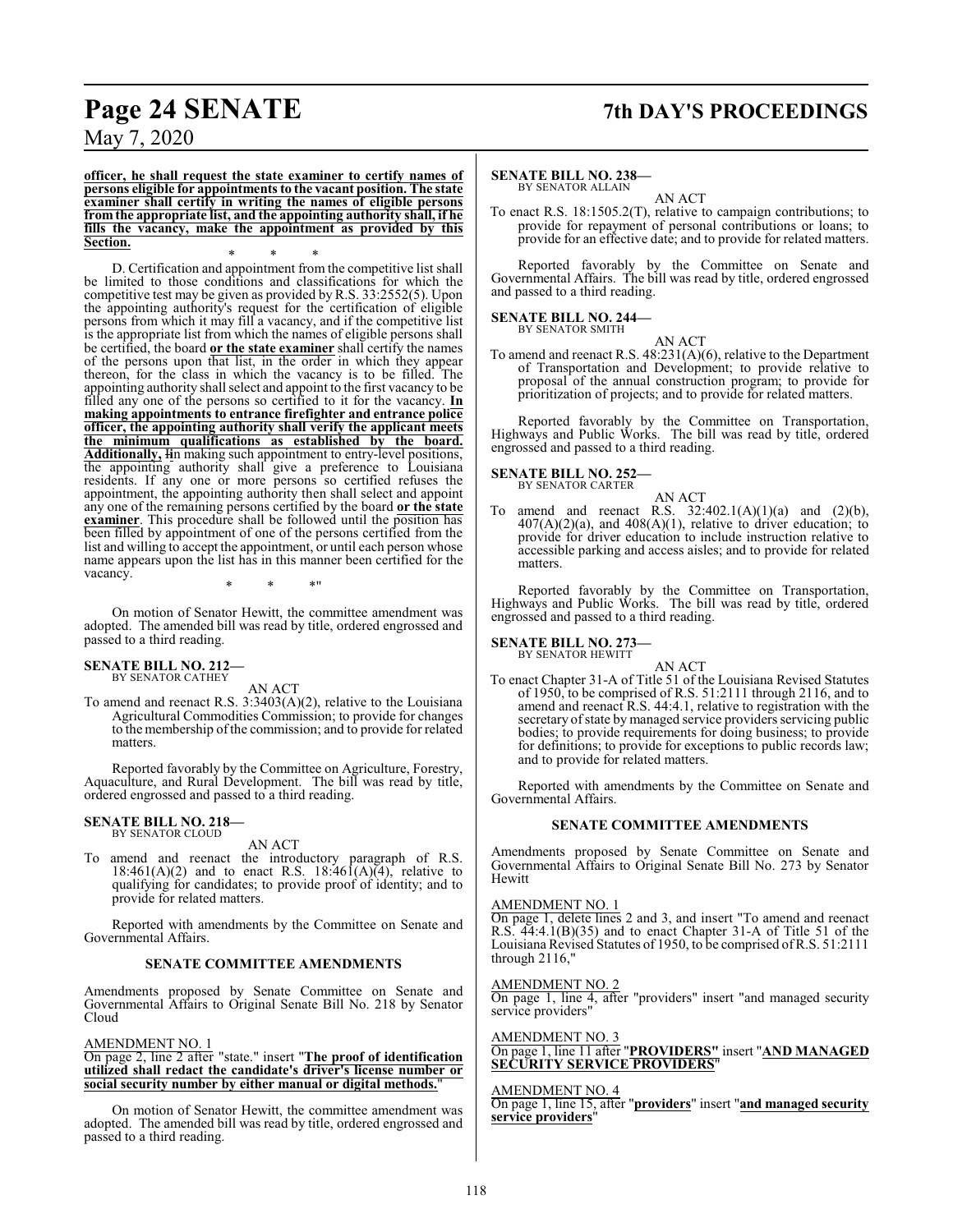**officer, he shall request the state examiner to certify names of persons eligible for appointments to the vacant position. The state examiner shall certify in writing the names of eligible persons from the appropriate list, and the appointing authority shall, if he fills the vacancy, make the appointment as provided by this Section.**

\* \* \*

D. Certification and appointment from the competitive list shall be limited to those conditions and classifications for which the competitive test may be given as provided by R.S. 33:2552(5). Upon the appointing authority's request for the certification of eligible persons from which it may fill a vacancy, and if the competitive list is the appropriate list from which the names of eligible persons shall be certified, the board **or the state examiner** shall certify the names of the persons upon that list, in the order in which they appear thereon, for the class in which the vacancy is to be filled. The appointing authority shall select and appoint to the first vacancy to be filled any one of the persons so certified to it for the vacancy. **In making appointments to entrance firefighter and entrance police officer, the appointing authority shall verify the applicant meets the minimum qualifications as established by the board. Additionally, i**In making such appointment to entry-level positions, the appointing authority shall give a preference to Louisiana residents. If any one or more persons so certified refuses the appointment, the appointing authority then shall select and appoint any one of the remaining persons certified by the board **or the state examiner**. This procedure shall be followed until the position has been filled by appointment of one of the persons certified from the list and willing to accept the appointment, or until each person whose name appears upon the list has in this manner been certified for the vacancy.

\* \* \*"

On motion of Senator Hewitt, the committee amendment was adopted. The amended bill was read by title, ordered engrossed and passed to a third reading.

**SENATE BILL NO. 212—**
BY SENATOR CATHEY

AN ACT

To amend and reenact R.S. 3:3403(A)(2), relative to the Louisiana Agricultural Commodities Commission; to provide for changes to the membership of the commission; and to provide for related matters.

Reported favorably by the Committee on Agriculture, Forestry, Aquaculture, and Rural Development. The bill was read by title, ordered engrossed and passed to a third reading.

**SENATE BILL NO. 218—**
BY SENATOR CLOUD

AN ACT

To amend and reenact the introductory paragraph of R.S. 18:461(A)(2) and to enact R.S. 18:461(A)(4), relative to qualifying for candidates; to provide proof of identity; and to provide for related matters.

Reported with amendments by the Committee on Senate and Governmental Affairs.

**SENATE COMMITTEE AMENDMENTS**

Amendments proposed by Senate Committee on Senate and Governmental Affairs to Original Senate Bill No. 218 by Senator Cloud

AMENDMENT NO. 1
On page 2, line 2 after "state." insert "**The proof of identification utilized shall redact the candidate's driver's license number or social security number by either manual or digital methods.**"

On motion of Senator Hewitt, the committee amendment was adopted. The amended bill was read by title, ordered engrossed and passed to a third reading.

**SENATE BILL NO. 238—**
BY SENATOR ALLAIN

AN ACT

To enact R.S. 18:1505.2(T), relative to campaign contributions; to provide for repayment of personal contributions or loans; to provide for an effective date; and to provide for related matters.

Reported favorably by the Committee on Senate and Governmental Affairs. The bill was read by title, ordered engrossed and passed to a third reading.

**SENATE BILL NO. 244—**
BY SENATOR SMITH

AN ACT

To amend and reenact R.S. 48:231(A)(6), relative to the Department of Transportation and Development; to provide relative to proposal of the annual construction program; to provide for prioritization of projects; and to provide for related matters.

Reported favorably by the Committee on Transportation, Highways and Public Works. The bill was read by title, ordered engrossed and passed to a third reading.

**SENATE BILL NO. 252—**
BY SENATOR CARTER

AN ACT

To amend and reenact R.S. 32:402.1(A)(1)(a) and (2)(b), 407(A)(2)(a), and 408(A)(1), relative to driver education; to provide for driver education to include instruction relative to accessible parking and access aisles; and to provide for related matters.

Reported favorably by the Committee on Transportation, Highways and Public Works. The bill was read by title, ordered engrossed and passed to a third reading.

**SENATE BILL NO. 273—**
BY SENATOR HEWITT

AN ACT

To enact Chapter 31-A of Title 51 of the Louisiana Revised Statutes of 1950, to be comprised of R.S. 51:2111 through 2116, and to amend and reenact R.S. 44:4.1, relative to registration with the secretary of state by managed service providers servicing public bodies; to provide requirements for doing business; to provide for definitions; to provide for exceptions to public records law; and to provide for related matters.

Reported with amendments by the Committee on Senate and Governmental Affairs.

**SENATE COMMITTEE AMENDMENTS**

Amendments proposed by Senate Committee on Senate and Governmental Affairs to Original Senate Bill No. 273 by Senator Hewitt

AMENDMENT NO. 1
On page 1, delete lines 2 and 3, and insert "To amend and reenact R.S. 44:4.1(B)(35) and to enact Chapter 31-A of Title 51 of the Louisiana Revised Statutes of 1950, to be comprised of R.S. 51:2111 through 2116,"

AMENDMENT NO. 2
On page 1, line 4, after "providers" insert "and managed security service providers"

AMENDMENT NO. 3
On page 1, line 11 after "**PROVIDERS**" insert "**AND MANAGED SECURITY SERVICE PROVIDERS**"

AMENDMENT NO. 4
On page 1, line 15, after "**providers**" insert "**and managed security service providers**"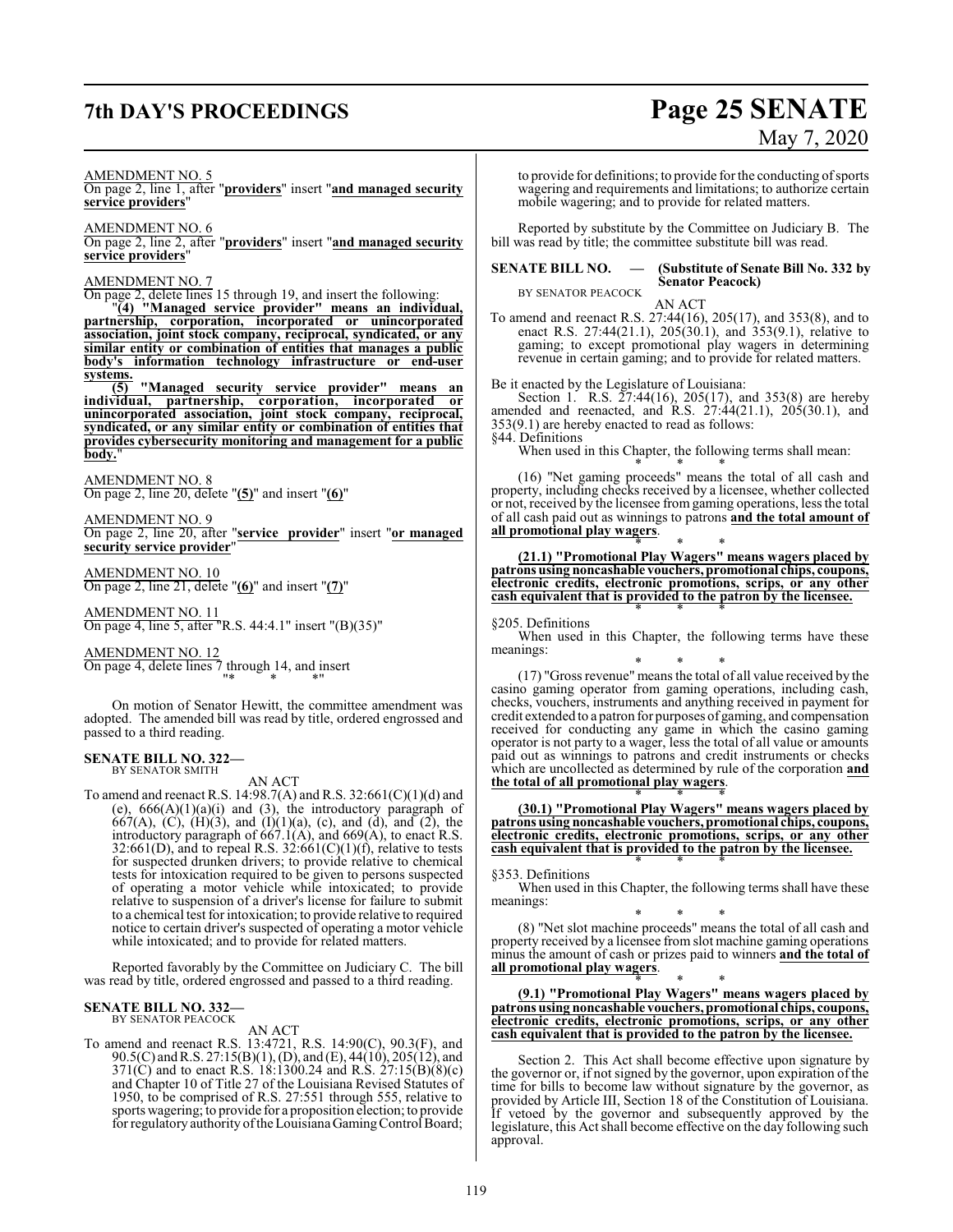AMENDMENT NO. 5

On page 2, line 1, after "**providers**" insert "**and managed security service providers**"

AMENDMENT NO. 6

On page 2, line 2, after "**providers**" insert "**and managed security service providers**"

AMENDMENT NO. 7

On page 2, delete lines 15 through 19, and insert the following:

"**(4) "Managed service provider" means an individual, partnership, corporation, incorporated or unincorporated association, joint stock company, reciprocal, syndicated, or any similar entity or combination of entities that manages a public body's information technology infrastructure or end-user systems.**

**(5) "Managed security service provider" means an individual, partnership, corporation, incorporated or unincorporated association, joint stock company, reciprocal, syndicated, or any similar entity or combination of entities that provides cybersecurity monitoring and management for a public body.**"

AMENDMENT NO. 8

On page 2, line 20, delete "**(5)**" and insert "**(6)**"

AMENDMENT NO. 9

On page 2, line 20, after "**service provider**" insert "**or managed security service provider**"

AMENDMENT NO. 10

On page 2, line 21, delete "**(6)**" and insert "**(7)**"

AMENDMENT NO. 11

On page 4, line 5, after "R.S. 44:4.1" insert "(B)(35)"

AMENDMENT NO. 12

On page 4, delete lines 7 through 14, and insert

"* * *"

On motion of Senator Hewitt, the committee amendment was adopted. The amended bill was read by title, ordered engrossed and passed to a third reading.

**SENATE BILL NO. 322—**
BY SENATOR SMITH

AN ACT

To amend and reenact R.S. 14:98.7(A) and R.S. 32:661(C)(1)(d) and (e), 666(A)(1)(a)(i) and (3), the introductory paragraph of 667(A), (C), (H)(3), and (I)(1)(a), (c), and (d), and (2), the introductory paragraph of 667.1(A), and 669(A), to enact R.S. 32:661(D), and to repeal R.S. 32:661(C)(1)(f), relative to tests for suspected drunken drivers; to provide relative to chemical tests for intoxication required to be given to persons suspected of operating a motor vehicle while intoxicated; to provide relative to suspension of a driver's license for failure to submit to a chemical test for intoxication; to provide relative to required notice to certain driver's suspected of operating a motor vehicle while intoxicated; and to provide for related matters.

Reported favorably by the Committee on Judiciary C. The bill was read by title, ordered engrossed and passed to a third reading.

**SENATE BILL NO. 332—**
BY SENATOR PEACOCK

AN ACT

To amend and reenact R.S. 13:4721, R.S. 14:90(C), 90.3(F), and 90.5(C) and R.S. 27:15(B)(1), (D), and (E), 44(10), 205(12), and 371(C) and to enact R.S. 18:1300.24 and R.S. 27:15(B)(8)(c) and Chapter 10 of Title 27 of the Louisiana Revised Statutes of 1950, to be comprised of R.S. 27:551 through 555, relative to sports wagering; to provide for a proposition election; to provide for regulatory authority of the Louisiana Gaming Control Board; to provide for definitions; to provide for the conducting of sports wagering and requirements and limitations; to authorize certain mobile wagering; and to provide for related matters.

Reported by substitute by the Committee on Judiciary B. The bill was read by title; the committee substitute bill was read.

**SENATE BILL NO. — (Substitute of Senate Bill No. 332 by Senator Peacock)**
BY SENATOR PEACOCK

AN ACT

To amend and reenact R.S. 27:44(16), 205(17), and 353(8), and to enact R.S. 27:44(21.1), 205(30.1), and 353(9.1), relative to gaming; to except promotional play wagers in determining revenue in certain gaming; and to provide for related matters.

Be it enacted by the Legislature of Louisiana:

Section 1. R.S. 27:44(16), 205(17), and 353(8) are hereby amended and reenacted, and R.S. 27:44(21.1), 205(30.1), and 353(9.1) are hereby enacted to read as follows:

§44. Definitions

When used in this Chapter, the following terms shall mean:

* * *

(16) "Net gaming proceeds" means the total of all cash and property, including checks received by a licensee, whether collected or not, received by the licensee from gaming operations, less the total of all cash paid out as winnings to patrons **and the total amount of all promotional play wagers**.

* * *

**(21.1) "Promotional Play Wagers" means wagers placed by patrons using noncashable vouchers, promotional chips, coupons, electronic credits, electronic promotions, scrips, or any other cash equivalent that is provided to the patron by the licensee.**

* * *

§205. Definitions

When used in this Chapter, the following terms have these meanings:

* * *

(17) "Gross revenue" means the total of all value received by the casino gaming operator from gaming operations, including cash, checks, vouchers, instruments and anything received in payment for credit extended to a patron for purposes of gaming, and compensation received for conducting any game in which the casino gaming operator is not party to a wager, less the total of all value or amounts paid out as winnings to patrons and credit instruments or checks which are uncollected as determined by rule of the corporation **and the total of all promotional play wagers**.

* * *

**(30.1) "Promotional Play Wagers" means wagers placed by patrons using noncashable vouchers, promotional chips, coupons, electronic credits, electronic promotions, scrips, or any other cash equivalent that is provided to the patron by the licensee.**

* * *

§353. Definitions

When used in this Chapter, the following terms shall have these meanings:

* * *

(8) "Net slot machine proceeds" means the total of all cash and property received by a licensee from slot machine gaming operations minus the amount of cash or prizes paid to winners **and the total of all promotional play wagers**.

* * *

**(9.1) "Promotional Play Wagers" means wagers placed by patrons using noncashable vouchers, promotional chips, coupons, electronic credits, electronic promotions, scrips, or any other cash equivalent that is provided to the patron by the licensee.**

Section 2. This Act shall become effective upon signature by the governor or, if not signed by the governor, upon expiration of the time for bills to become law without signature by the governor, as provided by Article III, Section 18 of the Constitution of Louisiana. If vetoed by the governor and subsequently approved by the legislature, this Act shall become effective on the day following such approval.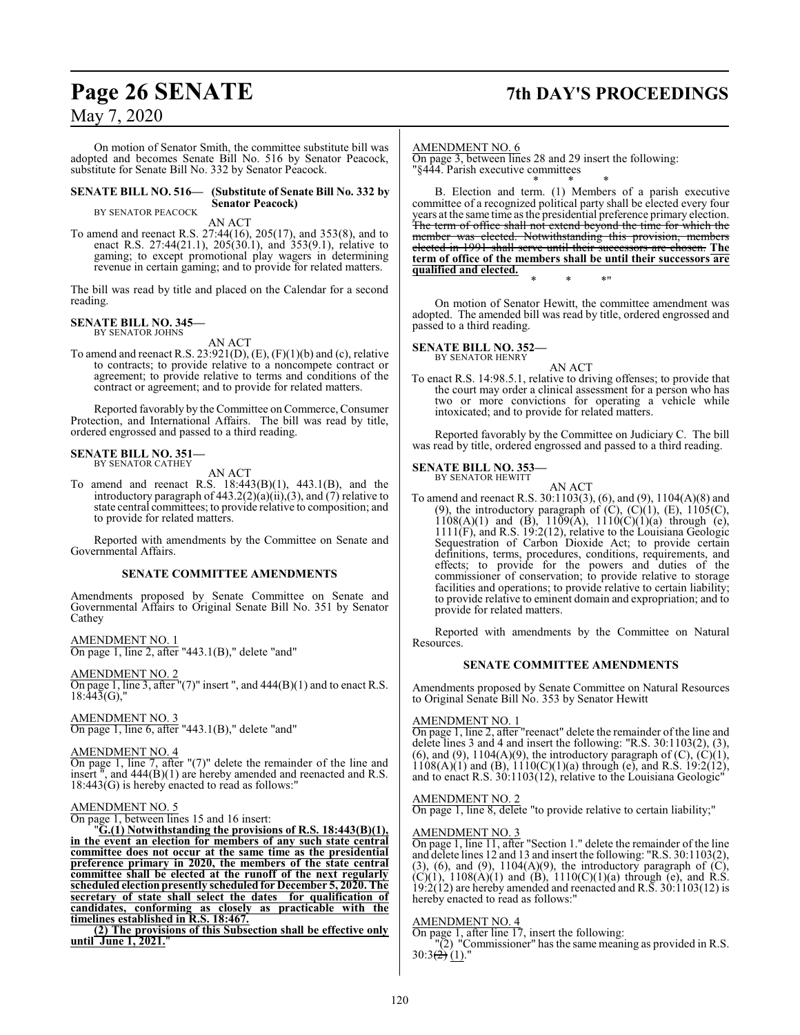On motion of Senator Smith, the committee substitute bill was adopted and becomes Senate Bill No. 516 by Senator Peacock, substitute for Senate Bill No. 332 by Senator Peacock.

**SENATE BILL NO. 516— (Substitute of Senate Bill No. 332 by Senator Peacock)**
BY SENATOR PEACOCK

AN ACT

To amend and reenact R.S. 27:44(16), 205(17), and 353(8), and to enact R.S. 27:44(21.1), 205(30.1), and 353(9.1), relative to gaming; to except promotional play wagers in determining revenue in certain gaming; and to provide for related matters.

The bill was read by title and placed on the Calendar for a second reading.

**SENATE BILL NO. 345—**
BY SENATOR JOHNS

AN ACT

To amend and reenact R.S. 23:921(D), (E), (F)(1)(b) and (c), relative to contracts; to provide relative to a noncompete contract or agreement; to provide relative to terms and conditions of the contract or agreement; and to provide for related matters.

Reported favorably by the Committee on Commerce, Consumer Protection, and International Affairs. The bill was read by title, ordered engrossed and passed to a third reading.

**SENATE BILL NO. 351—**
BY SENATOR CATHEY

AN ACT

To amend and reenact R.S. 18:443(B)(1), 443.1(B), and the introductory paragraph of 443.2(2)(a)(ii),(3), and (7) relative to state central committees; to provide relative to composition; and to provide for related matters.

Reported with amendments by the Committee on Senate and Governmental Affairs.

**SENATE COMMITTEE AMENDMENTS**

Amendments proposed by Senate Committee on Senate and Governmental Affairs to Original Senate Bill No. 351 by Senator Cathey

AMENDMENT NO. 1
On page 1, line 2, after "443.1(B)," delete "and"

AMENDMENT NO. 2
On page 1, line 3, after "(7)" insert ", and 444(B)(1) and to enact R.S. 18:443(G),"

AMENDMENT NO. 3
On page 1, line 6, after "443.1(B)," delete "and"

AMENDMENT NO. 4
On page 1, line 7, after "(7)" delete the remainder of the line and insert ", and 444(B)(1) are hereby amended and reenacted and R.S. 18:443(G) is hereby enacted to read as follows:"

AMENDMENT NO. 5
On page 1, between lines 15 and 16 insert:

"**G.(1) Notwithstanding the provisions of R.S. 18:443(B)(1), in the event an election for members of any such state central committee does not occur at the same time as the presidential preference primary in 2020, the members of the state central committee shall be elected at the runoff of the next regularly scheduled election presently scheduled for December 5, 2020. The secretary of state shall select the dates for qualification of candidates, conforming as closely as practicable with the timelines established in R.S. 18:467.**

**(2) The provisions of this Subsection shall be effective only until June 1, 2021.**"

AMENDMENT NO. 6
On page 3, between lines 28 and 29 insert the following:
"§444. Parish executive committees

\* \* \*

B. Election and term. (1) Members of a parish executive committee of a recognized political party shall be elected every four years at the same time as the presidential preference primary election. ~~The term of office shall not extend beyond the time for which the member was elected. Notwithstanding this provision, members elected in 1991 shall serve until their successors are chosen.~~ **The term of office of the members shall be until their successors are qualified and elected.**

\* \* \*"

On motion of Senator Hewitt, the committee amendment was adopted. The amended bill was read by title, ordered engrossed and passed to a third reading.

**SENATE BILL NO. 352—**
BY SENATOR HENRY

AN ACT

To enact R.S. 14:98.5.1, relative to driving offenses; to provide that the court may order a clinical assessment for a person who has two or more convictions for operating a vehicle while intoxicated; and to provide for related matters.

Reported favorably by the Committee on Judiciary C. The bill was read by title, ordered engrossed and passed to a third reading.

**SENATE BILL NO. 353—**
BY SENATOR HEWITT

AN ACT

To amend and reenact R.S. 30:1103(3), (6), and (9), 1104(A)(8) and (9), the introductory paragraph of (C), (C)(1), (E), 1105(C), 1108(A)(1) and (B), 1109(A), 1110(C)(1)(a) through (e), 1111(F), and R.S. 19:2(12), relative to the Louisiana Geologic Sequestration of Carbon Dioxide Act; to provide certain definitions, terms, procedures, conditions, requirements, and effects; to provide for the powers and duties of the commissioner of conservation; to provide relative to storage facilities and operations; to provide relative to certain liability; to provide relative to eminent domain and expropriation; and to provide for related matters.

Reported with amendments by the Committee on Natural Resources.

**SENATE COMMITTEE AMENDMENTS**

Amendments proposed by Senate Committee on Natural Resources to Original Senate Bill No. 353 by Senator Hewitt

AMENDMENT NO. 1
On page 1, line 2, after "reenact" delete the remainder of the line and delete lines 3 and 4 and insert the following: "R.S. 30:1103(2), (3), (6), and (9), 1104(A)(9), the introductory paragraph of (C), (C)(1), 1108(A)(1) and (B), 1110(C)(1)(a) through (e), and R.S. 19:2(12), and to enact R.S. 30:1103(12), relative to the Louisiana Geologic"

AMENDMENT NO. 2
On page 1, line 8, delete "to provide relative to certain liability;"

AMENDMENT NO. 3
On page 1, line 11, after "Section 1." delete the remainder of the line and delete lines 12 and 13 and insert the following: "R.S. 30:1103(2), (3), (6), and (9), 1104(A)(9), the introductory paragraph of (C), (C)(1), 1108(A)(1) and (B), 1110(C)(1)(a) through (e), and R.S. 19:2(12) are hereby amended and reenacted and R.S. 30:1103(12) is hereby enacted to read as follows:"

AMENDMENT NO. 4
On page 1, after line 17, insert the following:
"(2) "Commissioner" has the same meaning as provided in R.S. 30:3~~(2)~~ (1)."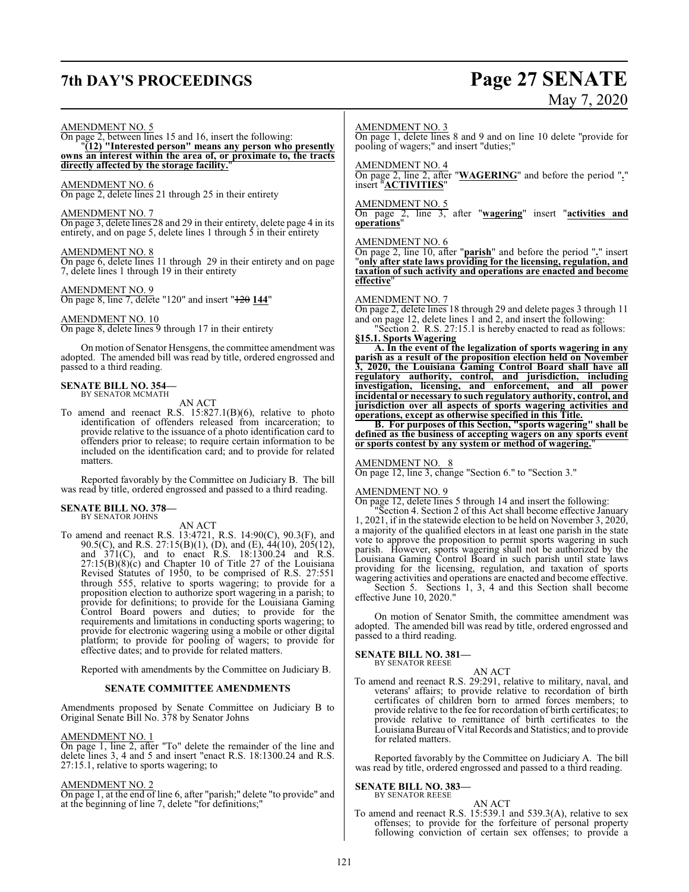AMENDMENT NO. 5

On page 2, between lines 15 and 16, insert the following:

"**(12) "Interested person" means any person who presently owns an interest within the area of, or proximate to, the tracts directly affected by the storage facility.**"

AMENDMENT NO. 6

On page 2, delete lines 21 through 25 in their entirety

AMENDMENT NO. 7

On page 3, delete lines 28 and 29 in their entirety, delete page 4 in its entirety, and on page 5, delete lines 1 through 5 in their entirety

AMENDMENT NO. 8

On page 6, delete lines 11 through 29 in their entirety and on page 7, delete lines 1 through 19 in their entirety

AMENDMENT NO. 9

On page 8, line 7, delete "120" and insert "~~120~~ **144**"

AMENDMENT NO. 10

On page 8, delete lines 9 through 17 in their entirety

On motion of Senator Hensgens, the committee amendment was adopted. The amended bill was read by title, ordered engrossed and passed to a third reading.

**SENATE BILL NO. 354—**
BY SENATOR MCMATH

AN ACT

To amend and reenact R.S. 15:827.1(B)(6), relative to photo identification of offenders released from incarceration; to provide relative to the issuance of a photo identification card to offenders prior to release; to require certain information to be included on the identification card; and to provide for related matters.

Reported favorably by the Committee on Judiciary B. The bill was read by title, ordered engrossed and passed to a third reading.

**SENATE BILL NO. 378—**
BY SENATOR JOHNS

AN ACT

To amend and reenact R.S. 13:4721, R.S. 14:90(C), 90.3(F), and 90.5(C), and R.S. 27:15(B)(1), (D), and (E), 44(10), 205(12), and 371(C), and to enact R.S. 18:1300.24 and R.S. 27:15(B)(8)(c) and Chapter 10 of Title 27 of the Louisiana Revised Statutes of 1950, to be comprised of R.S. 27:551 through 555, relative to sports wagering; to provide for a proposition election to authorize sport wagering in a parish; to provide for definitions; to provide for the Louisiana Gaming Control Board powers and duties; to provide for the requirements and limitations in conducting sports wagering; to provide for electronic wagering using a mobile or other digital platform; to provide for pooling of wagers; to provide for effective dates; and to provide for related matters.

Reported with amendments by the Committee on Judiciary B.

**SENATE COMMITTEE AMENDMENTS**

Amendments proposed by Senate Committee on Judiciary B to Original Senate Bill No. 378 by Senator Johns

AMENDMENT NO. 1

On page 1, line 2, after "To" delete the remainder of the line and delete lines 3, 4 and 5 and insert "enact R.S. 18:1300.24 and R.S. 27:15.1, relative to sports wagering; to

AMENDMENT NO. 2

On page 1, at the end of line 6, after "parish;" delete "to provide" and at the beginning of line 7, delete "for definitions;"

AMENDMENT NO. 3

On page 1, delete lines 8 and 9 and on line 10 delete "provide for pooling of wagers;" and insert "duties;"

AMENDMENT NO. 4

On page 2, line 2, after "**WAGERING**" and before the period "**.**" insert "**ACTIVITIES**"

AMENDMENT NO. 5

On page 2, line 3, after "**wagering**" insert "**activities and operations**"

AMENDMENT NO. 6

On page 2, line 10, after "**parish**" and before the period "**.**" insert "**only after state laws providing for the licensing, regulation, and taxation of such activity and operations are enacted and become effective**"

AMENDMENT NO. 7

On page 2, delete lines 18 through 29 and delete pages 3 through 11 and on page 12, delete lines 1 and 2, and insert the following:

"Section 2. R.S. 27:15.1 is hereby enacted to read as follows:

**§15.1. Sports Wagering**

**A. In the event of the legalization of sports wagering in any parish as a result of the proposition election held on November 3, 2020, the Louisiana Gaming Control Board shall have all regulatory authority, control, and jurisdiction, including investigation, licensing, and enforcement, and all power incidental or necessary to such regulatory authority, control, and jurisdiction over all aspects of sports wagering activities and operations, except as otherwise specified in this Title.**

**B. For purposes of this Section, "sports wagering" shall be defined as the business of accepting wagers on any sports event or sports contest by any system or method of wagering.**"

AMENDMENT NO. 8

On page 12, line 3, change "Section 6." to "Section 3."

AMENDMENT NO. 9

On page 12, delete lines 5 through 14 and insert the following:

"Section 4. Section 2 of this Act shall become effective January 1, 2021, if in the statewide election to be held on November 3, 2020, a majority of the qualified electors in at least one parish in the state vote to approve the proposition to permit sports wagering in such parish. However, sports wagering shall not be authorized by the Louisiana Gaming Control Board in such parish until state laws providing for the licensing, regulation, and taxation of sports wagering activities and operations are enacted and become effective.

Section 5. Sections 1, 3, 4 and this Section shall become effective June 10, 2020."

On motion of Senator Smith, the committee amendment was adopted. The amended bill was read by title, ordered engrossed and passed to a third reading.

**SENATE BILL NO. 381—**
BY SENATOR REESE

AN ACT

To amend and reenact R.S. 29:291, relative to military, naval, and veterans' affairs; to provide relative to recordation of birth certificates of children born to armed forces members; to provide relative to the fee for recordation of birth certificates; to provide relative to remittance of birth certificates to the Louisiana Bureau of Vital Records and Statistics; and to provide for related matters.

Reported favorably by the Committee on Judiciary A. The bill was read by title, ordered engrossed and passed to a third reading.

**SENATE BILL NO. 383—**
BY SENATOR REESE

AN ACT

To amend and reenact R.S. 15:539.1 and 539.3(A), relative to sex offenses; to provide for the forfeiture of personal property following conviction of certain sex offenses; to provide a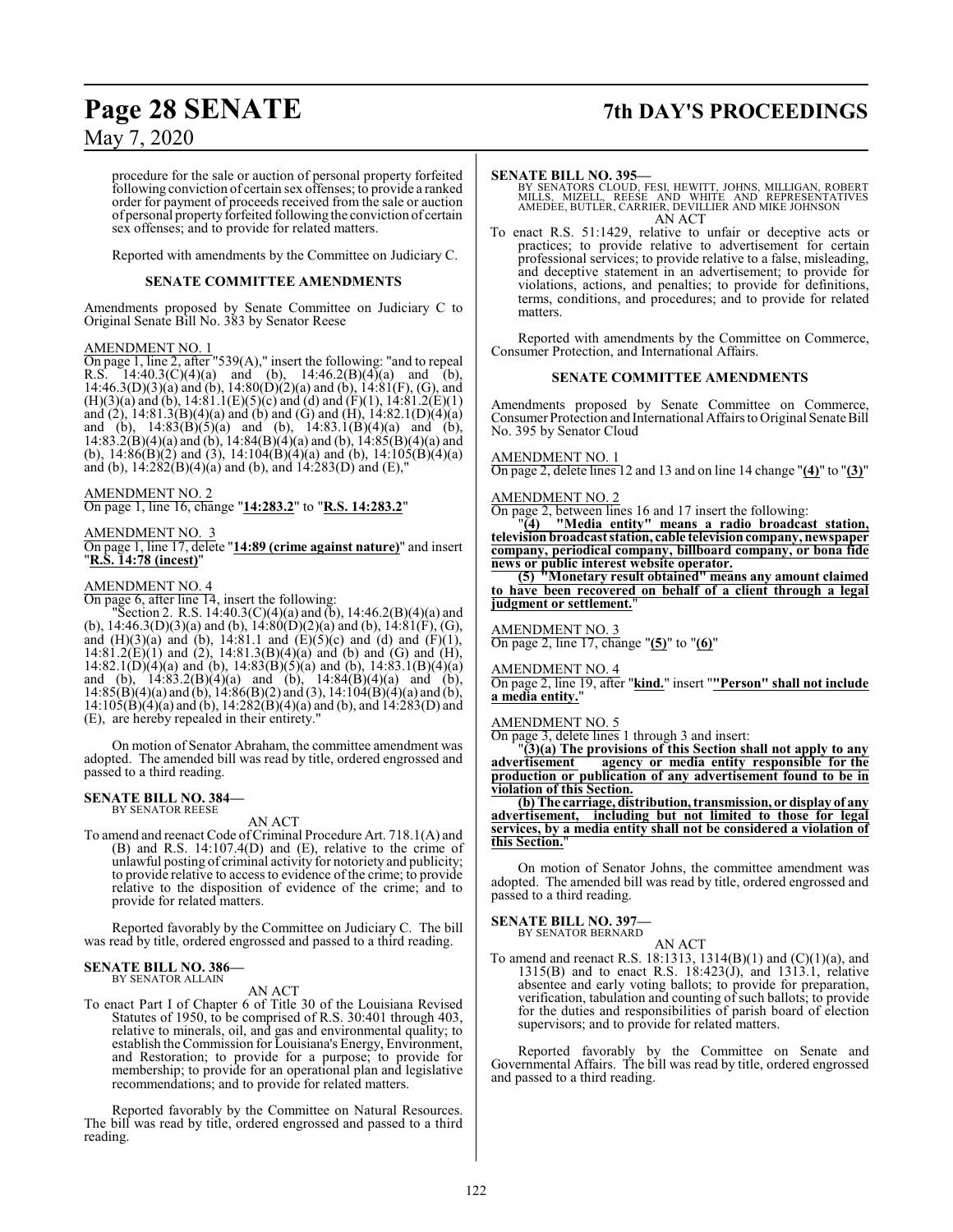procedure for the sale or auction of personal property forfeited following conviction of certain sex offenses; to provide a ranked order for payment of proceeds received from the sale or auction of personal property forfeited following the conviction of certain sex offenses; and to provide for related matters.

Reported with amendments by the Committee on Judiciary C.

**SENATE COMMITTEE AMENDMENTS**

Amendments proposed by Senate Committee on Judiciary C to Original Senate Bill No. 383 by Senator Reese

AMENDMENT NO. 1

On page 1, line 2, after "539(A)," insert the following: "and to repeal R.S. 14:40.3(C)(4)(a) and (b), 14:46.2(B)(4)(a) and (b), 14:46.3(D)(3)(a) and (b), 14:80(D)(2)(a) and (b), 14:81(F), (G), and (H)(3)(a) and (b), 14:81.1(E)(5)(c) and (d) and (F)(1), 14:81.2(E)(1) and (2), 14:81.3(B)(4)(a) and (b) and (G) and (H), 14:82.1(D)(4)(a) and (b), 14:83(B)(5)(a) and (b), 14:83.1(B)(4)(a) and (b), 14:83.2(B)(4)(a) and (b), 14:84(B)(4)(a) and (b), 14:85(B)(4)(a) and (b), 14:86(B)(2) and (3), 14:104(B)(4)(a) and (b), 14:105(B)(4)(a) and (b), 14:282(B)(4)(a) and (b), and 14:283(D) and (E),"

AMENDMENT NO. 2

On page 1, line 16, change "**14:283.2**" to "**R.S. 14:283.2**"

AMENDMENT NO. 3

On page 1, line 17, delete "**14:89 (crime against nature)**" and insert "**R.S. 14:78 (incest)**"

AMENDMENT NO. 4

On page 6, after line 14, insert the following:

"Section 2. R.S. 14:40.3(C)(4)(a) and (b), 14:46.2(B)(4)(a) and (b), 14:46.3(D)(3)(a) and (b), 14:80(D)(2)(a) and (b), 14:81(F), (G), and (H)(3)(a) and (b), 14:81.1 and (E)(5)(c) and (d) and (F)(1), 14:81.2(E)(1) and (2), 14:81.3(B)(4)(a) and (b) and (G) and (H), 14:82.1(D)(4)(a) and (b), 14:83(B)(5)(a) and (b), 14:83.1(B)(4)(a) and (b), 14:83.2(B)(4)(a) and (b), 14:84(B)(4)(a) and (b), 14:85(B)(4)(a) and (b), 14:86(B)(2) and (3), 14:104(B)(4)(a) and (b), 14:105(B)(4)(a) and (b), 14:282(B)(4)(a) and (b), and 14:283(D) and (E), are hereby repealed in their entirety."

On motion of Senator Abraham, the committee amendment was adopted. The amended bill was read by title, ordered engrossed and passed to a third reading.

**SENATE BILL NO. 384—**
BY SENATOR REESE

AN ACT

To amend and reenact Code of Criminal Procedure Art. 718.1(A) and (B) and R.S. 14:107.4(D) and (E), relative to the crime of unlawful posting of criminal activity for notoriety and publicity; to provide relative to access to evidence of the crime; to provide relative to the disposition of evidence of the crime; and to provide for related matters.

Reported favorably by the Committee on Judiciary C. The bill was read by title, ordered engrossed and passed to a third reading.

**SENATE BILL NO. 386—**
BY SENATOR ALLAIN

AN ACT

To enact Part I of Chapter 6 of Title 30 of the Louisiana Revised Statutes of 1950, to be comprised of R.S. 30:401 through 403, relative to minerals, oil, and gas and environmental quality; to establish the Commission for Louisiana's Energy, Environment, and Restoration; to provide for a purpose; to provide for membership; to provide for an operational plan and legislative recommendations; and to provide for related matters.

Reported favorably by the Committee on Natural Resources. The bill was read by title, ordered engrossed and passed to a third reading.

**SENATE BILL NO. 395—**
BY SENATORS CLOUD, FESI, HEWITT, JOHNS, MILLIGAN, ROBERT MILLS, MIZELL, REESE AND WHITE AND REPRESENTATIVES AMEDEE, BUTLER, CARRIER, DEVILLIER AND MIKE JOHNSON

AN ACT

To enact R.S. 51:1429, relative to unfair or deceptive acts or practices; to provide relative to advertisement for certain professional services; to provide relative to a false, misleading, and deceptive statement in an advertisement; to provide for violations, actions, and penalties; to provide for definitions, terms, conditions, and procedures; and to provide for related matters.

Reported with amendments by the Committee on Commerce, Consumer Protection, and International Affairs.

**SENATE COMMITTEE AMENDMENTS**

Amendments proposed by Senate Committee on Commerce, Consumer Protection and International Affairs to Original Senate Bill No. 395 by Senator Cloud

AMENDMENT NO. 1

On page 2, delete lines 12 and 13 and on line 14 change "**(4)**" to "**(3)**"

AMENDMENT NO. 2

On page 2, between lines 16 and 17 insert the following:

"**(4) "Media entity" means a radio broadcast station, television broadcast station, cable television company, newspaper company, periodical company, billboard company, or bona fide news or public interest website operator.**

**(5) "Monetary result obtained" means any amount claimed to have been recovered on behalf of a client through a legal judgment or settlement.**"

AMENDMENT NO. 3

On page 2, line 17, change "**(5)**" to "**(6)**"

AMENDMENT NO. 4

On page 2, line 19, after "**kind.**" insert "**"Person" shall not include a media entity.**"

AMENDMENT NO. 5

On page 3, delete lines 1 through 3 and insert:

"**(3)(a) The provisions of this Section shall not apply to any advertisement agency or media entity responsible for the production or publication of any advertisement found to be in violation of this Section.**

**(b) The carriage, distribution, transmission, or display of any advertisement, including but not limited to those for legal services, by a media entity shall not be considered a violation of this Section.**"

On motion of Senator Johns, the committee amendment was adopted. The amended bill was read by title, ordered engrossed and passed to a third reading.

**SENATE BILL NO. 397—**
BY SENATOR BERNARD

AN ACT

To amend and reenact R.S. 18:1313, 1314(B)(1) and (C)(1)(a), and 1315(B) and to enact R.S. 18:423(J), and 1313.1, relative absentee and early voting ballots; to provide for preparation, verification, tabulation and counting of such ballots; to provide for the duties and responsibilities of parish board of election supervisors; and to provide for related matters.

Reported favorably by the Committee on Senate and Governmental Affairs. The bill was read by title, ordered engrossed and passed to a third reading.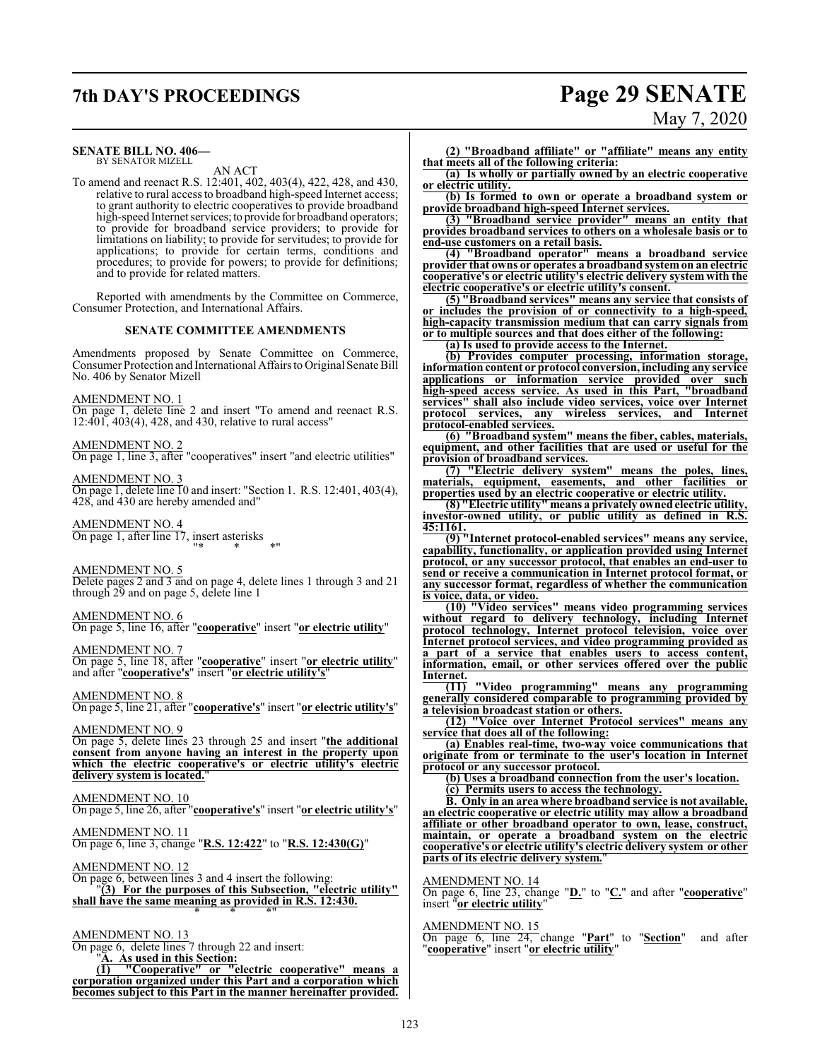**SENATE BILL NO. 406—**
BY SENATOR MIZELL

AN ACT

To amend and reenact R.S. 12:401, 402, 403(4), 422, 428, and 430, relative to rural access to broadband high-speed Internet access; to grant authority to electric cooperatives to provide broadband high-speed Internet services; to provide for broadband operators; to provide for broadband service providers; to provide for limitations on liability; to provide for servitudes; to provide for applications; to provide for certain terms, conditions and procedures; to provide for powers; to provide for definitions; and to provide for related matters.

Reported with amendments by the Committee on Commerce, Consumer Protection, and International Affairs.

**SENATE COMMITTEE AMENDMENTS**

Amendments proposed by Senate Committee on Commerce, Consumer Protection and International Affairs to Original Senate Bill No. 406 by Senator Mizell

AMENDMENT NO. 1
On page 1, delete line 2 and insert "To amend and reenact R.S. 12:401, 403(4), 428, and 430, relative to rural access"

AMENDMENT NO. 2
On page 1, line 3, after "cooperatives" insert "and electric utilities"

AMENDMENT NO. 3
On page 1, delete line 10 and insert: "Section 1. R.S. 12:401, 403(4), 428, and 430 are hereby amended and"

AMENDMENT NO. 4
On page 1, after line 17, insert asterisks
"* * *"

AMENDMENT NO. 5
Delete pages 2 and 3 and on page 4, delete lines 1 through 3 and 21 through 29 and on page 5, delete line 1

AMENDMENT NO. 6
On page 5, line 16, after "**cooperative**" insert "**or electric utility**"

AMENDMENT NO. 7
On page 5, line 18, after "**cooperative**" insert "**or electric utility**" and after "**cooperative's**" insert "**or electric utility's**"

AMENDMENT NO. 8
On page 5, line 21, after "**cooperative's**" insert "**or electric utility's**"

AMENDMENT NO. 9
On page 5, delete lines 23 through 25 and insert "**the additional consent from anyone having an interest in the property upon which the electric cooperative's or electric utility's electric delivery system is located.**"

AMENDMENT NO. 10
On page 5, line 26, after "**cooperative's**" insert "**or electric utility's**"

AMENDMENT NO. 11
On page 6, line 3, change "**R.S. 12:422**" to "**R.S. 12:430(G)**"

AMENDMENT NO. 12
On page 6, between lines 3 and 4 insert the following:
"**(3) For the purposes of this Subsection, "electric utility" shall have the same meaning as provided in R.S. 12:430.**
\* \* \*"

AMENDMENT NO. 13
On page 6, delete lines 7 through 22 and insert:
"**A. As used in this Section:**

**(1) "Cooperative" or "electric cooperative" means a corporation organized under this Part and a corporation which becomes subject to this Part in the manner hereinafter provided.**

**(2) "Broadband affiliate" or "affiliate" means any entity that meets all of the following criteria:**

**(a) Is wholly or partially owned by an electric cooperative or electric utility.**

**(b) Is formed to own or operate a broadband system or provide broadband high-speed Internet services.**

**(3) "Broadband service provider" means an entity that provides broadband services to others on a wholesale basis or to end-use customers on a retail basis.**

**(4) "Broadband operator" means a broadband service provider that owns or operates a broadband system on an electric cooperative's or electric utility's electric delivery system with the electric cooperative's or electric utility's consent.**

**(5) "Broadband services" means any service that consists of or includes the provision of or connectivity to a high-speed, high-capacity transmission medium that can carry signals from or to multiple sources and that does either of the following:**

**(a) Is used to provide access to the Internet.**

**(b) Provides computer processing, information storage, information content or protocol conversion, including any service applications or information service provided over such high-speed access service. As used in this Part, "broadband services" shall also include video services, voice over Internet protocol services, any wireless services, and Internet protocol-enabled services.**

**(6) "Broadband system" means the fiber, cables, materials, equipment, and other facilities that are used or useful for the provision of broadband services.**

**(7) "Electric delivery system" means the poles, lines, materials, equipment, easements, and other facilities or properties used by an electric cooperative or electric utility.**

**(8) "Electric utility" means a privately owned electric utility, investor-owned utility, or public utility as defined in R.S. 45:1161.**

**(9) "Internet protocol-enabled services" means any service, capability, functionality, or application provided using Internet protocol, or any successor protocol, that enables an end-user to send or receive a communication in Internet protocol format, or any successor format, regardless of whether the communication is voice, data, or video.**

**(10) "Video services" means video programming services without regard to delivery technology, including Internet protocol technology, Internet protocol television, voice over Internet protocol services, and video programming provided as a part of a service that enables users to access content, information, email, or other services offered over the public Internet.**

**(11) "Video programming" means any programming generally considered comparable to programming provided by a television broadcast station or others.**

**(12) "Voice over Internet Protocol services" means any service that does all of the following:**

**(a) Enables real-time, two-way voice communications that originate from or terminate to the user's location in Internet protocol or any successor protocol.**

**(b) Uses a broadband connection from the user's location.**

**(c) Permits users to access the technology.**

**B. Only in an area where broadband service is not available, an electric cooperative or electric utility may allow a broadband affiliate or other broadband operator to own, lease, construct, maintain, or operate a broadband system on the electric cooperative's or electric utility's electric delivery system or other parts of its electric delivery system.**"

AMENDMENT NO. 14
On page 6, line 23, change "**D.**" to "**C.**" and after "**cooperative**" insert "**or electric utility**"

AMENDMENT NO. 15
On page 6, line 24, change "**Part**" to "**Section**" and after "**cooperative**" insert "**or electric utility**"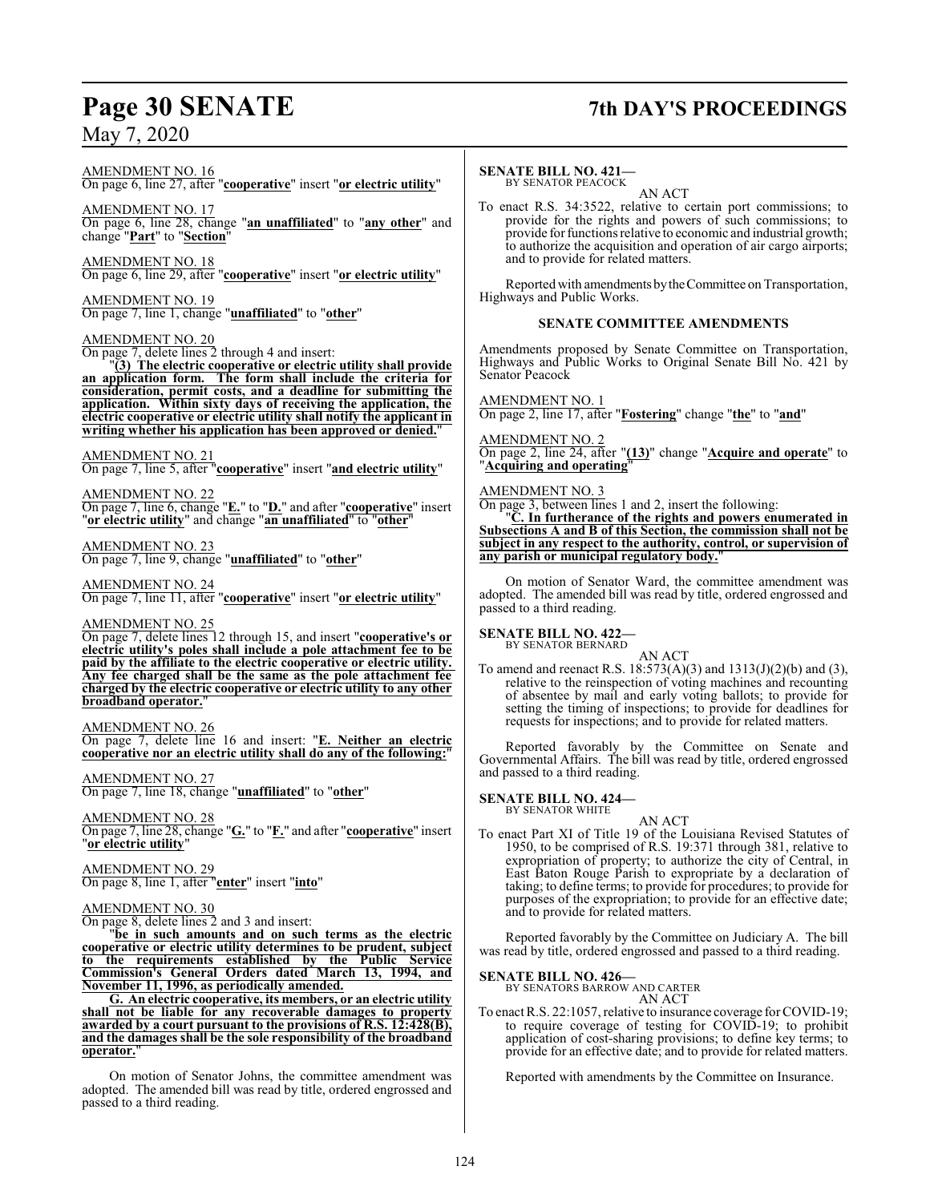AMENDMENT NO. 16
On page 6, line 27, after "**cooperative**" insert "**or electric utility**"

AMENDMENT NO. 17
On page 6, line 28, change "**an unaffiliated**" to "**any other**" and change "**Part**" to "**Section**"

AMENDMENT NO. 18
On page 6, line 29, after "**cooperative**" insert "**or electric utility**"

AMENDMENT NO. 19
On page 7, line 1, change "**unaffiliated**" to "**other**"

AMENDMENT NO. 20
On page 7, delete lines 2 through 4 and insert:

"**(3) The electric cooperative or electric utility shall provide an application form. The form shall include the criteria for consideration, permit costs, and a deadline for submitting the application. Within sixty days of receiving the application, the electric cooperative or electric utility shall notify the applicant in writing whether his application has been approved or denied.**"

AMENDMENT NO. 21
On page 7, line 5, after "**cooperative**" insert "**and electric utility**"

AMENDMENT NO. 22
On page 7, line 6, change "**E.**" to "**D.**" and after "**cooperative**" insert "**or electric utility**" and change "**an unaffiliated**" to "**other**"

AMENDMENT NO. 23
On page 7, line 9, change "**unaffiliated**" to "**other**"

AMENDMENT NO. 24
On page 7, line 11, after "**cooperative**" insert "**or electric utility**"

AMENDMENT NO. 25
On page 7, delete lines 12 through 15, and insert "**cooperative's or electric utility's poles shall include a pole attachment fee to be paid by the affiliate to the electric cooperative or electric utility. Any fee charged shall be the same as the pole attachment fee charged by the electric cooperative or electric utility to any other broadband operator.**"

AMENDMENT NO. 26
On page 7, delete line 16 and insert: "**E. Neither an electric cooperative nor an electric utility shall do any of the following:**"

AMENDMENT NO. 27
On page 7, line 18, change "**unaffiliated**" to "**other**"

AMENDMENT NO. 28
On page 7, line 28, change "**G.**" to "**F.**" and after "**cooperative**" insert "**or electric utility**"

AMENDMENT NO. 29
On page 8, line 1, after "**enter**" insert "**into**"

AMENDMENT NO. 30
On page 8, delete lines 2 and 3 and insert:

"**be in such amounts and on such terms as the electric cooperative or electric utility determines to be prudent, subject to the requirements established by the Public Service Commission's General Orders dated March 13, 1994, and November 11, 1996, as periodically amended.**

**G. An electric cooperative, its members, or an electric utility shall not be liable for any recoverable damages to property awarded by a court pursuant to the provisions of R.S. 12:428(B), and the damages shall be the sole responsibility of the broadband operator.**"

On motion of Senator Johns, the committee amendment was adopted. The amended bill was read by title, ordered engrossed and passed to a third reading.

**SENATE BILL NO. 421—**
BY SENATOR PEACOCK

AN ACT

To enact R.S. 34:3522, relative to certain port commissions; to provide for the rights and powers of such commissions; to provide for functions relative to economic and industrial growth; to authorize the acquisition and operation of air cargo airports; and to provide for related matters.

Reported with amendments by the Committee on Transportation, Highways and Public Works.

**SENATE COMMITTEE AMENDMENTS**

Amendments proposed by Senate Committee on Transportation, Highways and Public Works to Original Senate Bill No. 421 by Senator Peacock

AMENDMENT NO. 1
On page 2, line 17, after "**Fostering**" change "**the**" to "**and**"

AMENDMENT NO. 2
On page 2, line 24, after "**(13)**" change "**Acquire and operate**" to "**Acquiring and operating**"

AMENDMENT NO. 3
On page 3, between lines 1 and 2, insert the following:

"**C. In furtherance of the rights and powers enumerated in Subsections A and B of this Section, the commission shall not be subject in any respect to the authority, control, or supervision of any parish or municipal regulatory body.**"

On motion of Senator Ward, the committee amendment was adopted. The amended bill was read by title, ordered engrossed and passed to a third reading.

**SENATE BILL NO. 422—**
BY SENATOR BERNARD

AN ACT

To amend and reenact R.S. 18:573(A)(3) and 1313(J)(2)(b) and (3), relative to the reinspection of voting machines and recounting of absentee by mail and early voting ballots; to provide for setting the timing of inspections; to provide for deadlines for requests for inspections; and to provide for related matters.

Reported favorably by the Committee on Senate and Governmental Affairs. The bill was read by title, ordered engrossed and passed to a third reading.

**SENATE BILL NO. 424—**
BY SENATOR WHITE

AN ACT

To enact Part XI of Title 19 of the Louisiana Revised Statutes of 1950, to be comprised of R.S. 19:371 through 381, relative to expropriation of property; to authorize the city of Central, in East Baton Rouge Parish to expropriate by a declaration of taking; to define terms; to provide for procedures; to provide for purposes of the expropriation; to provide for an effective date; and to provide for related matters.

Reported favorably by the Committee on Judiciary A. The bill was read by title, ordered engrossed and passed to a third reading.

**SENATE BILL NO. 426—**
BY SENATORS BARROW AND CARTER

AN ACT

To enact R.S. 22:1057, relative to insurance coverage for COVID-19; to require coverage of testing for COVID-19; to prohibit application of cost-sharing provisions; to define key terms; to provide for an effective date; and to provide for related matters.

Reported with amendments by the Committee on Insurance.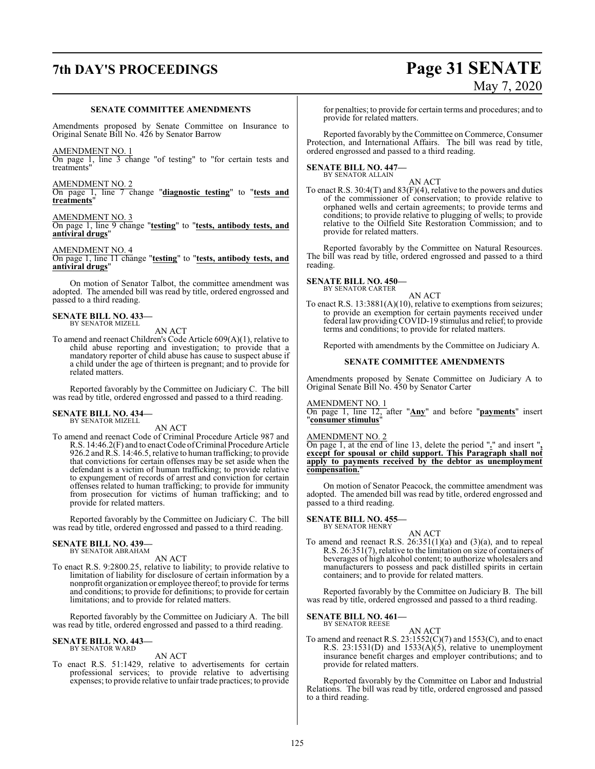**SENATE COMMITTEE AMENDMENTS**

Amendments proposed by Senate Committee on Insurance to Original Senate Bill No. 426 by Senator Barrow

AMENDMENT NO. 1
On page 1, line 3 change "of testing" to "for certain tests and treatments"

AMENDMENT NO. 2
On page 1, line 7 change "**diagnostic testing**" to "**tests and treatments**"

AMENDMENT NO. 3
On page 1, line 9 change "**testing**" to "**tests, antibody tests, and antiviral drugs**"

AMENDMENT NO. 4
On page 1, line 11 change "**testing**" to "**tests, antibody tests, and antiviral drugs**"

On motion of Senator Talbot, the committee amendment was adopted. The amended bill was read by title, ordered engrossed and passed to a third reading.

**SENATE BILL NO. 433—**
BY SENATOR MIZELL

AN ACT

To amend and reenact Children's Code Article 609(A)(1), relative to child abuse reporting and investigation; to provide that a mandatory reporter of child abuse has cause to suspect abuse if a child under the age of thirteen is pregnant; and to provide for related matters.

Reported favorably by the Committee on Judiciary C. The bill was read by title, ordered engrossed and passed to a third reading.

**SENATE BILL NO. 434—**
BY SENATOR MIZELL

AN ACT

To amend and reenact Code of Criminal Procedure Article 987 and R.S. 14:46.2(F) and to enact Code of Criminal Procedure Article 926.2 and R.S. 14:46.5, relative to human trafficking; to provide that convictions for certain offenses may be set aside when the defendant is a victim of human trafficking; to provide relative to expungement of records of arrest and conviction for certain offenses related to human trafficking; to provide for immunity from prosecution for victims of human trafficking; and to provide for related matters.

Reported favorably by the Committee on Judiciary C. The bill was read by title, ordered engrossed and passed to a third reading.

**SENATE BILL NO. 439—**
BY SENATOR ABRAHAM

AN ACT

To enact R.S. 9:2800.25, relative to liability; to provide relative to limitation of liability for disclosure of certain information by a nonprofit organization or employee thereof; to provide for terms and conditions; to provide for definitions; to provide for certain limitations; and to provide for related matters.

Reported favorably by the Committee on Judiciary A. The bill was read by title, ordered engrossed and passed to a third reading.

**SENATE BILL NO. 443—**
BY SENATOR WARD

AN ACT

To enact R.S. 51:1429, relative to advertisements for certain professional services; to provide relative to advertising expenses; to provide relative to unfair trade practices; to provide for penalties; to provide for certain terms and procedures; and to provide for related matters.

Reported favorably by the Committee on Commerce, Consumer Protection, and International Affairs. The bill was read by title, ordered engrossed and passed to a third reading.

**SENATE BILL NO. 447—**
BY SENATOR ALLAIN

AN ACT

To enact R.S. 30:4(T) and 83(F)(4), relative to the powers and duties of the commissioner of conservation; to provide relative to orphaned wells and certain agreements; to provide terms and conditions; to provide relative to plugging of wells; to provide relative to the Oilfield Site Restoration Commission; and to provide for related matters.

Reported favorably by the Committee on Natural Resources. The bill was read by title, ordered engrossed and passed to a third reading.

**SENATE BILL NO. 450—**
BY SENATOR CARTER

AN ACT

To enact R.S. 13:3881(A)(10), relative to exemptions from seizures; to provide an exemption for certain payments received under federal law providing COVID-19 stimulus and relief; to provide terms and conditions; to provide for related matters.

Reported with amendments by the Committee on Judiciary A.

**SENATE COMMITTEE AMENDMENTS**

Amendments proposed by Senate Committee on Judiciary A to Original Senate Bill No. 450 by Senator Carter

AMENDMENT NO. 1
On page 1, line 12, after "**Any**" and before "**payments**" insert "**consumer stimulus**"

AMENDMENT NO. 2
On page 1, at the end of line 13, delete the period "**.**" and insert "**, except for spousal or child support. This Paragraph shall not apply to payments received by the debtor as unemployment compensation.**"

On motion of Senator Peacock, the committee amendment was adopted. The amended bill was read by title, ordered engrossed and passed to a third reading.

**SENATE BILL NO. 455—**
BY SENATOR HENRY

AN ACT

To amend and reenact R.S. 26:351(1)(a) and (3)(a), and to repeal R.S. 26:351(7), relative to the limitation on size of containers of beverages of high alcohol content; to authorize wholesalers and manufacturers to possess and pack distilled spirits in certain containers; and to provide for related matters.

Reported favorably by the Committee on Judiciary B. The bill was read by title, ordered engrossed and passed to a third reading.

**SENATE BILL NO. 461—**
BY SENATOR REESE

AN ACT

To amend and reenact R.S. 23:1552(C)(7) and 1553(C), and to enact R.S. 23:1531(D) and 1533(A)(5), relative to unemployment insurance benefit charges and employer contributions; and to provide for related matters.

Reported favorably by the Committee on Labor and Industrial Relations. The bill was read by title, ordered engrossed and passed to a third reading.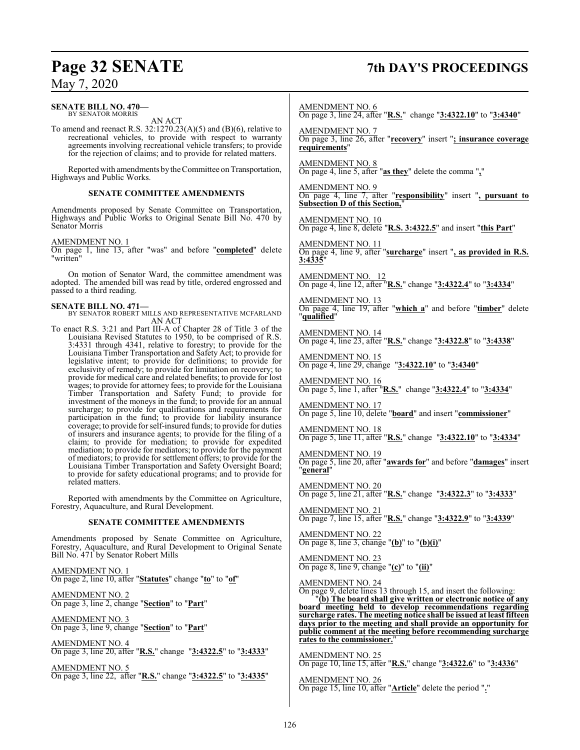**SENATE BILL NO. 470—**
BY SENATOR MORRIS

AN ACT

To amend and reenact R.S. 32:1270.23(A)(5) and (B)(6), relative to recreational vehicles, to provide with respect to warranty agreements involving recreational vehicle transfers; to provide for the rejection of claims; and to provide for related matters.

Reported with amendments by the Committee on Transportation, Highways and Public Works.

**SENATE COMMITTEE AMENDMENTS**

Amendments proposed by Senate Committee on Transportation, Highways and Public Works to Original Senate Bill No. 470 by Senator Morris

AMENDMENT NO. 1
On page 1, line 13, after "was" and before "**completed**" delete "written"

On motion of Senator Ward, the committee amendment was adopted. The amended bill was read by title, ordered engrossed and passed to a third reading.

**SENATE BILL NO. 471—**
BY SENATOR ROBERT MILLS AND REPRESENTATIVE MCFARLAND

AN ACT

To enact R.S. 3:21 and Part III-A of Chapter 28 of Title 3 of the Louisiana Revised Statutes to 1950, to be comprised of R.S. 3:4331 through 4341, relative to forestry; to provide for the Louisiana Timber Transportation and Safety Act; to provide for legislative intent; to provide for definitions; to provide for exclusivity of remedy; to provide for limitation on recovery; to provide for medical care and related benefits; to provide for lost wages; to provide for attorney fees; to provide for the Louisiana Timber Transportation and Safety Fund; to provide for investment of the moneys in the fund; to provide for an annual surcharge; to provide for qualifications and requirements for participation in the fund; to provide for liability insurance coverage; to provide for self-insured funds; to provide for duties of insurers and insurance agents; to provide for the filing of a claim; to provide for mediation; to provide for expedited mediation; to provide for mediators; to provide for the payment of mediators; to provide for settlement offers; to provide for the Louisiana Timber Transportation and Safety Oversight Board; to provide for safety educational programs; and to provide for related matters.

Reported with amendments by the Committee on Agriculture, Forestry, Aquaculture, and Rural Development.

**SENATE COMMITTEE AMENDMENTS**

Amendments proposed by Senate Committee on Agriculture, Forestry, Aquaculture, and Rural Development to Original Senate Bill No. 471 by Senator Robert Mills

AMENDMENT NO. 1
On page 2, line 10, after "**Statutes**" change "**to**" to "**of**"

AMENDMENT NO. 2
On page 3, line 2, change "**Section**" to "**Part**"

AMENDMENT NO. 3
On page 3, line 9, change "**Section**" to "**Part**"

AMENDMENT NO. 4
On page 3, line 20, after "**R.S.**" change "**3:4322.5**" to "**3:4333**"

AMENDMENT NO. 5
On page 3, line 22, after "**R.S.**" change "**3:4322.5**" to "**3:4335**"

AMENDMENT NO. 6
On page 3, line 24, after "**R.S.**" change "**3:4322.10**" to "**3:4340**"

AMENDMENT NO. 7
On page 3, line 26, after "**recovery**" insert "**; insurance coverage requirements**"

AMENDMENT NO. 8
On page 4, line 5, after "**as they**" delete the comma "**,**"

AMENDMENT NO. 9
On page 4, line 7, after "**responsibility**" insert "**, pursuant to Subsection D of this Section,**"

AMENDMENT NO. 10
On page 4, line 8, delete "**R.S. 3:4322.5**" and insert "**this Part**"

AMENDMENT NO. 11
On page 4, line 9, after "**surcharge**" insert "**, as provided in R.S. 3:4335**"

AMENDMENT NO. 12
On page 4, line 12, after "**R.S.**" change "**3:4322.4**" to "**3:4334**"

AMENDMENT NO. 13
On page 4, line 19, after "**which a**" and before "**timber**" delete "**qualified**"

AMENDMENT NO. 14
On page 4, line 23, after "**R.S.**" change "**3:4322.8**" to "**3:4338**"

AMENDMENT NO. 15
On page 4, line 29, change "**3:4322.10**" to "**3:4340**"

AMENDMENT NO. 16
On page 5, line 1, after "**R.S.**" change "**3:4322.4**" to "**3:4334**"

AMENDMENT NO. 17
On page 5, line 10, delete "**board**" and insert "**commissioner**"

AMENDMENT NO. 18
On page 5, line 11, after "**R.S.**" change "**3:4322.10**" to "**3:4334**"

AMENDMENT NO. 19
On page 5, line 20, after "**awards for**" and before "**damages**" insert "**general**"

AMENDMENT NO. 20
On page 5, line 21, after "**R.S.**" change "**3:4322.3**" to "**3:4333**"

AMENDMENT NO. 21
On page 7, line 15, after "**R.S.**" change "**3:4322.9**" to "**3:4339**"

AMENDMENT NO. 22
On page 8, line 3, change "**(b)**" to "**(b)(i)**"

AMENDMENT NO. 23
On page 8, line 9, change "**(c)**" to "**(ii)**"

AMENDMENT NO. 24
On page 9, delete lines 13 through 15, and insert the following:

"**(b) The board shall give written or electronic notice of any board meeting held to develop recommendations regarding surcharge rates. The meeting notice shall be issued at least fifteen days prior to the meeting and shall provide an opportunity for public comment at the meeting before recommending surcharge rates to the commissioner.**"

AMENDMENT NO. 25
On page 10, line 15, after "**R.S.**" change "**3:4322.6**" to "**3:4336**"

AMENDMENT NO. 26
On page 15, line 10, after "**Article**" delete the period "**.**"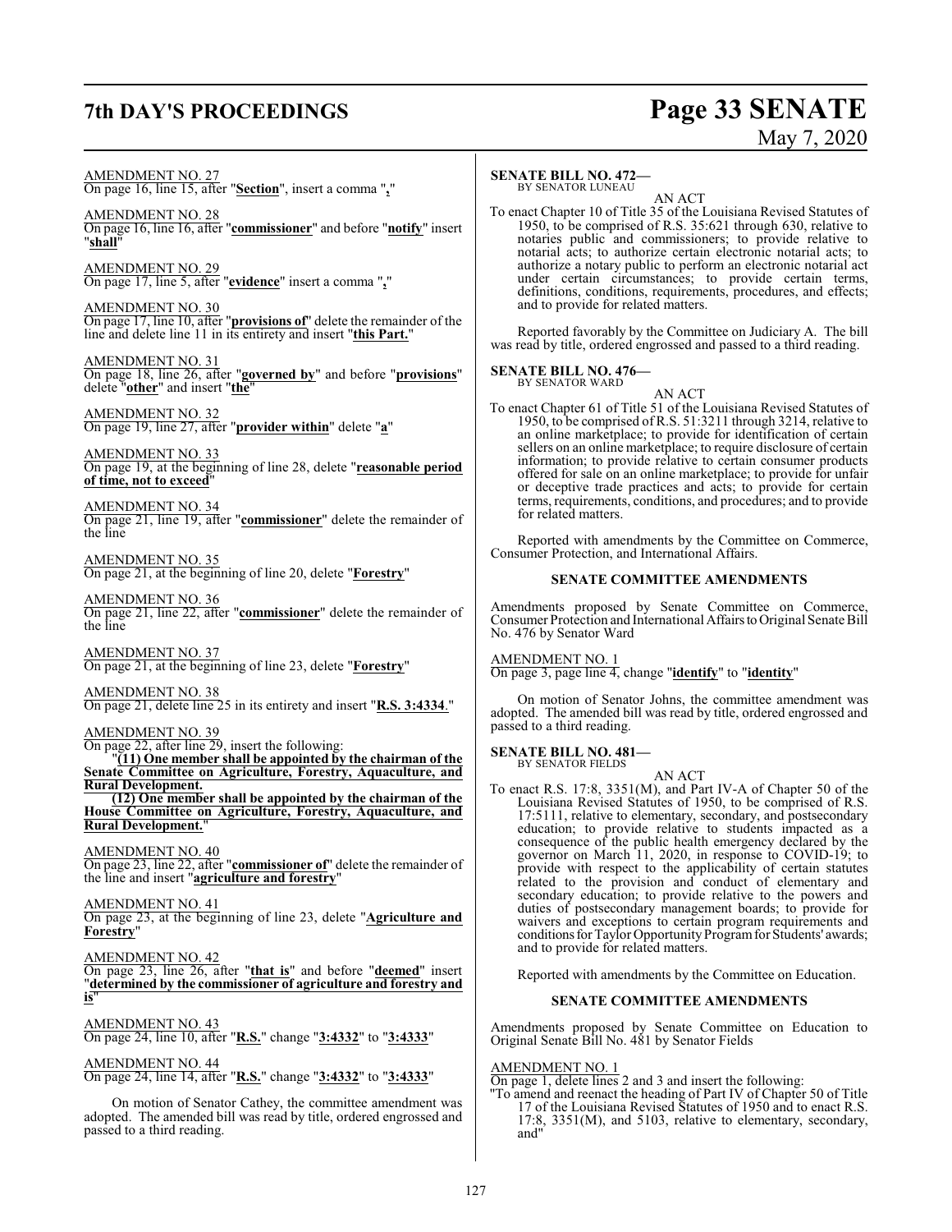AMENDMENT NO. 27
On page 16, line 15, after "**Section**", insert a comma "**,**"

AMENDMENT NO. 28
On page 16, line 16, after "**commissioner**" and before "**notify**" insert "**shall**"

AMENDMENT NO. 29
On page 17, line 5, after "**evidence**" insert a comma "**,**"

AMENDMENT NO. 30
On page 17, line 10, after "**provisions of**" delete the remainder of the line and delete line 11 in its entirety and insert "**this Part.**"

AMENDMENT NO. 31
On page 18, line 26, after "**governed by**" and before "**provisions**" delete "**other**" and insert "**the**"

AMENDMENT NO. 32
On page 19, line 27, after "**provider within**" delete "**a**"

AMENDMENT NO. 33
On page 19, at the beginning of line 28, delete "**reasonable period of time, not to exceed**"

AMENDMENT NO. 34
On page 21, line 19, after "**commissioner**" delete the remainder of the line

AMENDMENT NO. 35
On page 21, at the beginning of line 20, delete "**Forestry**"

AMENDMENT NO. 36
On page 21, line 22, after "**commissioner**" delete the remainder of the line

AMENDMENT NO. 37
On page 21, at the beginning of line 23, delete "**Forestry**"

AMENDMENT NO. 38
On page 21, delete line 25 in its entirety and insert "**R.S. 3:4334**."

AMENDMENT NO. 39
On page 22, after line 29, insert the following:

"**(11) One member shall be appointed by the chairman of the Senate Committee on Agriculture, Forestry, Aquaculture, and Rural Development.**

**(12) One member shall be appointed by the chairman of the House Committee on Agriculture, Forestry, Aquaculture, and Rural Development.**"

AMENDMENT NO. 40
On page 23, line 22, after "**commissioner of**" delete the remainder of the line and insert "**agriculture and forestry**"

AMENDMENT NO. 41
On page 23, at the beginning of line 23, delete "**Agriculture and Forestry**"

AMENDMENT NO. 42
On page 23, line 26, after "**that is**" and before "**deemed**" insert "**determined by the commissioner of agriculture and forestry and is**"

AMENDMENT NO. 43
On page 24, line 10, after "**R.S.**" change "**3:4332**" to "**3:4333**"

AMENDMENT NO. 44
On page 24, line 14, after "**R.S.**" change "**3:4332**" to "**3:4333**"

On motion of Senator Cathey, the committee amendment was adopted. The amended bill was read by title, ordered engrossed and passed to a third reading.

**SENATE BILL NO. 472—**
BY SENATOR LUNEAU

AN ACT

To enact Chapter 10 of Title 35 of the Louisiana Revised Statutes of 1950, to be comprised of R.S. 35:621 through 630, relative to notaries public and commissioners; to provide relative to notarial acts; to authorize certain electronic notarial acts; to authorize a notary public to perform an electronic notarial act under certain circumstances; to provide certain terms, definitions, conditions, requirements, procedures, and effects; and to provide for related matters.

Reported favorably by the Committee on Judiciary A. The bill was read by title, ordered engrossed and passed to a third reading.

**SENATE BILL NO. 476—**
BY SENATOR WARD

AN ACT

To enact Chapter 61 of Title 51 of the Louisiana Revised Statutes of 1950, to be comprised of R.S. 51:3211 through 3214, relative to an online marketplace; to provide for identification of certain sellers on an online marketplace; to require disclosure of certain information; to provide relative to certain consumer products offered for sale on an online marketplace; to provide for unfair or deceptive trade practices and acts; to provide for certain terms, requirements, conditions, and procedures; and to provide for related matters.

Reported with amendments by the Committee on Commerce, Consumer Protection, and International Affairs.

**SENATE COMMITTEE AMENDMENTS**

Amendments proposed by Senate Committee on Commerce, Consumer Protection and International Affairs to Original Senate Bill No. 476 by Senator Ward

AMENDMENT NO. 1
On page 3, page line 4, change "**identify**" to "**identity**"

On motion of Senator Johns, the committee amendment was adopted. The amended bill was read by title, ordered engrossed and passed to a third reading.

**SENATE BILL NO. 481—**
BY SENATOR FIELDS

AN ACT

To enact R.S. 17:8, 3351(M), and Part IV-A of Chapter 50 of the Louisiana Revised Statutes of 1950, to be comprised of R.S. 17:5111, relative to elementary, secondary, and postsecondary education; to provide relative to students impacted as a consequence of the public health emergency declared by the governor on March 11, 2020, in response to COVID-19; to provide with respect to the applicability of certain statutes related to the provision and conduct of elementary and secondary education; to provide relative to the powers and duties of postsecondary management boards; to provide for waivers and exceptions to certain program requirements and conditions for Taylor Opportunity Program for Students' awards; and to provide for related matters.

Reported with amendments by the Committee on Education.

**SENATE COMMITTEE AMENDMENTS**

Amendments proposed by Senate Committee on Education to Original Senate Bill No. 481 by Senator Fields

AMENDMENT NO. 1
On page 1, delete lines 2 and 3 and insert the following:

"To amend and reenact the heading of Part IV of Chapter 50 of Title 17 of the Louisiana Revised Statutes of 1950 and to enact R.S. 17:8, 3351(M), and 5103, relative to elementary, secondary, and"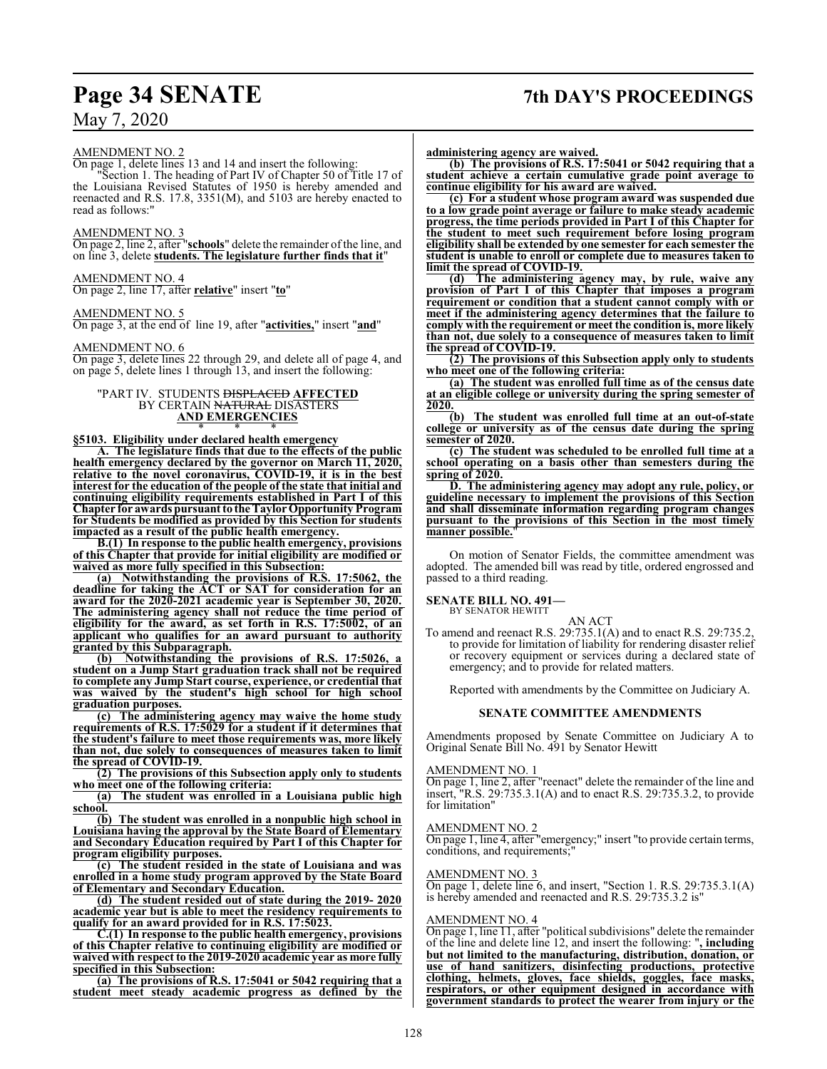AMENDMENT NO. 2

On page 1, delete lines 13 and 14 and insert the following:

"Section 1. The heading of Part IV of Chapter 50 of Title 17 of the Louisiana Revised Statutes of 1950 is hereby amended and reenacted and R.S. 17.8, 3351(M), and 5103 are hereby enacted to read as follows:"

AMENDMENT NO. 3

On page 2, line 2, after "**schools**" delete the remainder of the line, and on line 3, delete **students. The legislature further finds that it**"

AMENDMENT NO. 4

On page 2, line 17, after **relative**" insert "**to**"

AMENDMENT NO. 5

On page 3, at the end of line 19, after "**activities,**" insert "**and**"

AMENDMENT NO. 6

On page 3, delete lines 22 through 29, and delete all of page 4, and on page 5, delete lines 1 through 13, and insert the following:

"PART IV. STUDENTS ~~DISPLACED~~ **AFFECTED** BY CERTAIN ~~NATURAL~~ DISASTERS **AND EMERGENCIES**

\* \* \*

**§5103. Eligibility under declared health emergency**

**A. The legislature finds that due to the effects of the public health emergency declared by the governor on March 11, 2020, relative to the novel coronavirus, COVID-19, it is in the best interest for the education of the people of the state that initial and continuing eligibility requirements established in Part I of this Chapter for awards pursuant to the Taylor Opportunity Program for Students be modified as provided by this Section for students impacted as a result of the public health emergency.**

**B.(1) In response to the public health emergency, provisions of this Chapter that provide for initial eligibility are modified or waived as more fully specified in this Subsection:**

**(a) Notwithstanding the provisions of R.S. 17:5062, the deadline for taking the ACT or SAT for consideration for an award for the 2020-2021 academic year is September 30, 2020. The administering agency shall not reduce the time period of eligibility for the award, as set forth in R.S. 17:5002, of an applicant who qualifies for an award pursuant to authority granted by this Subparagraph.**

**(b) Notwithstanding the provisions of R.S. 17:5026, a student on a Jump Start graduation track shall not be required to complete any Jump Start course, experience, or credential that was waived by the student's high school for high school graduation purposes.**

**(c) The administering agency may waive the home study requirements of R.S. 17:5029 for a student if it determines that the student's failure to meet those requirements was, more likely than not, due solely to consequences of measures taken to limit the spread of COVID-19.**

**(2) The provisions of this Subsection apply only to students who meet one of the following criteria:**

**(a) The student was enrolled in a Louisiana public high school.**

**(b) The student was enrolled in a nonpublic high school in Louisiana having the approval by the State Board of Elementary and Secondary Education required by Part I of this Chapter for program eligibility purposes.**

**(c) The student resided in the state of Louisiana and was enrolled in a home study program approved by the State Board of Elementary and Secondary Education.**

**(d) The student resided out of state during the 2019- 2020 academic year but is able to meet the residency requirements to qualify for an award provided for in R.S. 17:5023.**

**C.(1) In response to the public health emergency, provisions of this Chapter relative to continuing eligibility are modified or waived with respect to the 2019-2020 academic year as more fully specified in this Subsection:**

**(a) The provisions of R.S. 17:5041 or 5042 requiring that a student meet steady academic progress as defined by the administering agency are waived.**

**(b) The provisions of R.S. 17:5041 or 5042 requiring that a student achieve a certain cumulative grade point average to continue eligibility for his award are waived.**

**(c) For a student whose program award was suspended due to a low grade point average or failure to make steady academic progress, the time periods provided in Part I of this Chapter for the student to meet such requirement before losing program eligibility shall be extended by one semester for each semester the student is unable to enroll or complete due to measures taken to limit the spread of COVID-19.**

**(d) The administering agency may, by rule, waive any provision of Part I of this Chapter that imposes a program requirement or condition that a student cannot comply with or meet if the administering agency determines that the failure to comply with the requirement or meet the condition is, more likely than not, due solely to a consequence of measures taken to limit the spread of COVID-19.**

**(2) The provisions of this Subsection apply only to students who meet one of the following criteria:**

**(a) The student was enrolled full time as of the census date at an eligible college or university during the spring semester of 2020.**

**(b) The student was enrolled full time at an out-of-state college or university as of the census date during the spring semester of 2020.**

**(c) The student was scheduled to be enrolled full time at a school operating on a basis other than semesters during the spring of 2020.**

**D. The administering agency may adopt any rule, policy, or guideline necessary to implement the provisions of this Section and shall disseminate information regarding program changes pursuant to the provisions of this Section in the most timely manner possible.**"

On motion of Senator Fields, the committee amendment was adopted. The amended bill was read by title, ordered engrossed and passed to a third reading.

**SENATE BILL NO. 491—**
BY SENATOR HEWITT

AN ACT

To amend and reenact R.S. 29:735.1(A) and to enact R.S. 29:735.2, to provide for limitation of liability for rendering disaster relief or recovery equipment or services during a declared state of emergency; and to provide for related matters.

Reported with amendments by the Committee on Judiciary A.

**SENATE COMMITTEE AMENDMENTS**

Amendments proposed by Senate Committee on Judiciary A to Original Senate Bill No. 491 by Senator Hewitt

AMENDMENT NO. 1

On page 1, line 2, after "reenact" delete the remainder of the line and insert, "R.S. 29:735.3.1(A) and to enact R.S. 29:735.3.2, to provide for limitation"

AMENDMENT NO. 2

On page 1, line 4, after "emergency;" insert "to provide certain terms, conditions, and requirements;"

AMENDMENT NO. 3

On page 1, delete line 6, and insert, "Section 1. R.S. 29:735.3.1(A) is hereby amended and reenacted and R.S. 29:735.3.2 is"

AMENDMENT NO. 4

On page 1, line 11, after "political subdivisions" delete the remainder of the line and delete line 12, and insert the following: "**, including but not limited to the manufacturing, distribution, donation, or use of hand sanitizers, disinfecting productions, protective clothing, helmets, gloves, face shields, goggles, face masks, respirators, or other equipment designed in accordance with government standards to protect the wearer from injury or the**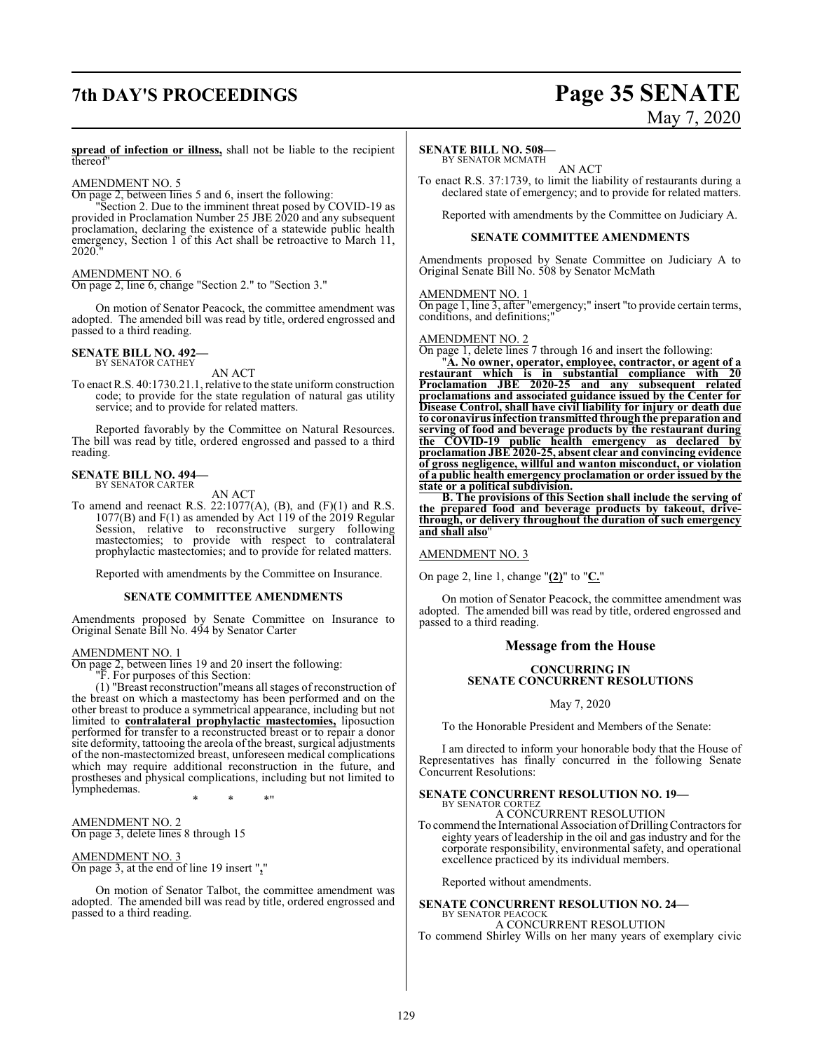**spread of infection or illness,** shall not be liable to the recipient thereof"

AMENDMENT NO. 5

On page 2, between lines 5 and 6, insert the following:

"Section 2. Due to the imminent threat posed by COVID-19 as provided in Proclamation Number 25 JBE 2020 and any subsequent proclamation, declaring the existence of a statewide public health emergency, Section 1 of this Act shall be retroactive to March 11, 2020."

AMENDMENT NO. 6

On page 2, line 6, change "Section 2." to "Section 3."

On motion of Senator Peacock, the committee amendment was adopted. The amended bill was read by title, ordered engrossed and passed to a third reading.

**SENATE BILL NO. 492—**
BY SENATOR CATHEY

AN ACT

To enact R.S. 40:1730.21.1, relative to the state uniform construction code; to provide for the state regulation of natural gas utility service; and to provide for related matters.

Reported favorably by the Committee on Natural Resources. The bill was read by title, ordered engrossed and passed to a third reading.

**SENATE BILL NO. 494—**
BY SENATOR CARTER

AN ACT

To amend and reenact R.S. 22:1077(A), (B), and (F)(1) and R.S. 1077(B) and F(1) as amended by Act 119 of the 2019 Regular Session, relative to reconstructive surgery following mastectomies; to provide with respect to contralateral prophylactic mastectomies; and to provide for related matters.

Reported with amendments by the Committee on Insurance.

**SENATE COMMITTEE AMENDMENTS**

Amendments proposed by Senate Committee on Insurance to Original Senate Bill No. 494 by Senator Carter

AMENDMENT NO. 1

On page 2, between lines 19 and 20 insert the following:

"F. For purposes of this Section:

(1) "Breast reconstruction"means all stages of reconstruction of the breast on which a mastectomy has been performed and on the other breast to produce a symmetrical appearance, including but not limited to **contralateral prophylactic mastectomies,** liposuction performed for transfer to a reconstructed breast or to repair a donor site deformity, tattooing the areola of the breast, surgical adjustments of the non-mastectomized breast, unforeseen medical complications which may require additional reconstruction in the future, and prostheses and physical complications, including but not limited to lymphedemas.

\* \* \*"

AMENDMENT NO. 2

On page 3, delete lines 8 through 15

AMENDMENT NO. 3

On page 3, at the end of line 19 insert "**,**"

On motion of Senator Talbot, the committee amendment was adopted. The amended bill was read by title, ordered engrossed and passed to a third reading.

**SENATE BILL NO. 508—**
BY SENATOR MCMATH

AN ACT

To enact R.S. 37:1739, to limit the liability of restaurants during a declared state of emergency; and to provide for related matters.

Reported with amendments by the Committee on Judiciary A.

**SENATE COMMITTEE AMENDMENTS**

Amendments proposed by Senate Committee on Judiciary A to Original Senate Bill No. 508 by Senator McMath

AMENDMENT NO. 1

On page 1, line 3, after "emergency;" insert "to provide certain terms, conditions, and definitions;"

AMENDMENT NO. 2

On page 1, delete lines 7 through 16 and insert the following:

"**A. No owner, operator, employee, contractor, or agent of a restaurant which is in substantial compliance with 20 Proclamation JBE 2020-25 and any subsequent related proclamations and associated guidance issued by the Center for Disease Control, shall have civil liability for injury or death due to coronavirus infection transmitted through the preparation and serving of food and beverage products by the restaurant during the COVID-19 public health emergency as declared by proclamation JBE 2020-25, absent clear and convincing evidence of gross negligence, willful and wanton misconduct, or violation of a public health emergency proclamation or order issued by the state or a political subdivision.**

**B. The provisions of this Section shall include the serving of the prepared food and beverage products by takeout, drive-through, or delivery throughout the duration of such emergency and shall also**"

AMENDMENT NO. 3

On page 2, line 1, change "**(2)**" to "**C.**"

On motion of Senator Peacock, the committee amendment was adopted. The amended bill was read by title, ordered engrossed and passed to a third reading.

## Message from the House

**CONCURRING IN SENATE CONCURRENT RESOLUTIONS**

May 7, 2020

To the Honorable President and Members of the Senate:

I am directed to inform your honorable body that the House of Representatives has finally concurred in the following Senate Concurrent Resolutions:

**SENATE CONCURRENT RESOLUTION NO. 19—**
BY SENATOR CORTEZ

A CONCURRENT RESOLUTION

To commend the International Association of Drilling Contractors for eighty years of leadership in the oil and gas industry and for the corporate responsibility, environmental safety, and operational excellence practiced by its individual members.

Reported without amendments.

**SENATE CONCURRENT RESOLUTION NO. 24—**
BY SENATOR PEACOCK

A CONCURRENT RESOLUTION

To commend Shirley Wills on her many years of exemplary civic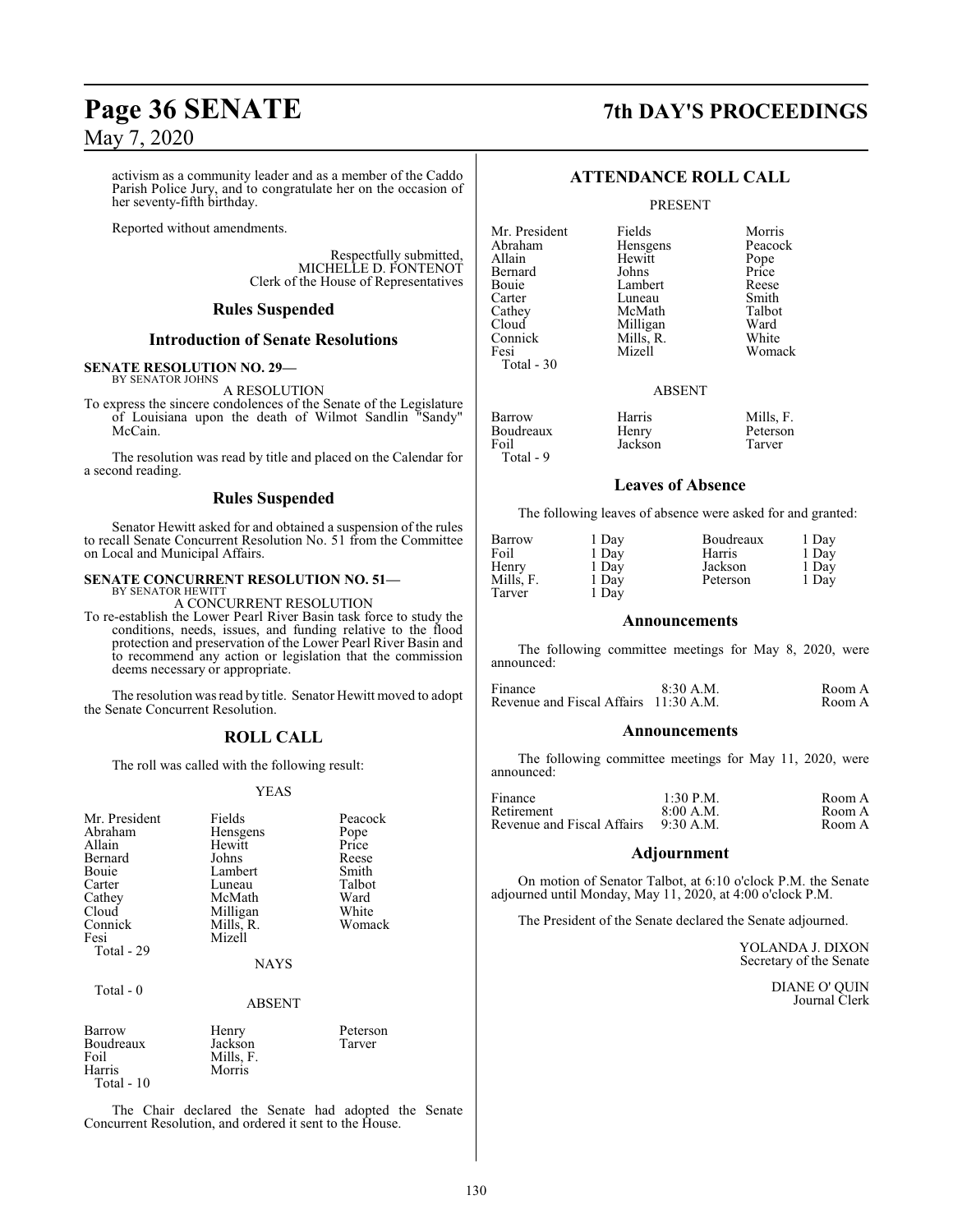activism as a community leader and as a member of the Caddo Parish Police Jury, and to congratulate her on the occasion of her seventy-fifth birthday.

Reported without amendments.

Respectfully submitted,
MICHELLE D. FONTENOT
Clerk of the House of Representatives

## Rules Suspended

## Introduction of Senate Resolutions

**SENATE RESOLUTION NO. 29—**
BY SENATOR JOHNS

A RESOLUTION

To express the sincere condolences of the Senate of the Legislature of Louisiana upon the death of Wilmot Sandlin "Sandy" McCain.

The resolution was read by title and placed on the Calendar for a second reading.

## Rules Suspended

Senator Hewitt asked for and obtained a suspension of the rules to recall Senate Concurrent Resolution No. 51 from the Committee on Local and Municipal Affairs.

**SENATE CONCURRENT RESOLUTION NO. 51—**
BY SENATOR HEWITT

A CONCURRENT RESOLUTION

To re-establish the Lower Pearl River Basin task force to study the conditions, needs, issues, and funding relative to the flood protection and preservation of the Lower Pearl River Basin and to recommend any action or legislation that the commission deems necessary or appropriate.

The resolution was read by title. Senator Hewitt moved to adopt the Senate Concurrent Resolution.

## ROLL CALL

The roll was called with the following result:

YEAS

| | | |
|---|---|---|
| Mr. President | Fields | Peacock |
| Abraham | Hensgens | Pope |
| Allain | Hewitt | Price |
| Bernard | Johns | Reese |
| Bouie | Lambert | Smith |
| Carter | Luneau | Talbot |
| Cathey | McMath | Ward |
| Cloud | Milligan | White |
| Connick | Mills, R. | Womack |
| Fesi | Mizell | |

Total - 29

NAYS

Total - 0

ABSENT

| | | |
|---|---|---|
| Barrow | Henry | Peterson |
| Boudreaux | Jackson | Tarver |
| Foil | Mills, F. | |
| Harris | Morris | |

Total - 10

The Chair declared the Senate had adopted the Senate Concurrent Resolution, and ordered it sent to the House.

## ATTENDANCE ROLL CALL

PRESENT

| | | |
|---|---|---|
| Mr. President | Fields | Morris |
| Abraham | Hensgens | Peacock |
| Allain | Hewitt | Pope |
| Bernard | Johns | Price |
| Bouie | Lambert | Reese |
| Carter | Luneau | Smith |
| Cathey | McMath | Talbot |
| Cloud | Milligan | Ward |
| Connick | Mills, R. | White |
| Fesi | Mizell | Womack |

Total - 30

ABSENT

| | | |
|---|---|---|
| Barrow | Harris | Mills, F. |
| Boudreaux | Henry | Peterson |
| Foil | Jackson | Tarver |

Total - 9

## Leaves of Absence

The following leaves of absence were asked for and granted:

| | | | |
|---|---|---|---|
| Barrow | 1 Day | Boudreaux | 1 Day |
| Foil | 1 Day | Harris | 1 Day |
| Henry | 1 Day | Jackson | 1 Day |
| Mills, F. | 1 Day | Peterson | 1 Day |
| Tarver | 1 Day | | |

## Announcements

The following committee meetings for May 8, 2020, were announced:

| | | |
|---|---|---|
| Finance | 8:30 A.M. | Room A |
| Revenue and Fiscal Affairs | 11:30 A.M. | Room A |

## Announcements

The following committee meetings for May 11, 2020, were announced:

| | | |
|---|---|---|
| Finance | 1:30 P.M. | Room A |
| Retirement | 8:00 A.M. | Room A |
| Revenue and Fiscal Affairs | 9:30 A.M. | Room A |

## Adjournment

On motion of Senator Talbot, at 6:10 o'clock P.M. the Senate adjourned until Monday, May 11, 2020, at 4:00 o'clock P.M.

The President of the Senate declared the Senate adjourned.

YOLANDA J. DIXON
Secretary of the Senate

DIANE O' QUIN
Journal Clerk